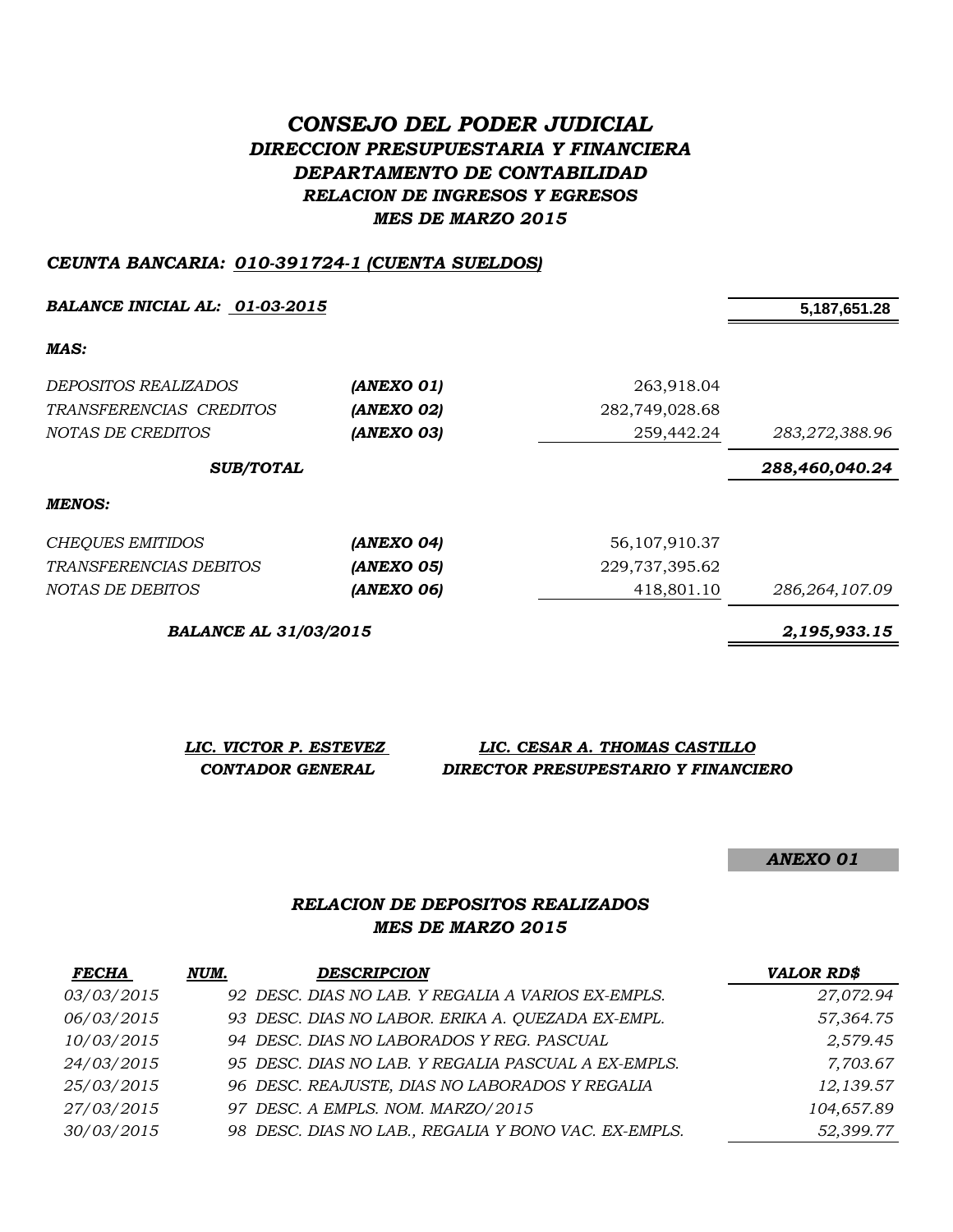# *CONSEJO DEL PODER JUDICIAL*

## *DIRECCION PRESUPUESTARIA Y FINANCIERA*

## *DEPARTAMENTO DE CONTABILIDAD*

### *RELACION DE INGRESOS Y EGRESOS*

### *MES DE MARZO 2015*

***CEUNTA BANCARIA: 010-391724-1 (CUENTA SUELDOS)***

| | | | |
|---|---|---|---|
| ***BALANCE INICIAL AL: 01-03-2015*** | | | **5,187,651.28** |
| ***MAS:*** | | | |
| *DEPOSITOS REALIZADOS* | ***(ANEXO 01)*** | 263,918.04 | |
| *TRANSFERENCIAS CREDITOS* | ***(ANEXO 02)*** | 282,749,028.68 | |
| *NOTAS DE CREDITOS* | ***(ANEXO 03)*** | 259,442.24 | *283,272,388.96* |
| ***SUB/TOTAL*** | | | ***288,460,040.24*** |
| ***MENOS:*** | | | |
| *CHEQUES EMITIDOS* | ***(ANEXO 04)*** | 56,107,910.37 | |
| *TRANSFERENCIAS DEBITOS* | ***(ANEXO 05)*** | 229,737,395.62 | |
| *NOTAS DE DEBITOS* | ***(ANEXO 06)*** | 418,801.10 | *286,264,107.09* |
| ***BALANCE AL 31/03/2015*** | | | ***2,195,933.15*** |

***LIC. VICTOR P. ESTEVEZ***
***CONTADOR GENERAL***

***LIC. CESAR A. THOMAS CASTILLO***
***DIRECTOR PRESUPESTARIO Y FINANCIERO***

***ANEXO 01***

### *RELACION DE DEPOSITOS REALIZADOS*
### *MES DE MARZO 2015*

| ***FECHA*** | ***NUM.*** | ***DESCRIPCION*** | ***VALOR RD$*** |
|---|---|---|---|
| *03/03/2015* | *92* | *DESC. DIAS NO LAB. Y REGALIA A VARIOS EX-EMPLS.* | *27,072.94* |
| *06/03/2015* | *93* | *DESC. DIAS NO LABOR. ERIKA A. QUEZADA EX-EMPL.* | *57,364.75* |
| *10/03/2015* | *94* | *DESC. DIAS NO LABORADOS Y REG. PASCUAL* | *2,579.45* |
| *24/03/2015* | *95* | *DESC. DIAS NO LAB. Y REGALIA PASCUAL A EX-EMPLS.* | *7,703.67* |
| *25/03/2015* | *96* | *DESC. REAJUSTE, DIAS NO LABORADOS Y REGALIA* | *12,139.57* |
| *27/03/2015* | *97* | *DESC. A EMPLS. NOM. MARZO/2015* | *104,657.89* |
| *30/03/2015* | *98* | *DESC. DIAS NO LAB., REGALIA Y BONO VAC. EX-EMPLS.* | *52,399.77* |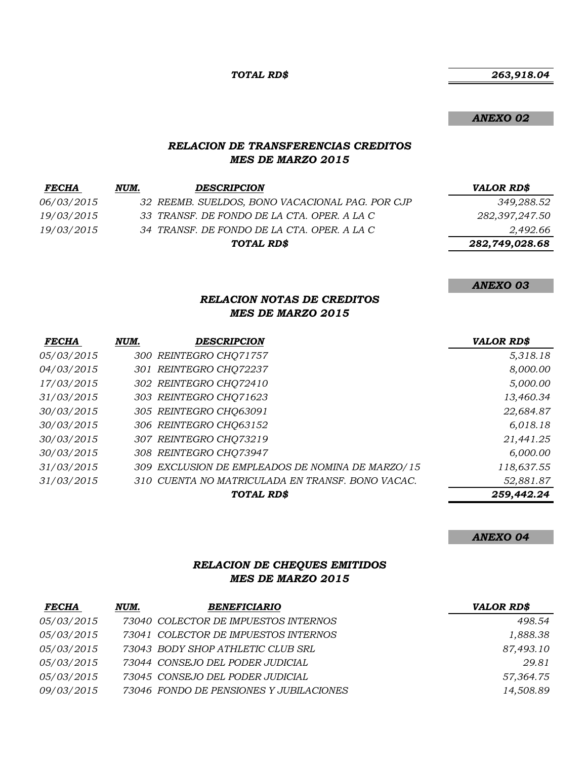| | | | ***TOTAL RD$*** | ***263,918.04*** |
|---|---|---|---|---|

***ANEXO 02***

### *RELACION DE TRANSFERENCIAS CREDITOS*
### *MES DE MARZO 2015*

| *FECHA* | *NUM.* | *DESCRIPCION* | *VALOR RD$* |
|---|---|---|---|
| *06/03/2015* | *32* | *REEMB. SUELDOS, BONO VACACIONAL PAG. POR CJP* | *349,288.52* |
| *19/03/2015* | *33* | *TRANSF. DE FONDO DE LA CTA. OPER. A LA C* | *282,397,247.50* |
| *19/03/2015* | *34* | *TRANSF. DE FONDO DE LA CTA. OPER. A LA C* | *2,492.66* |
| | | ***TOTAL RD$*** | ***282,749,028.68*** |

***ANEXO 03***

### *RELACION NOTAS DE CREDITOS*
### *MES DE MARZO 2015*

| *FECHA* | *NUM.* | *DESCRIPCION* | *VALOR RD$* |
|---|---|---|---|
| *05/03/2015* | *300* | *REINTEGRO CHQ71757* | *5,318.18* |
| *04/03/2015* | *301* | *REINTEGRO CHQ72237* | *8,000.00* |
| *17/03/2015* | *302* | *REINTEGRO CHQ72410* | *5,000.00* |
| *31/03/2015* | *303* | *REINTEGRO CHQ71623* | *13,460.34* |
| *30/03/2015* | *305* | *REINTEGRO CHQ63091* | *22,684.87* |
| *30/03/2015* | *306* | *REINTEGRO CHQ63152* | *6,018.18* |
| *30/03/2015* | *307* | *REINTEGRO CHQ73219* | *21,441.25* |
| *30/03/2015* | *308* | *REINTEGRO CHQ73947* | *6,000.00* |
| *31/03/2015* | *309* | *EXCLUSION DE EMPLEADOS DE NOMINA DE MARZO/15* | *118,637.55* |
| *31/03/2015* | *310* | *CUENTA NO MATRICULADA EN TRANSF. BONO VACAC.* | *52,881.87* |
| | | ***TOTAL RD$*** | ***259,442.24*** |

***ANEXO 04***

### *RELACION DE CHEQUES EMITIDOS*
### *MES DE MARZO 2015*

| *FECHA* | *NUM.* | *BENEFICIARIO* | *VALOR RD$* |
|---|---|---|---|
| *05/03/2015* | *73040* | *COLECTOR DE IMPUESTOS INTERNOS* | *498.54* |
| *05/03/2015* | *73041* | *COLECTOR DE IMPUESTOS INTERNOS* | *1,888.38* |
| *05/03/2015* | *73043* | *BODY SHOP ATHLETIC CLUB SRL* | *87,493.10* |
| *05/03/2015* | *73044* | *CONSEJO DEL PODER JUDICIAL* | *29.81* |
| *05/03/2015* | *73045* | *CONSEJO DEL PODER JUDICIAL* | *57,364.75* |
| *09/03/2015* | *73046* | *FONDO DE PENSIONES Y JUBILACIONES* | *14,508.89* |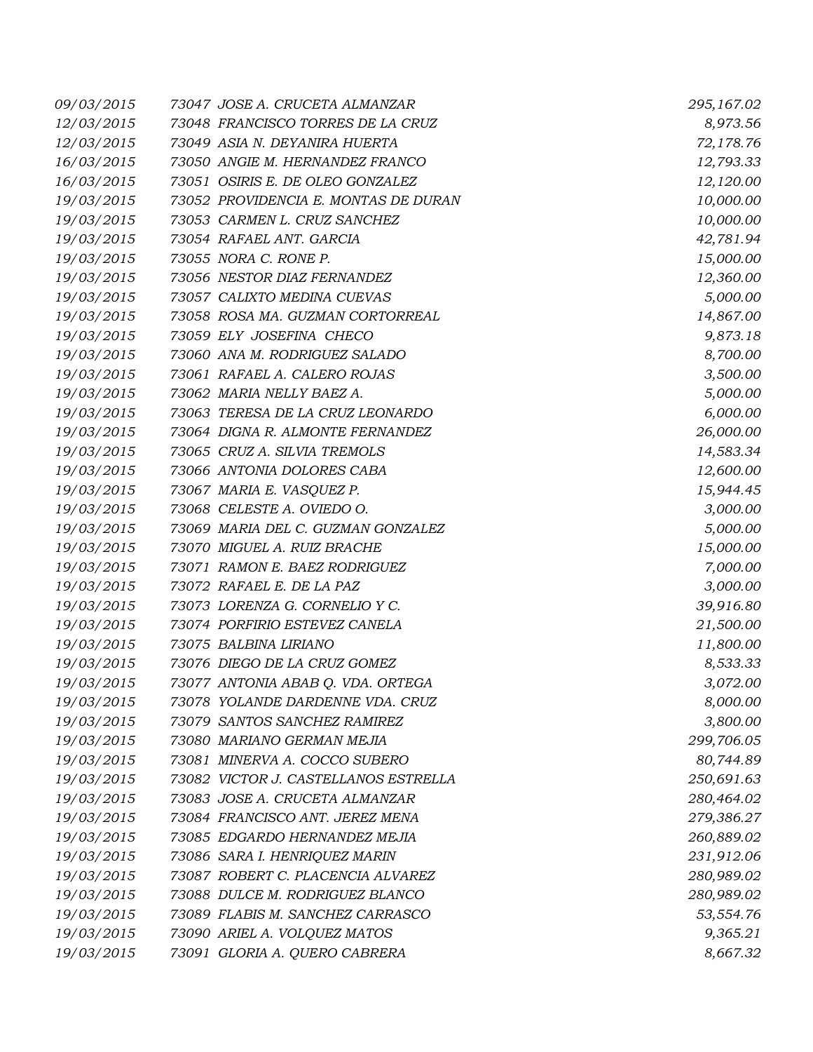| | | |
|---|---|---|
| *09/03/2015* | *73047 JOSE A. CRUCETA ALMANZAR* | *295,167.02* |
| *12/03/2015* | *73048 FRANCISCO TORRES DE LA CRUZ* | *8,973.56* |
| *12/03/2015* | *73049 ASIA N. DEYANIRA HUERTA* | *72,178.76* |
| *16/03/2015* | *73050 ANGIE M. HERNANDEZ FRANCO* | *12,793.33* |
| *16/03/2015* | *73051 OSIRIS E. DE OLEO GONZALEZ* | *12,120.00* |
| *19/03/2015* | *73052 PROVIDENCIA E. MONTAS DE DURAN* | *10,000.00* |
| *19/03/2015* | *73053 CARMEN L. CRUZ SANCHEZ* | *10,000.00* |
| *19/03/2015* | *73054 RAFAEL ANT. GARCIA* | *42,781.94* |
| *19/03/2015* | *73055 NORA C. RONE P.* | *15,000.00* |
| *19/03/2015* | *73056 NESTOR DIAZ FERNANDEZ* | *12,360.00* |
| *19/03/2015* | *73057 CALIXTO MEDINA CUEVAS* | *5,000.00* |
| *19/03/2015* | *73058 ROSA MA. GUZMAN CORTORREAL* | *14,867.00* |
| *19/03/2015* | *73059 ELY JOSEFINA CHECO* | *9,873.18* |
| *19/03/2015* | *73060 ANA M. RODRIGUEZ SALADO* | *8,700.00* |
| *19/03/2015* | *73061 RAFAEL A. CALERO ROJAS* | *3,500.00* |
| *19/03/2015* | *73062 MARIA NELLY BAEZ A.* | *5,000.00* |
| *19/03/2015* | *73063 TERESA DE LA CRUZ LEONARDO* | *6,000.00* |
| *19/03/2015* | *73064 DIGNA R. ALMONTE FERNANDEZ* | *26,000.00* |
| *19/03/2015* | *73065 CRUZ A. SILVIA TREMOLS* | *14,583.34* |
| *19/03/2015* | *73066 ANTONIA DOLORES CABA* | *12,600.00* |
| *19/03/2015* | *73067 MARIA E. VASQUEZ P.* | *15,944.45* |
| *19/03/2015* | *73068 CELESTE A. OVIEDO O.* | *3,000.00* |
| *19/03/2015* | *73069 MARIA DEL C. GUZMAN GONZALEZ* | *5,000.00* |
| *19/03/2015* | *73070 MIGUEL A. RUIZ BRACHE* | *15,000.00* |
| *19/03/2015* | *73071 RAMON E. BAEZ RODRIGUEZ* | *7,000.00* |
| *19/03/2015* | *73072 RAFAEL E. DE LA PAZ* | *3,000.00* |
| *19/03/2015* | *73073 LORENZA G. CORNELIO Y C.* | *39,916.80* |
| *19/03/2015* | *73074 PORFIRIO ESTEVEZ CANELA* | *21,500.00* |
| *19/03/2015* | *73075 BALBINA LIRIANO* | *11,800.00* |
| *19/03/2015* | *73076 DIEGO DE LA CRUZ GOMEZ* | *8,533.33* |
| *19/03/2015* | *73077 ANTONIA ABAB Q. VDA. ORTEGA* | *3,072.00* |
| *19/03/2015* | *73078 YOLANDE DARDENNE VDA. CRUZ* | *8,000.00* |
| *19/03/2015* | *73079 SANTOS SANCHEZ RAMIREZ* | *3,800.00* |
| *19/03/2015* | *73080 MARIANO GERMAN MEJIA* | *299,706.05* |
| *19/03/2015* | *73081 MINERVA A. COCCO SUBERO* | *80,744.89* |
| *19/03/2015* | *73082 VICTOR J. CASTELLANOS ESTRELLA* | *250,691.63* |
| *19/03/2015* | *73083 JOSE A. CRUCETA ALMANZAR* | *280,464.02* |
| *19/03/2015* | *73084 FRANCISCO ANT. JEREZ MENA* | *279,386.27* |
| *19/03/2015* | *73085 EDGARDO HERNANDEZ MEJIA* | *260,889.02* |
| *19/03/2015* | *73086 SARA I. HENRIQUEZ MARIN* | *231,912.06* |
| *19/03/2015* | *73087 ROBERT C. PLACENCIA ALVAREZ* | *280,989.02* |
| *19/03/2015* | *73088 DULCE M. RODRIGUEZ BLANCO* | *280,989.02* |
| *19/03/2015* | *73089 FLABIS M. SANCHEZ CARRASCO* | *53,554.76* |
| *19/03/2015* | *73090 ARIEL A. VOLQUEZ MATOS* | *9,365.21* |
| *19/03/2015* | *73091 GLORIA A. QUERO CABRERA* | *8,667.32* |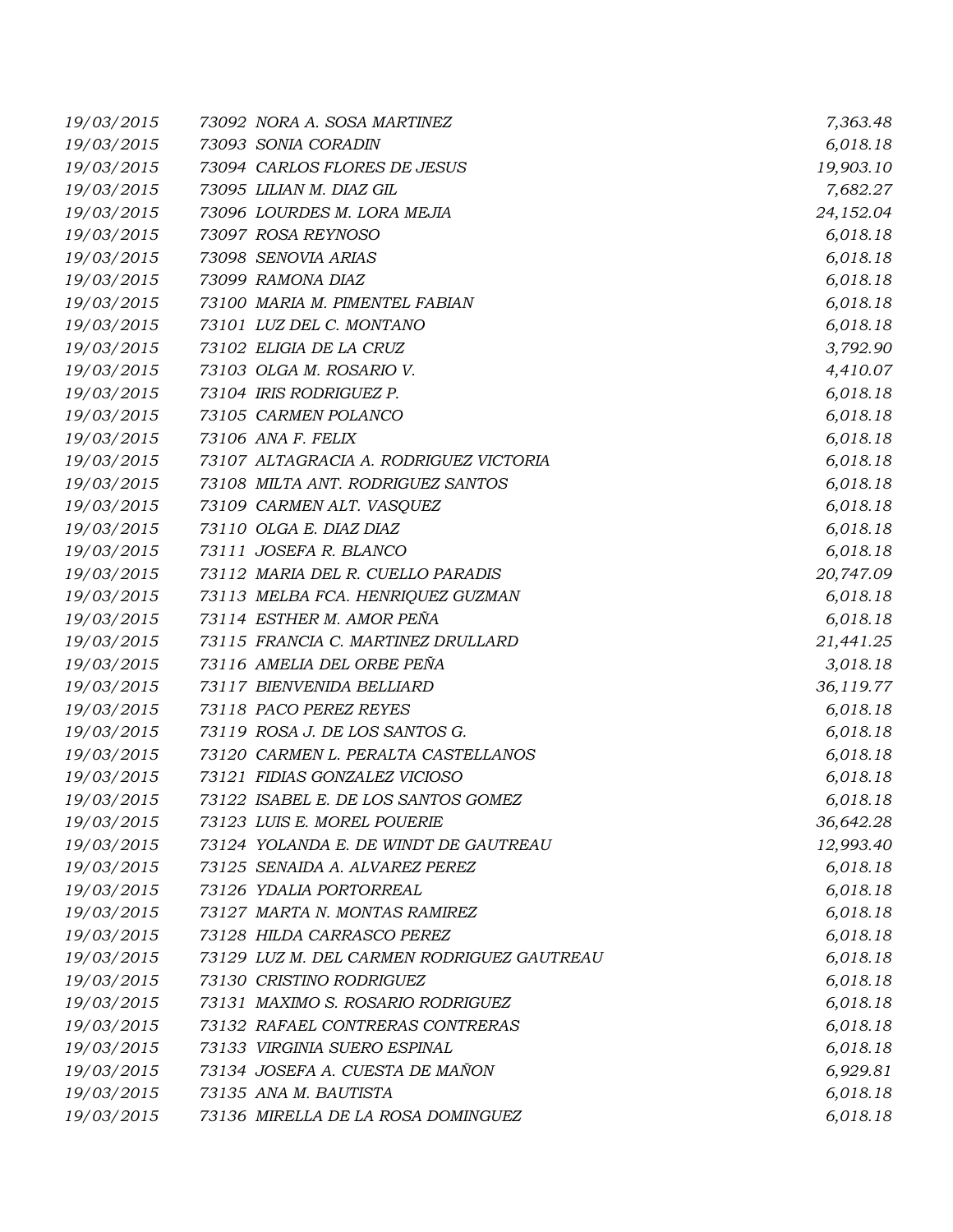| | | | |
|---|---|---|---|
| 19/03/2015 | 73092 | NORA A. SOSA MARTINEZ | 7,363.48 |
| 19/03/2015 | 73093 | SONIA CORADIN | 6,018.18 |
| 19/03/2015 | 73094 | CARLOS FLORES DE JESUS | 19,903.10 |
| 19/03/2015 | 73095 | LILIAN M. DIAZ GIL | 7,682.27 |
| 19/03/2015 | 73096 | LOURDES M. LORA MEJIA | 24,152.04 |
| 19/03/2015 | 73097 | ROSA REYNOSO | 6,018.18 |
| 19/03/2015 | 73098 | SENOVIA ARIAS | 6,018.18 |
| 19/03/2015 | 73099 | RAMONA DIAZ | 6,018.18 |
| 19/03/2015 | 73100 | MARIA M. PIMENTEL FABIAN | 6,018.18 |
| 19/03/2015 | 73101 | LUZ DEL C. MONTANO | 6,018.18 |
| 19/03/2015 | 73102 | ELIGIA DE LA CRUZ | 3,792.90 |
| 19/03/2015 | 73103 | OLGA M. ROSARIO V. | 4,410.07 |
| 19/03/2015 | 73104 | IRIS RODRIGUEZ P. | 6,018.18 |
| 19/03/2015 | 73105 | CARMEN POLANCO | 6,018.18 |
| 19/03/2015 | 73106 | ANA F. FELIX | 6,018.18 |
| 19/03/2015 | 73107 | ALTAGRACIA A. RODRIGUEZ VICTORIA | 6,018.18 |
| 19/03/2015 | 73108 | MILTA ANT. RODRIGUEZ SANTOS | 6,018.18 |
| 19/03/2015 | 73109 | CARMEN ALT. VASQUEZ | 6,018.18 |
| 19/03/2015 | 73110 | OLGA E. DIAZ DIAZ | 6,018.18 |
| 19/03/2015 | 73111 | JOSEFA R. BLANCO | 6,018.18 |
| 19/03/2015 | 73112 | MARIA DEL R. CUELLO PARADIS | 20,747.09 |
| 19/03/2015 | 73113 | MELBA FCA. HENRIQUEZ GUZMAN | 6,018.18 |
| 19/03/2015 | 73114 | ESTHER M. AMOR PEÑA | 6,018.18 |
| 19/03/2015 | 73115 | FRANCIA C. MARTINEZ DRULLARD | 21,441.25 |
| 19/03/2015 | 73116 | AMELIA DEL ORBE PEÑA | 3,018.18 |
| 19/03/2015 | 73117 | BIENVENIDA BELLIARD | 36,119.77 |
| 19/03/2015 | 73118 | PACO PEREZ REYES | 6,018.18 |
| 19/03/2015 | 73119 | ROSA J. DE LOS SANTOS G. | 6,018.18 |
| 19/03/2015 | 73120 | CARMEN L. PERALTA CASTELLANOS | 6,018.18 |
| 19/03/2015 | 73121 | FIDIAS GONZALEZ VICIOSO | 6,018.18 |
| 19/03/2015 | 73122 | ISABEL E. DE LOS SANTOS GOMEZ | 6,018.18 |
| 19/03/2015 | 73123 | LUIS E. MOREL POUERIE | 36,642.28 |
| 19/03/2015 | 73124 | YOLANDA E. DE WINDT DE GAUTREAU | 12,993.40 |
| 19/03/2015 | 73125 | SENAIDA A. ALVAREZ PEREZ | 6,018.18 |
| 19/03/2015 | 73126 | YDALIA PORTORREAL | 6,018.18 |
| 19/03/2015 | 73127 | MARTA N. MONTAS RAMIREZ | 6,018.18 |
| 19/03/2015 | 73128 | HILDA CARRASCO PEREZ | 6,018.18 |
| 19/03/2015 | 73129 | LUZ M. DEL CARMEN RODRIGUEZ GAUTREAU | 6,018.18 |
| 19/03/2015 | 73130 | CRISTINO RODRIGUEZ | 6,018.18 |
| 19/03/2015 | 73131 | MAXIMO S. ROSARIO RODRIGUEZ | 6,018.18 |
| 19/03/2015 | 73132 | RAFAEL CONTRERAS CONTRERAS | 6,018.18 |
| 19/03/2015 | 73133 | VIRGINIA SUERO ESPINAL | 6,018.18 |
| 19/03/2015 | 73134 | JOSEFA A. CUESTA DE MAÑON | 6,929.81 |
| 19/03/2015 | 73135 | ANA M. BAUTISTA | 6,018.18 |
| 19/03/2015 | 73136 | MIRELLA DE LA ROSA DOMINGUEZ | 6,018.18 |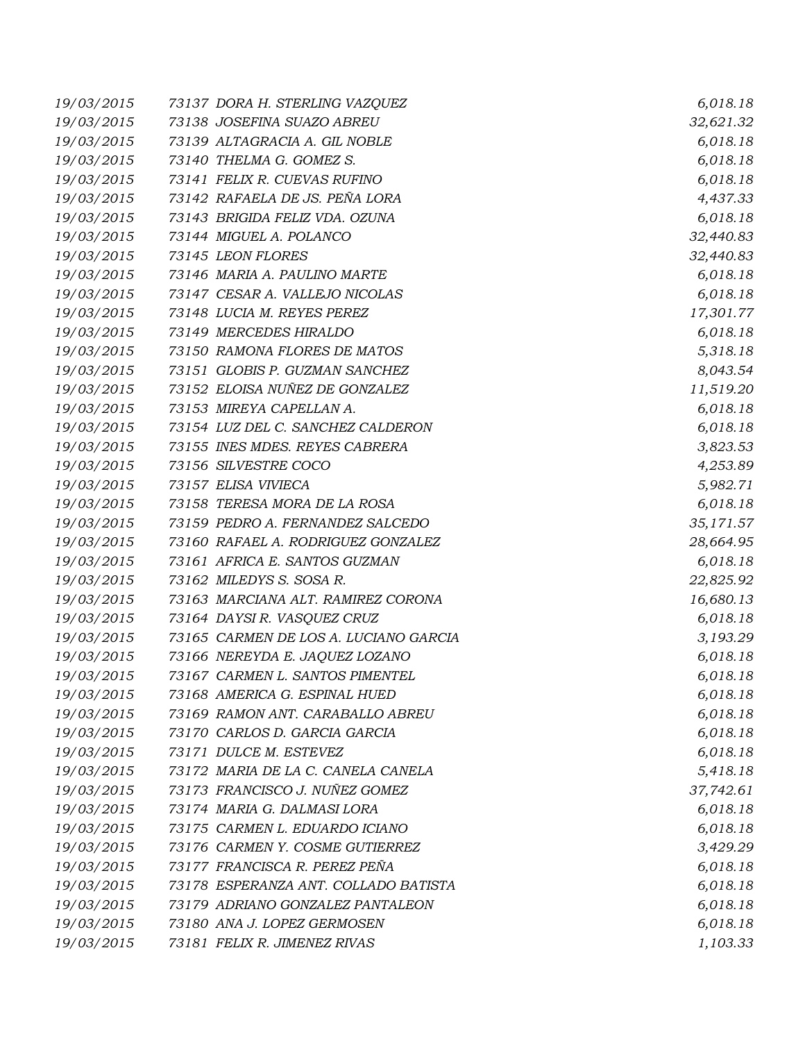| | | |
|---|---|---|
| 19/03/2015 | 73137 DORA H. STERLING VAZQUEZ | 6,018.18 |
| 19/03/2015 | 73138 JOSEFINA SUAZO ABREU | 32,621.32 |
| 19/03/2015 | 73139 ALTAGRACIA A. GIL NOBLE | 6,018.18 |
| 19/03/2015 | 73140 THELMA G. GOMEZ S. | 6,018.18 |
| 19/03/2015 | 73141 FELIX R. CUEVAS RUFINO | 6,018.18 |
| 19/03/2015 | 73142 RAFAELA DE JS. PEÑA LORA | 4,437.33 |
| 19/03/2015 | 73143 BRIGIDA FELIZ VDA. OZUNA | 6,018.18 |
| 19/03/2015 | 73144 MIGUEL A. POLANCO | 32,440.83 |
| 19/03/2015 | 73145 LEON FLORES | 32,440.83 |
| 19/03/2015 | 73146 MARIA A. PAULINO MARTE | 6,018.18 |
| 19/03/2015 | 73147 CESAR A. VALLEJO NICOLAS | 6,018.18 |
| 19/03/2015 | 73148 LUCIA M. REYES PEREZ | 17,301.77 |
| 19/03/2015 | 73149 MERCEDES HIRALDO | 6,018.18 |
| 19/03/2015 | 73150 RAMONA FLORES DE MATOS | 5,318.18 |
| 19/03/2015 | 73151 GLOBIS P. GUZMAN SANCHEZ | 8,043.54 |
| 19/03/2015 | 73152 ELOISA NUÑEZ DE GONZALEZ | 11,519.20 |
| 19/03/2015 | 73153 MIREYA CAPELLAN A. | 6,018.18 |
| 19/03/2015 | 73154 LUZ DEL C. SANCHEZ CALDERON | 6,018.18 |
| 19/03/2015 | 73155 INES MDES. REYES CABRERA | 3,823.53 |
| 19/03/2015 | 73156 SILVESTRE COCO | 4,253.89 |
| 19/03/2015 | 73157 ELISA VIVIECA | 5,982.71 |
| 19/03/2015 | 73158 TERESA MORA DE LA ROSA | 6,018.18 |
| 19/03/2015 | 73159 PEDRO A. FERNANDEZ SALCEDO | 35,171.57 |
| 19/03/2015 | 73160 RAFAEL A. RODRIGUEZ GONZALEZ | 28,664.95 |
| 19/03/2015 | 73161 AFRICA E. SANTOS GUZMAN | 6,018.18 |
| 19/03/2015 | 73162 MILEDYS S. SOSA R. | 22,825.92 |
| 19/03/2015 | 73163 MARCIANA ALT. RAMIREZ CORONA | 16,680.13 |
| 19/03/2015 | 73164 DAYSI R. VASQUEZ CRUZ | 6,018.18 |
| 19/03/2015 | 73165 CARMEN DE LOS A. LUCIANO GARCIA | 3,193.29 |
| 19/03/2015 | 73166 NEREYDA E. JAQUEZ LOZANO | 6,018.18 |
| 19/03/2015 | 73167 CARMEN L. SANTOS PIMENTEL | 6,018.18 |
| 19/03/2015 | 73168 AMERICA G. ESPINAL HUED | 6,018.18 |
| 19/03/2015 | 73169 RAMON ANT. CARABALLO ABREU | 6,018.18 |
| 19/03/2015 | 73170 CARLOS D. GARCIA GARCIA | 6,018.18 |
| 19/03/2015 | 73171 DULCE M. ESTEVEZ | 6,018.18 |
| 19/03/2015 | 73172 MARIA DE LA C. CANELA CANELA | 5,418.18 |
| 19/03/2015 | 73173 FRANCISCO J. NUÑEZ GOMEZ | 37,742.61 |
| 19/03/2015 | 73174 MARIA G. DALMASI LORA | 6,018.18 |
| 19/03/2015 | 73175 CARMEN L. EDUARDO ICIANO | 6,018.18 |
| 19/03/2015 | 73176 CARMEN Y. COSME GUTIERREZ | 3,429.29 |
| 19/03/2015 | 73177 FRANCISCA R. PEREZ PEÑA | 6,018.18 |
| 19/03/2015 | 73178 ESPERANZA ANT. COLLADO BATISTA | 6,018.18 |
| 19/03/2015 | 73179 ADRIANO GONZALEZ PANTALEON | 6,018.18 |
| 19/03/2015 | 73180 ANA J. LOPEZ GERMOSEN | 6,018.18 |
| 19/03/2015 | 73181 FELIX R. JIMENEZ RIVAS | 1,103.33 |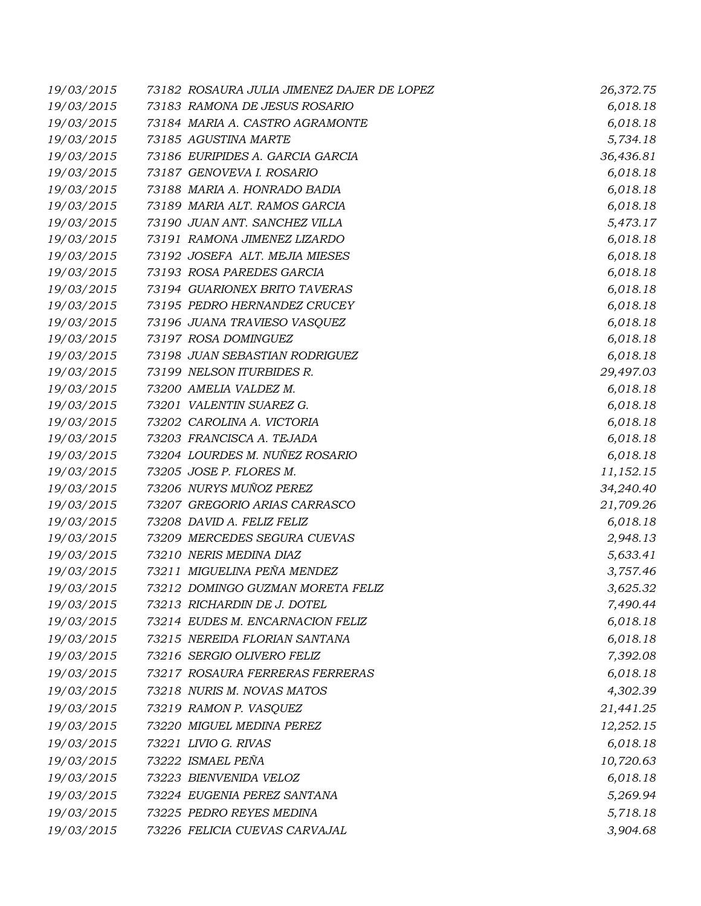| | | | |
|---|---|---|---|
| 19/03/2015 | 73182 | ROSAURA JULIA JIMENEZ DAJER DE LOPEZ | 26,372.75 |
| 19/03/2015 | 73183 | RAMONA DE JESUS ROSARIO | 6,018.18 |
| 19/03/2015 | 73184 | MARIA A. CASTRO AGRAMONTE | 6,018.18 |
| 19/03/2015 | 73185 | AGUSTINA MARTE | 5,734.18 |
| 19/03/2015 | 73186 | EURIPIDES A. GARCIA GARCIA | 36,436.81 |
| 19/03/2015 | 73187 | GENOVEVA I. ROSARIO | 6,018.18 |
| 19/03/2015 | 73188 | MARIA A. HONRADO BADIA | 6,018.18 |
| 19/03/2015 | 73189 | MARIA ALT. RAMOS GARCIA | 6,018.18 |
| 19/03/2015 | 73190 | JUAN ANT. SANCHEZ VILLA | 5,473.17 |
| 19/03/2015 | 73191 | RAMONA JIMENEZ LIZARDO | 6,018.18 |
| 19/03/2015 | 73192 | JOSEFA ALT. MEJIA MIESES | 6,018.18 |
| 19/03/2015 | 73193 | ROSA PAREDES GARCIA | 6,018.18 |
| 19/03/2015 | 73194 | GUARIONEX BRITO TAVERAS | 6,018.18 |
| 19/03/2015 | 73195 | PEDRO HERNANDEZ CRUCEY | 6,018.18 |
| 19/03/2015 | 73196 | JUANA TRAVIESO VASQUEZ | 6,018.18 |
| 19/03/2015 | 73197 | ROSA DOMINGUEZ | 6,018.18 |
| 19/03/2015 | 73198 | JUAN SEBASTIAN RODRIGUEZ | 6,018.18 |
| 19/03/2015 | 73199 | NELSON ITURBIDES R. | 29,497.03 |
| 19/03/2015 | 73200 | AMELIA VALDEZ M. | 6,018.18 |
| 19/03/2015 | 73201 | VALENTIN SUAREZ G. | 6,018.18 |
| 19/03/2015 | 73202 | CAROLINA A. VICTORIA | 6,018.18 |
| 19/03/2015 | 73203 | FRANCISCA A. TEJADA | 6,018.18 |
| 19/03/2015 | 73204 | LOURDES M. NUÑEZ ROSARIO | 6,018.18 |
| 19/03/2015 | 73205 | JOSE P. FLORES M. | 11,152.15 |
| 19/03/2015 | 73206 | NURYS MUÑOZ PEREZ | 34,240.40 |
| 19/03/2015 | 73207 | GREGORIO ARIAS CARRASCO | 21,709.26 |
| 19/03/2015 | 73208 | DAVID A. FELIZ FELIZ | 6,018.18 |
| 19/03/2015 | 73209 | MERCEDES SEGURA CUEVAS | 2,948.13 |
| 19/03/2015 | 73210 | NERIS MEDINA DIAZ | 5,633.41 |
| 19/03/2015 | 73211 | MIGUELINA PEÑA MENDEZ | 3,757.46 |
| 19/03/2015 | 73212 | DOMINGO GUZMAN MORETA FELIZ | 3,625.32 |
| 19/03/2015 | 73213 | RICHARDIN DE J. DOTEL | 7,490.44 |
| 19/03/2015 | 73214 | EUDES M. ENCARNACION FELIZ | 6,018.18 |
| 19/03/2015 | 73215 | NEREIDA FLORIAN SANTANA | 6,018.18 |
| 19/03/2015 | 73216 | SERGIO OLIVERO FELIZ | 7,392.08 |
| 19/03/2015 | 73217 | ROSAURA FERRERAS FERRERAS | 6,018.18 |
| 19/03/2015 | 73218 | NURIS M. NOVAS MATOS | 4,302.39 |
| 19/03/2015 | 73219 | RAMON P. VASQUEZ | 21,441.25 |
| 19/03/2015 | 73220 | MIGUEL MEDINA PEREZ | 12,252.15 |
| 19/03/2015 | 73221 | LIVIO G. RIVAS | 6,018.18 |
| 19/03/2015 | 73222 | ISMAEL PEÑA | 10,720.63 |
| 19/03/2015 | 73223 | BIENVENIDA VELOZ | 6,018.18 |
| 19/03/2015 | 73224 | EUGENIA PEREZ SANTANA | 5,269.94 |
| 19/03/2015 | 73225 | PEDRO REYES MEDINA | 5,718.18 |
| 19/03/2015 | 73226 | FELICIA CUEVAS CARVAJAL | 3,904.68 |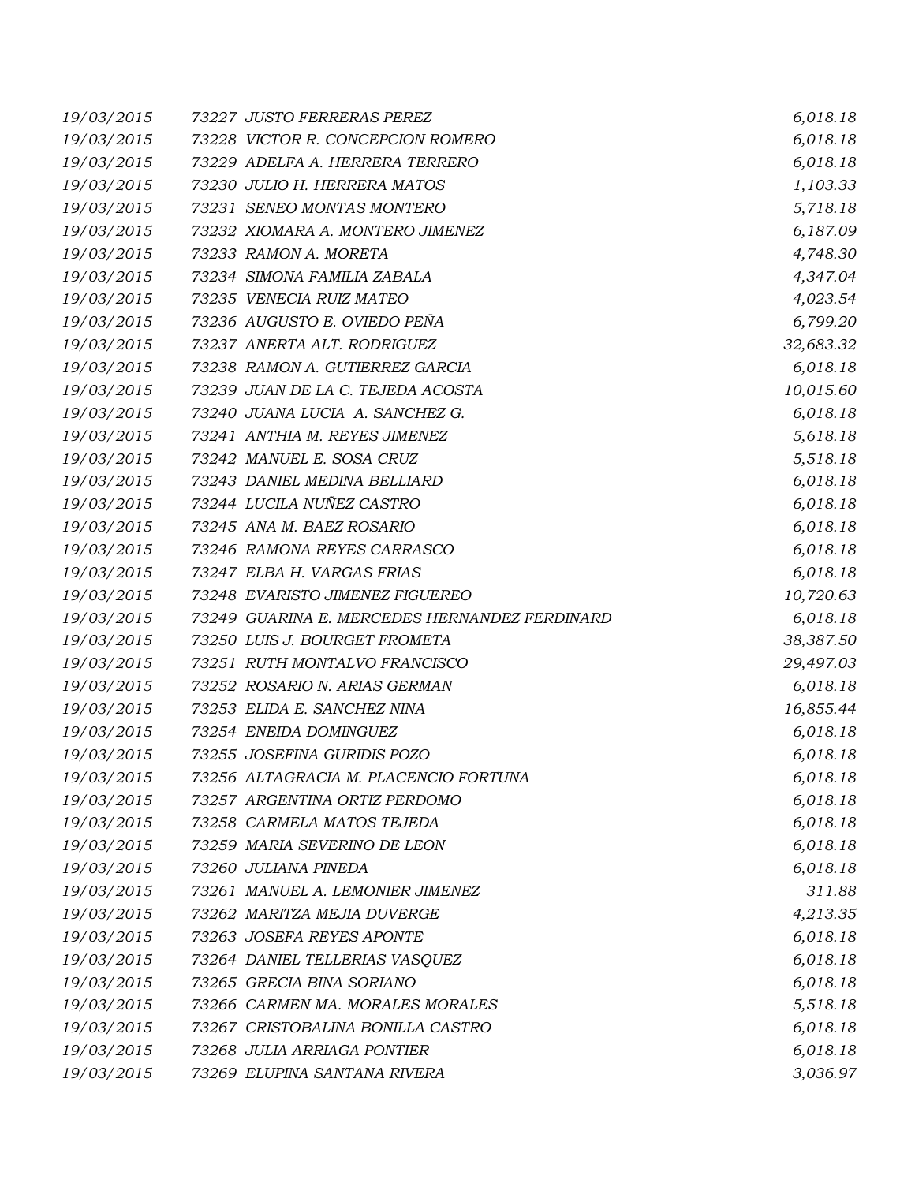| | | |
|---|---|---|
| 19/03/2015 | 73227 JUSTO FERRERAS PEREZ | 6,018.18 |
| 19/03/2015 | 73228 VICTOR R. CONCEPCION ROMERO | 6,018.18 |
| 19/03/2015 | 73229 ADELFA A. HERRERA TERRERO | 6,018.18 |
| 19/03/2015 | 73230 JULIO H. HERRERA MATOS | 1,103.33 |
| 19/03/2015 | 73231 SENEO MONTAS MONTERO | 5,718.18 |
| 19/03/2015 | 73232 XIOMARA A. MONTERO JIMENEZ | 6,187.09 |
| 19/03/2015 | 73233 RAMON A. MORETA | 4,748.30 |
| 19/03/2015 | 73234 SIMONA FAMILIA ZABALA | 4,347.04 |
| 19/03/2015 | 73235 VENECIA RUIZ MATEO | 4,023.54 |
| 19/03/2015 | 73236 AUGUSTO E. OVIEDO PEÑA | 6,799.20 |
| 19/03/2015 | 73237 ANERTA ALT. RODRIGUEZ | 32,683.32 |
| 19/03/2015 | 73238 RAMON A. GUTIERREZ GARCIA | 6,018.18 |
| 19/03/2015 | 73239 JUAN DE LA C. TEJEDA ACOSTA | 10,015.60 |
| 19/03/2015 | 73240 JUANA LUCIA A. SANCHEZ G. | 6,018.18 |
| 19/03/2015 | 73241 ANTHIA M. REYES JIMENEZ | 5,618.18 |
| 19/03/2015 | 73242 MANUEL E. SOSA CRUZ | 5,518.18 |
| 19/03/2015 | 73243 DANIEL MEDINA BELLIARD | 6,018.18 |
| 19/03/2015 | 73244 LUCILA NUÑEZ CASTRO | 6,018.18 |
| 19/03/2015 | 73245 ANA M. BAEZ ROSARIO | 6,018.18 |
| 19/03/2015 | 73246 RAMONA REYES CARRASCO | 6,018.18 |
| 19/03/2015 | 73247 ELBA H. VARGAS FRIAS | 6,018.18 |
| 19/03/2015 | 73248 EVARISTO JIMENEZ FIGUEREO | 10,720.63 |
| 19/03/2015 | 73249 GUARINA E. MERCEDES HERNANDEZ FERDINARD | 6,018.18 |
| 19/03/2015 | 73250 LUIS J. BOURGET FROMETA | 38,387.50 |
| 19/03/2015 | 73251 RUTH MONTALVO FRANCISCO | 29,497.03 |
| 19/03/2015 | 73252 ROSARIO N. ARIAS GERMAN | 6,018.18 |
| 19/03/2015 | 73253 ELIDA E. SANCHEZ NINA | 16,855.44 |
| 19/03/2015 | 73254 ENEIDA DOMINGUEZ | 6,018.18 |
| 19/03/2015 | 73255 JOSEFINA GURIDIS POZO | 6,018.18 |
| 19/03/2015 | 73256 ALTAGRACIA M. PLACENCIO FORTUNA | 6,018.18 |
| 19/03/2015 | 73257 ARGENTINA ORTIZ PERDOMO | 6,018.18 |
| 19/03/2015 | 73258 CARMELA MATOS TEJEDA | 6,018.18 |
| 19/03/2015 | 73259 MARIA SEVERINO DE LEON | 6,018.18 |
| 19/03/2015 | 73260 JULIANA PINEDA | 6,018.18 |
| 19/03/2015 | 73261 MANUEL A. LEMONIER JIMENEZ | 311.88 |
| 19/03/2015 | 73262 MARITZA MEJIA DUVERGE | 4,213.35 |
| 19/03/2015 | 73263 JOSEFA REYES APONTE | 6,018.18 |
| 19/03/2015 | 73264 DANIEL TELLERIAS VASQUEZ | 6,018.18 |
| 19/03/2015 | 73265 GRECIA BINA SORIANO | 6,018.18 |
| 19/03/2015 | 73266 CARMEN MA. MORALES MORALES | 5,518.18 |
| 19/03/2015 | 73267 CRISTOBALINA BONILLA CASTRO | 6,018.18 |
| 19/03/2015 | 73268 JULIA ARRIAGA PONTIER | 6,018.18 |
| 19/03/2015 | 73269 ELUPINA SANTANA RIVERA | 3,036.97 |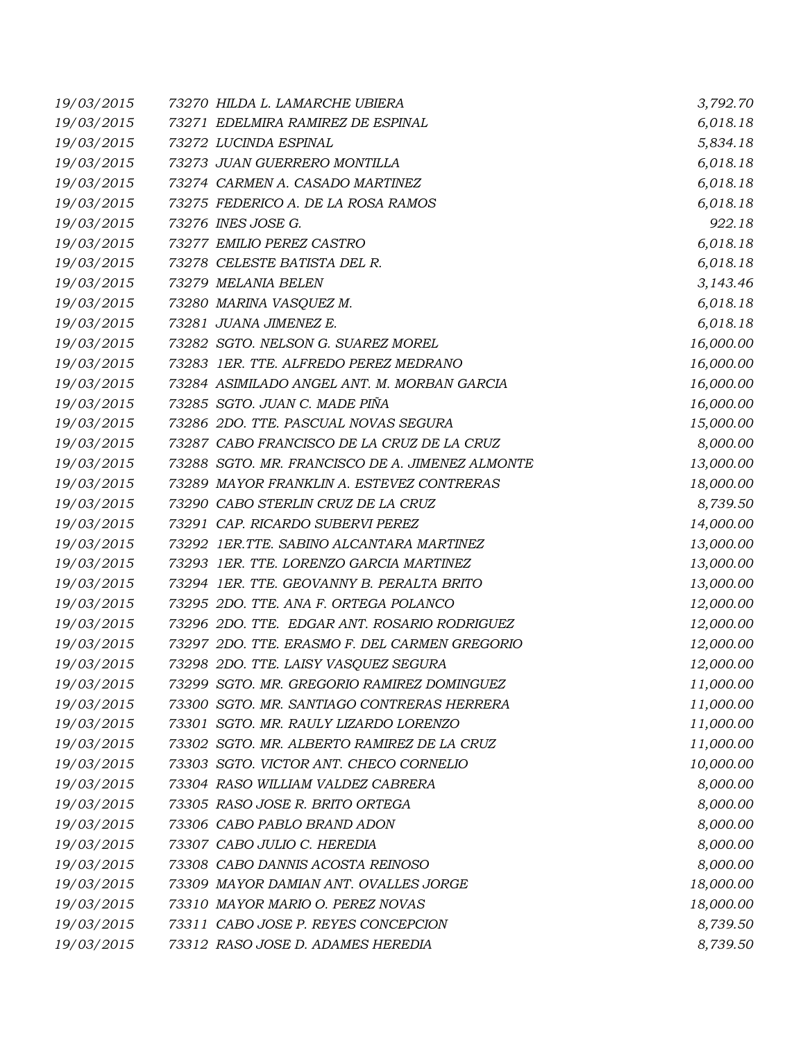| | | |
|---|---|---|
| 19/03/2015 | 73270 HILDA L. LAMARCHE UBIERA | 3,792.70 |
| 19/03/2015 | 73271 EDELMIRA RAMIREZ DE ESPINAL | 6,018.18 |
| 19/03/2015 | 73272 LUCINDA ESPINAL | 5,834.18 |
| 19/03/2015 | 73273 JUAN GUERRERO MONTILLA | 6,018.18 |
| 19/03/2015 | 73274 CARMEN A. CASADO MARTINEZ | 6,018.18 |
| 19/03/2015 | 73275 FEDERICO A. DE LA ROSA RAMOS | 6,018.18 |
| 19/03/2015 | 73276 INES JOSE G. | 922.18 |
| 19/03/2015 | 73277 EMILIO PEREZ CASTRO | 6,018.18 |
| 19/03/2015 | 73278 CELESTE BATISTA DEL R. | 6,018.18 |
| 19/03/2015 | 73279 MELANIA BELEN | 3,143.46 |
| 19/03/2015 | 73280 MARINA VASQUEZ M. | 6,018.18 |
| 19/03/2015 | 73281 JUANA JIMENEZ E. | 6,018.18 |
| 19/03/2015 | 73282 SGTO. NELSON G. SUAREZ MOREL | 16,000.00 |
| 19/03/2015 | 73283 1ER. TTE. ALFREDO PEREZ MEDRANO | 16,000.00 |
| 19/03/2015 | 73284 ASIMILADO ANGEL ANT. M. MORBAN GARCIA | 16,000.00 |
| 19/03/2015 | 73285 SGTO. JUAN C. MADE PIÑA | 16,000.00 |
| 19/03/2015 | 73286 2DO. TTE. PASCUAL NOVAS SEGURA | 15,000.00 |
| 19/03/2015 | 73287 CABO FRANCISCO DE LA CRUZ DE LA CRUZ | 8,000.00 |
| 19/03/2015 | 73288 SGTO. MR. FRANCISCO DE A. JIMENEZ ALMONTE | 13,000.00 |
| 19/03/2015 | 73289 MAYOR FRANKLIN A. ESTEVEZ CONTRERAS | 18,000.00 |
| 19/03/2015 | 73290 CABO STERLIN CRUZ DE LA CRUZ | 8,739.50 |
| 19/03/2015 | 73291 CAP. RICARDO SUBERVI PEREZ | 14,000.00 |
| 19/03/2015 | 73292 1ER.TTE. SABINO ALCANTARA MARTINEZ | 13,000.00 |
| 19/03/2015 | 73293 1ER. TTE. LORENZO GARCIA MARTINEZ | 13,000.00 |
| 19/03/2015 | 73294 1ER. TTE. GEOVANNY B. PERALTA BRITO | 13,000.00 |
| 19/03/2015 | 73295 2DO. TTE. ANA F. ORTEGA POLANCO | 12,000.00 |
| 19/03/2015 | 73296 2DO. TTE. EDGAR ANT. ROSARIO RODRIGUEZ | 12,000.00 |
| 19/03/2015 | 73297 2DO. TTE. ERASMO F. DEL CARMEN GREGORIO | 12,000.00 |
| 19/03/2015 | 73298 2DO. TTE. LAISY VASQUEZ SEGURA | 12,000.00 |
| 19/03/2015 | 73299 SGTO. MR. GREGORIO RAMIREZ DOMINGUEZ | 11,000.00 |
| 19/03/2015 | 73300 SGTO. MR. SANTIAGO CONTRERAS HERRERA | 11,000.00 |
| 19/03/2015 | 73301 SGTO. MR. RAULY LIZARDO LORENZO | 11,000.00 |
| 19/03/2015 | 73302 SGTO. MR. ALBERTO RAMIREZ DE LA CRUZ | 11,000.00 |
| 19/03/2015 | 73303 SGTO. VICTOR ANT. CHECO CORNELIO | 10,000.00 |
| 19/03/2015 | 73304 RASO WILLIAM VALDEZ CABRERA | 8,000.00 |
| 19/03/2015 | 73305 RASO JOSE R. BRITO ORTEGA | 8,000.00 |
| 19/03/2015 | 73306 CABO PABLO BRAND ADON | 8,000.00 |
| 19/03/2015 | 73307 CABO JULIO C. HEREDIA | 8,000.00 |
| 19/03/2015 | 73308 CABO DANNIS ACOSTA REINOSO | 8,000.00 |
| 19/03/2015 | 73309 MAYOR DAMIAN ANT. OVALLES JORGE | 18,000.00 |
| 19/03/2015 | 73310 MAYOR MARIO O. PEREZ NOVAS | 18,000.00 |
| 19/03/2015 | 73311 CABO JOSE P. REYES CONCEPCION | 8,739.50 |
| 19/03/2015 | 73312 RASO JOSE D. ADAMES HEREDIA | 8,739.50 |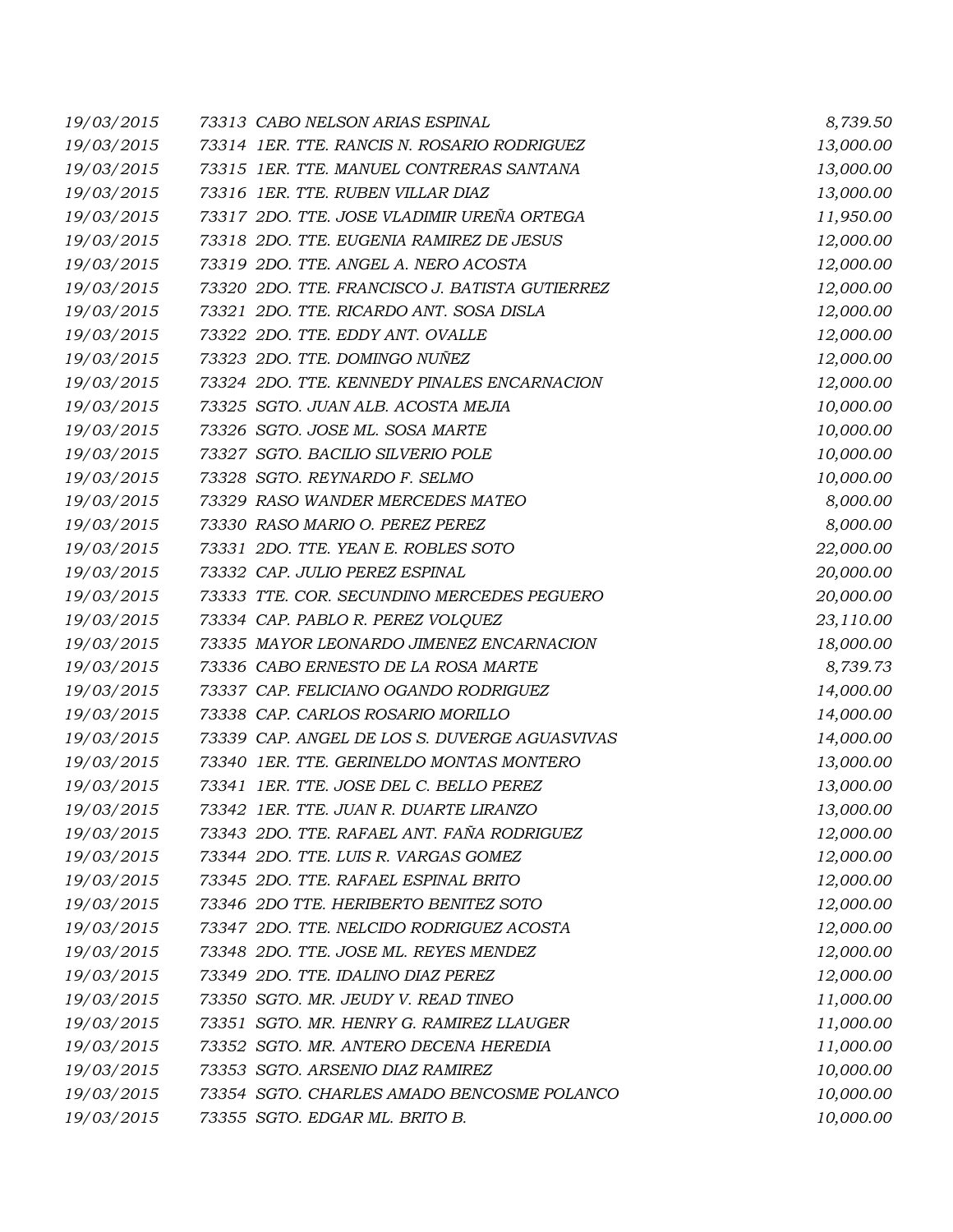| | | |
|---|---|---|
| 19/03/2015 | 73313 CABO NELSON ARIAS ESPINAL | 8,739.50 |
| 19/03/2015 | 73314 1ER. TTE. RANCIS N. ROSARIO RODRIGUEZ | 13,000.00 |
| 19/03/2015 | 73315 1ER. TTE. MANUEL CONTRERAS SANTANA | 13,000.00 |
| 19/03/2015 | 73316 1ER. TTE. RUBEN VILLAR DIAZ | 13,000.00 |
| 19/03/2015 | 73317 2DO. TTE. JOSE VLADIMIR UREÑA ORTEGA | 11,950.00 |
| 19/03/2015 | 73318 2DO. TTE. EUGENIA RAMIREZ DE JESUS | 12,000.00 |
| 19/03/2015 | 73319 2DO. TTE. ANGEL A. NERO ACOSTA | 12,000.00 |
| 19/03/2015 | 73320 2DO. TTE. FRANCISCO J. BATISTA GUTIERREZ | 12,000.00 |
| 19/03/2015 | 73321 2DO. TTE. RICARDO ANT. SOSA DISLA | 12,000.00 |
| 19/03/2015 | 73322 2DO. TTE. EDDY ANT. OVALLE | 12,000.00 |
| 19/03/2015 | 73323 2DO. TTE. DOMINGO NUÑEZ | 12,000.00 |
| 19/03/2015 | 73324 2DO. TTE. KENNEDY PINALES ENCARNACION | 12,000.00 |
| 19/03/2015 | 73325 SGTO. JUAN ALB. ACOSTA MEJIA | 10,000.00 |
| 19/03/2015 | 73326 SGTO. JOSE ML. SOSA MARTE | 10,000.00 |
| 19/03/2015 | 73327 SGTO. BACILIO SILVERIO POLE | 10,000.00 |
| 19/03/2015 | 73328 SGTO. REYNARDO F. SELMO | 10,000.00 |
| 19/03/2015 | 73329 RASO WANDER MERCEDES MATEO | 8,000.00 |
| 19/03/2015 | 73330 RASO MARIO O. PEREZ PEREZ | 8,000.00 |
| 19/03/2015 | 73331 2DO. TTE. YEAN E. ROBLES SOTO | 22,000.00 |
| 19/03/2015 | 73332 CAP. JULIO PEREZ ESPINAL | 20,000.00 |
| 19/03/2015 | 73333 TTE. COR. SECUNDINO MERCEDES PEGUERO | 20,000.00 |
| 19/03/2015 | 73334 CAP. PABLO R. PEREZ VOLQUEZ | 23,110.00 |
| 19/03/2015 | 73335 MAYOR LEONARDO JIMENEZ ENCARNACION | 18,000.00 |
| 19/03/2015 | 73336 CABO ERNESTO DE LA ROSA MARTE | 8,739.73 |
| 19/03/2015 | 73337 CAP. FELICIANO OGANDO RODRIGUEZ | 14,000.00 |
| 19/03/2015 | 73338 CAP. CARLOS ROSARIO MORILLO | 14,000.00 |
| 19/03/2015 | 73339 CAP. ANGEL DE LOS S. DUVERGE AGUASVIVAS | 14,000.00 |
| 19/03/2015 | 73340 1ER. TTE. GERINELDO MONTAS MONTERO | 13,000.00 |
| 19/03/2015 | 73341 1ER. TTE. JOSE DEL C. BELLO PEREZ | 13,000.00 |
| 19/03/2015 | 73342 1ER. TTE. JUAN R. DUARTE LIRANZO | 13,000.00 |
| 19/03/2015 | 73343 2DO. TTE. RAFAEL ANT. FAÑA RODRIGUEZ | 12,000.00 |
| 19/03/2015 | 73344 2DO. TTE. LUIS R. VARGAS GOMEZ | 12,000.00 |
| 19/03/2015 | 73345 2DO. TTE. RAFAEL ESPINAL BRITO | 12,000.00 |
| 19/03/2015 | 73346 2DO TTE. HERIBERTO BENITEZ SOTO | 12,000.00 |
| 19/03/2015 | 73347 2DO. TTE. NELCIDO RODRIGUEZ ACOSTA | 12,000.00 |
| 19/03/2015 | 73348 2DO. TTE. JOSE ML. REYES MENDEZ | 12,000.00 |
| 19/03/2015 | 73349 2DO. TTE. IDALINO DIAZ PEREZ | 12,000.00 |
| 19/03/2015 | 73350 SGTO. MR. JEUDY V. READ TINEO | 11,000.00 |
| 19/03/2015 | 73351 SGTO. MR. HENRY G. RAMIREZ LLAUGER | 11,000.00 |
| 19/03/2015 | 73352 SGTO. MR. ANTERO DECENA HEREDIA | 11,000.00 |
| 19/03/2015 | 73353 SGTO. ARSENIO DIAZ RAMIREZ | 10,000.00 |
| 19/03/2015 | 73354 SGTO. CHARLES AMADO BENCOSME POLANCO | 10,000.00 |
| 19/03/2015 | 73355 SGTO. EDGAR ML. BRITO B. | 10,000.00 |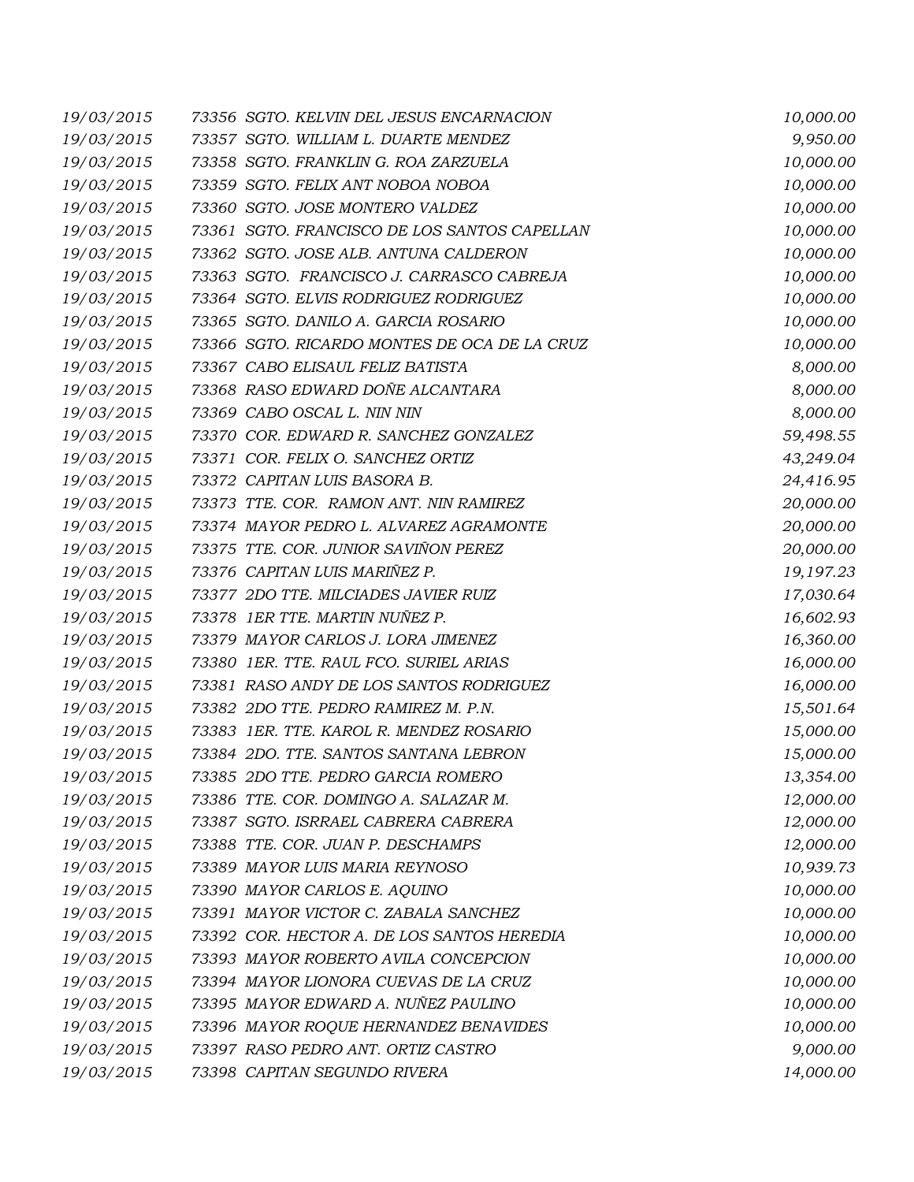| | | | |
|---|---|---|---|
| *19/03/2015* | *73356* | *SGTO. KELVIN DEL JESUS ENCARNACION* | *10,000.00* |
| *19/03/2015* | *73357* | *SGTO. WILLIAM L. DUARTE MENDEZ* | *9,950.00* |
| *19/03/2015* | *73358* | *SGTO. FRANKLIN G. ROA ZARZUELA* | *10,000.00* |
| *19/03/2015* | *73359* | *SGTO. FELIX ANT NOBOA NOBOA* | *10,000.00* |
| *19/03/2015* | *73360* | *SGTO. JOSE MONTERO VALDEZ* | *10,000.00* |
| *19/03/2015* | *73361* | *SGTO. FRANCISCO DE LOS SANTOS CAPELLAN* | *10,000.00* |
| *19/03/2015* | *73362* | *SGTO. JOSE ALB. ANTUNA CALDERON* | *10,000.00* |
| *19/03/2015* | *73363* | *SGTO. FRANCISCO J. CARRASCO CABREJA* | *10,000.00* |
| *19/03/2015* | *73364* | *SGTO. ELVIS RODRIGUEZ RODRIGUEZ* | *10,000.00* |
| *19/03/2015* | *73365* | *SGTO. DANILO A. GARCIA ROSARIO* | *10,000.00* |
| *19/03/2015* | *73366* | *SGTO. RICARDO MONTES DE OCA DE LA CRUZ* | *10,000.00* |
| *19/03/2015* | *73367* | *CABO ELISAUL FELIZ BATISTA* | *8,000.00* |
| *19/03/2015* | *73368* | *RASO EDWARD DOÑE ALCANTARA* | *8,000.00* |
| *19/03/2015* | *73369* | *CABO OSCAL L. NIN NIN* | *8,000.00* |
| *19/03/2015* | *73370* | *COR. EDWARD R. SANCHEZ GONZALEZ* | *59,498.55* |
| *19/03/2015* | *73371* | *COR. FELIX O. SANCHEZ ORTIZ* | *43,249.04* |
| *19/03/2015* | *73372* | *CAPITAN LUIS BASORA B.* | *24,416.95* |
| *19/03/2015* | *73373* | *TTE. COR. RAMON ANT. NIN RAMIREZ* | *20,000.00* |
| *19/03/2015* | *73374* | *MAYOR PEDRO L. ALVAREZ AGRAMONTE* | *20,000.00* |
| *19/03/2015* | *73375* | *TTE. COR. JUNIOR SAVIÑON PEREZ* | *20,000.00* |
| *19/03/2015* | *73376* | *CAPITAN LUIS MARIÑEZ P.* | *19,197.23* |
| *19/03/2015* | *73377* | *2DO TTE. MILCIADES JAVIER RUIZ* | *17,030.64* |
| *19/03/2015* | *73378* | *1ER TTE. MARTIN NUÑEZ P.* | *16,602.93* |
| *19/03/2015* | *73379* | *MAYOR CARLOS J. LORA JIMENEZ* | *16,360.00* |
| *19/03/2015* | *73380* | *1ER. TTE. RAUL FCO. SURIEL ARIAS* | *16,000.00* |
| *19/03/2015* | *73381* | *RASO ANDY DE LOS SANTOS RODRIGUEZ* | *16,000.00* |
| *19/03/2015* | *73382* | *2DO TTE. PEDRO RAMIREZ M. P.N.* | *15,501.64* |
| *19/03/2015* | *73383* | *1ER. TTE. KAROL R. MENDEZ ROSARIO* | *15,000.00* |
| *19/03/2015* | *73384* | *2DO. TTE. SANTOS SANTANA LEBRON* | *15,000.00* |
| *19/03/2015* | *73385* | *2DO TTE. PEDRO GARCIA ROMERO* | *13,354.00* |
| *19/03/2015* | *73386* | *TTE. COR. DOMINGO A. SALAZAR M.* | *12,000.00* |
| *19/03/2015* | *73387* | *SGTO. ISRRAEL CABRERA CABRERA* | *12,000.00* |
| *19/03/2015* | *73388* | *TTE. COR. JUAN P. DESCHAMPS* | *12,000.00* |
| *19/03/2015* | *73389* | *MAYOR LUIS MARIA REYNOSO* | *10,939.73* |
| *19/03/2015* | *73390* | *MAYOR CARLOS E. AQUINO* | *10,000.00* |
| *19/03/2015* | *73391* | *MAYOR VICTOR C. ZABALA SANCHEZ* | *10,000.00* |
| *19/03/2015* | *73392* | *COR. HECTOR A. DE LOS SANTOS HEREDIA* | *10,000.00* |
| *19/03/2015* | *73393* | *MAYOR ROBERTO AVILA CONCEPCION* | *10,000.00* |
| *19/03/2015* | *73394* | *MAYOR LIONORA CUEVAS DE LA CRUZ* | *10,000.00* |
| *19/03/2015* | *73395* | *MAYOR EDWARD A. NUÑEZ PAULINO* | *10,000.00* |
| *19/03/2015* | *73396* | *MAYOR ROQUE HERNANDEZ BENAVIDES* | *10,000.00* |
| *19/03/2015* | *73397* | *RASO PEDRO ANT. ORTIZ CASTRO* | *9,000.00* |
| *19/03/2015* | *73398* | *CAPITAN SEGUNDO RIVERA* | *14,000.00* |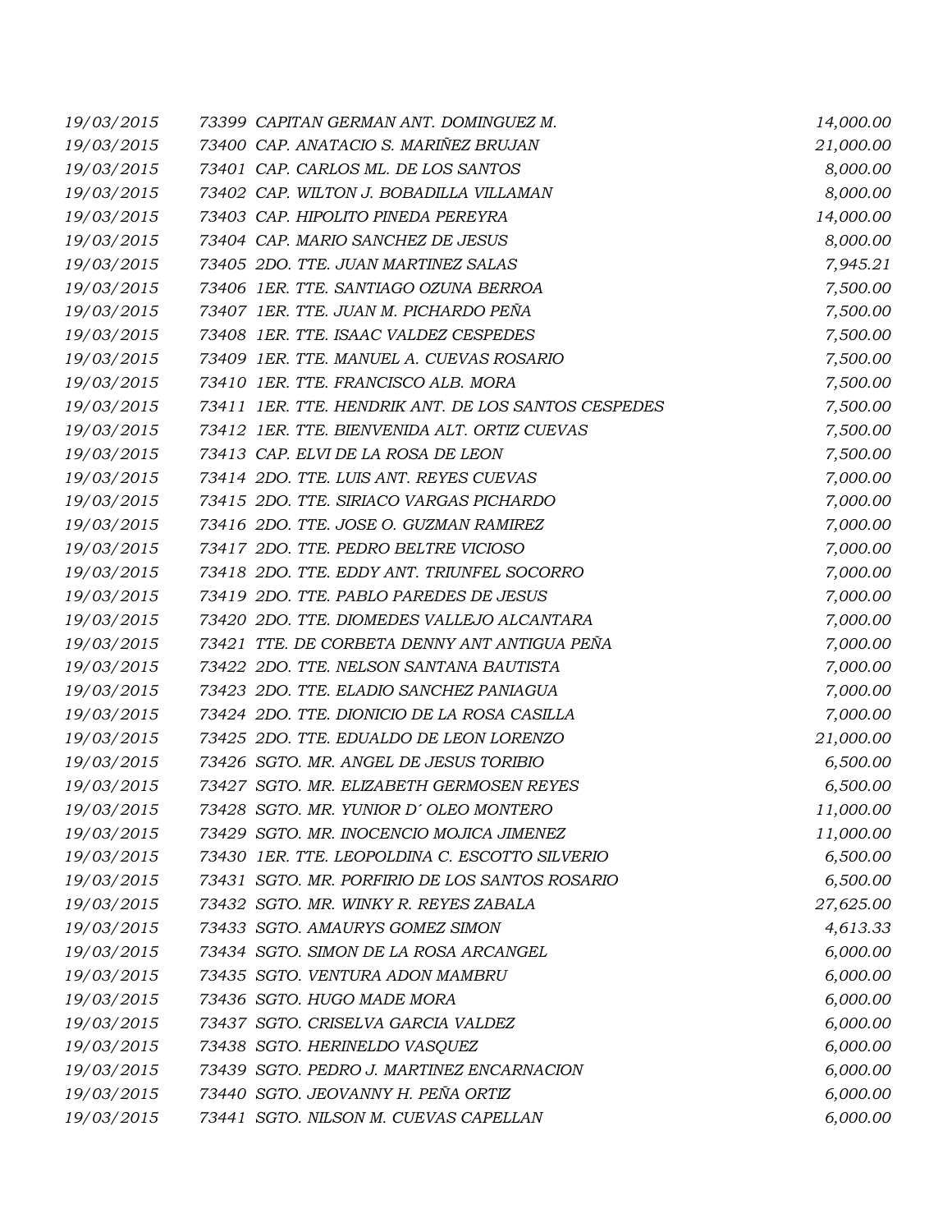| | | |
|---|---|---|
| 19/03/2015 | 73399 CAPITAN GERMAN ANT. DOMINGUEZ M. | 14,000.00 |
| 19/03/2015 | 73400 CAP. ANATACIO S. MARIÑEZ BRUJAN | 21,000.00 |
| 19/03/2015 | 73401 CAP. CARLOS ML. DE LOS SANTOS | 8,000.00 |
| 19/03/2015 | 73402 CAP. WILTON J. BOBADILLA VILLAMAN | 8,000.00 |
| 19/03/2015 | 73403 CAP. HIPOLITO PINEDA PEREYRA | 14,000.00 |
| 19/03/2015 | 73404 CAP. MARIO SANCHEZ DE JESUS | 8,000.00 |
| 19/03/2015 | 73405 2DO. TTE. JUAN MARTINEZ SALAS | 7,945.21 |
| 19/03/2015 | 73406 1ER. TTE. SANTIAGO OZUNA BERROA | 7,500.00 |
| 19/03/2015 | 73407 1ER. TTE. JUAN M. PICHARDO PEÑA | 7,500.00 |
| 19/03/2015 | 73408 1ER. TTE. ISAAC VALDEZ CESPEDES | 7,500.00 |
| 19/03/2015 | 73409 1ER. TTE. MANUEL A. CUEVAS ROSARIO | 7,500.00 |
| 19/03/2015 | 73410 1ER. TTE. FRANCISCO ALB. MORA | 7,500.00 |
| 19/03/2015 | 73411 1ER. TTE. HENDRIK ANT. DE LOS SANTOS CESPEDES | 7,500.00 |
| 19/03/2015 | 73412 1ER. TTE. BIENVENIDA ALT. ORTIZ CUEVAS | 7,500.00 |
| 19/03/2015 | 73413 CAP. ELVI DE LA ROSA DE LEON | 7,500.00 |
| 19/03/2015 | 73414 2DO. TTE. LUIS ANT. REYES CUEVAS | 7,000.00 |
| 19/03/2015 | 73415 2DO. TTE. SIRIACO VARGAS PICHARDO | 7,000.00 |
| 19/03/2015 | 73416 2DO. TTE. JOSE O. GUZMAN RAMIREZ | 7,000.00 |
| 19/03/2015 | 73417 2DO. TTE. PEDRO BELTRE VICIOSO | 7,000.00 |
| 19/03/2015 | 73418 2DO. TTE. EDDY ANT. TRIUNFEL SOCORRO | 7,000.00 |
| 19/03/2015 | 73419 2DO. TTE. PABLO PAREDES DE JESUS | 7,000.00 |
| 19/03/2015 | 73420 2DO. TTE. DIOMEDES VALLEJO ALCANTARA | 7,000.00 |
| 19/03/2015 | 73421 TTE. DE CORBETA DENNY ANT ANTIGUA PEÑA | 7,000.00 |
| 19/03/2015 | 73422 2DO. TTE. NELSON SANTANA BAUTISTA | 7,000.00 |
| 19/03/2015 | 73423 2DO. TTE. ELADIO SANCHEZ PANIAGUA | 7,000.00 |
| 19/03/2015 | 73424 2DO. TTE. DIONICIO DE LA ROSA CASILLA | 7,000.00 |
| 19/03/2015 | 73425 2DO. TTE. EDUALDO DE LEON LORENZO | 21,000.00 |
| 19/03/2015 | 73426 SGTO. MR. ANGEL DE JESUS TORIBIO | 6,500.00 |
| 19/03/2015 | 73427 SGTO. MR. ELIZABETH GERMOSEN REYES | 6,500.00 |
| 19/03/2015 | 73428 SGTO. MR. YUNIOR D´ OLEO MONTERO | 11,000.00 |
| 19/03/2015 | 73429 SGTO. MR. INOCENCIO MOJICA JIMENEZ | 11,000.00 |
| 19/03/2015 | 73430 1ER. TTE. LEOPOLDINA C. ESCOTTO SILVERIO | 6,500.00 |
| 19/03/2015 | 73431 SGTO. MR. PORFIRIO DE LOS SANTOS ROSARIO | 6,500.00 |
| 19/03/2015 | 73432 SGTO. MR. WINKY R. REYES ZABALA | 27,625.00 |
| 19/03/2015 | 73433 SGTO. AMAURYS GOMEZ SIMON | 4,613.33 |
| 19/03/2015 | 73434 SGTO. SIMON DE LA ROSA ARCANGEL | 6,000.00 |
| 19/03/2015 | 73435 SGTO. VENTURA ADON MAMBRU | 6,000.00 |
| 19/03/2015 | 73436 SGTO. HUGO MADE MORA | 6,000.00 |
| 19/03/2015 | 73437 SGTO. CRISELVA GARCIA VALDEZ | 6,000.00 |
| 19/03/2015 | 73438 SGTO. HERINELDO VASQUEZ | 6,000.00 |
| 19/03/2015 | 73439 SGTO. PEDRO J. MARTINEZ ENCARNACION | 6,000.00 |
| 19/03/2015 | 73440 SGTO. JEOVANNY H. PEÑA ORTIZ | 6,000.00 |
| 19/03/2015 | 73441 SGTO. NILSON M. CUEVAS CAPELLAN | 6,000.00 |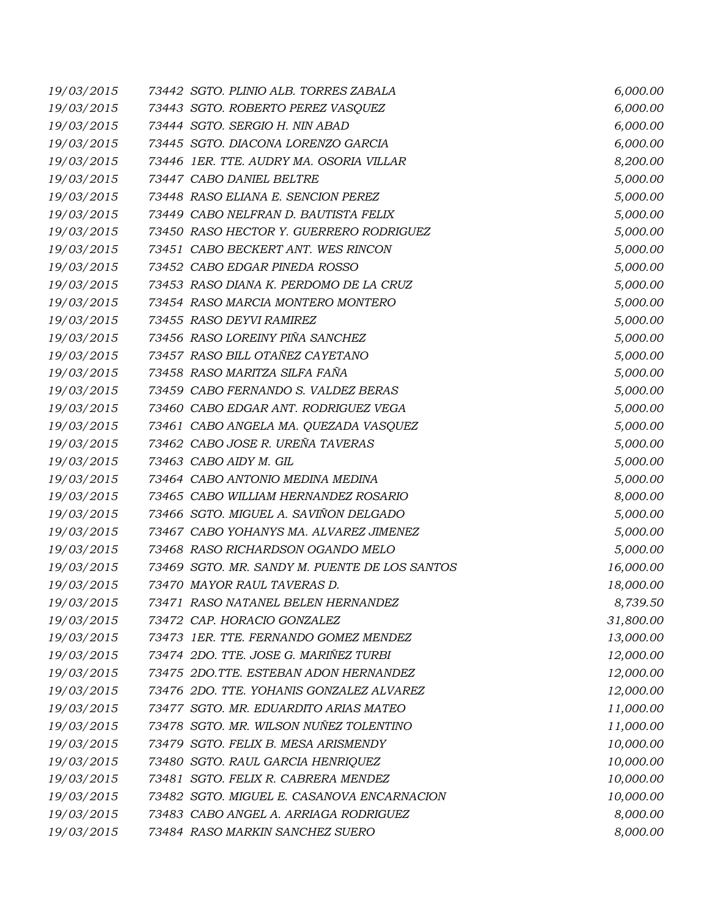| | | |
|---|---|---|
| 19/03/2015 | 73442 SGTO. PLINIO ALB. TORRES ZABALA | 6,000.00 |
| 19/03/2015 | 73443 SGTO. ROBERTO PEREZ VASQUEZ | 6,000.00 |
| 19/03/2015 | 73444 SGTO. SERGIO H. NIN ABAD | 6,000.00 |
| 19/03/2015 | 73445 SGTO. DIACONA LORENZO GARCIA | 6,000.00 |
| 19/03/2015 | 73446 1ER. TTE. AUDRY MA. OSORIA VILLAR | 8,200.00 |
| 19/03/2015 | 73447 CABO DANIEL BELTRE | 5,000.00 |
| 19/03/2015 | 73448 RASO ELIANA E. SENCION PEREZ | 5,000.00 |
| 19/03/2015 | 73449 CABO NELFRAN D. BAUTISTA FELIX | 5,000.00 |
| 19/03/2015 | 73450 RASO HECTOR Y. GUERRERO RODRIGUEZ | 5,000.00 |
| 19/03/2015 | 73451 CABO BECKERT ANT. WES RINCON | 5,000.00 |
| 19/03/2015 | 73452 CABO EDGAR PINEDA ROSSO | 5,000.00 |
| 19/03/2015 | 73453 RASO DIANA K. PERDOMO DE LA CRUZ | 5,000.00 |
| 19/03/2015 | 73454 RASO MARCIA MONTERO MONTERO | 5,000.00 |
| 19/03/2015 | 73455 RASO DEYVI RAMIREZ | 5,000.00 |
| 19/03/2015 | 73456 RASO LOREINY PIÑA SANCHEZ | 5,000.00 |
| 19/03/2015 | 73457 RASO BILL OTAÑEZ CAYETANO | 5,000.00 |
| 19/03/2015 | 73458 RASO MARITZA SILFA FAÑA | 5,000.00 |
| 19/03/2015 | 73459 CABO FERNANDO S. VALDEZ BERAS | 5,000.00 |
| 19/03/2015 | 73460 CABO EDGAR ANT. RODRIGUEZ VEGA | 5,000.00 |
| 19/03/2015 | 73461 CABO ANGELA MA. QUEZADA VASQUEZ | 5,000.00 |
| 19/03/2015 | 73462 CABO JOSE R. UREÑA TAVERAS | 5,000.00 |
| 19/03/2015 | 73463 CABO AIDY M. GIL | 5,000.00 |
| 19/03/2015 | 73464 CABO ANTONIO MEDINA MEDINA | 5,000.00 |
| 19/03/2015 | 73465 CABO WILLIAM HERNANDEZ ROSARIO | 8,000.00 |
| 19/03/2015 | 73466 SGTO. MIGUEL A. SAVIÑON DELGADO | 5,000.00 |
| 19/03/2015 | 73467 CABO YOHANYS MA. ALVAREZ JIMENEZ | 5,000.00 |
| 19/03/2015 | 73468 RASO RICHARDSON OGANDO MELO | 5,000.00 |
| 19/03/2015 | 73469 SGTO. MR. SANDY M. PUENTE DE LOS SANTOS | 16,000.00 |
| 19/03/2015 | 73470 MAYOR RAUL TAVERAS D. | 18,000.00 |
| 19/03/2015 | 73471 RASO NATANEL BELEN HERNANDEZ | 8,739.50 |
| 19/03/2015 | 73472 CAP. HORACIO GONZALEZ | 31,800.00 |
| 19/03/2015 | 73473 1ER. TTE. FERNANDO GOMEZ MENDEZ | 13,000.00 |
| 19/03/2015 | 73474 2DO. TTE. JOSE G. MARIÑEZ TURBI | 12,000.00 |
| 19/03/2015 | 73475 2DO.TTE. ESTEBAN ADON HERNANDEZ | 12,000.00 |
| 19/03/2015 | 73476 2DO. TTE. YOHANIS GONZALEZ ALVAREZ | 12,000.00 |
| 19/03/2015 | 73477 SGTO. MR. EDUARDITO ARIAS MATEO | 11,000.00 |
| 19/03/2015 | 73478 SGTO. MR. WILSON NUÑEZ TOLENTINO | 11,000.00 |
| 19/03/2015 | 73479 SGTO. FELIX B. MESA ARISMENDY | 10,000.00 |
| 19/03/2015 | 73480 SGTO. RAUL GARCIA HENRIQUEZ | 10,000.00 |
| 19/03/2015 | 73481 SGTO. FELIX R. CABRERA MENDEZ | 10,000.00 |
| 19/03/2015 | 73482 SGTO. MIGUEL E. CASANOVA ENCARNACION | 10,000.00 |
| 19/03/2015 | 73483 CABO ANGEL A. ARRIAGA RODRIGUEZ | 8,000.00 |
| 19/03/2015 | 73484 RASO MARKIN SANCHEZ SUERO | 8,000.00 |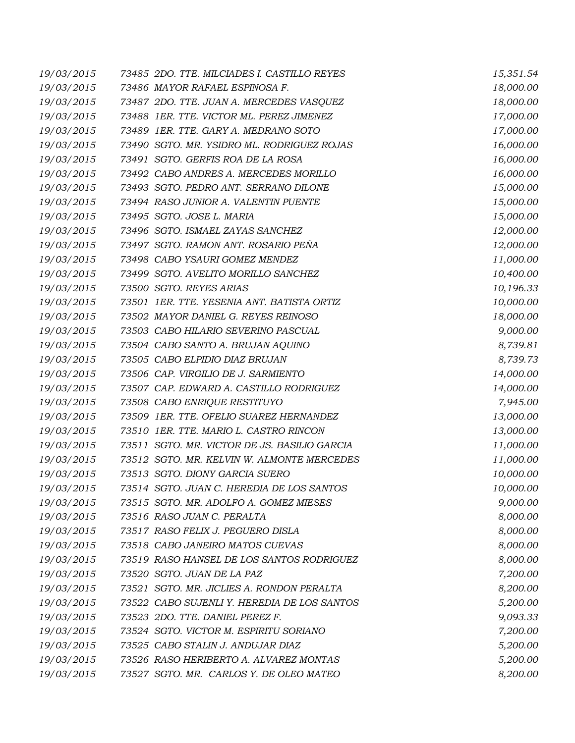| | | |
|---|---|---|
| *19/03/2015* | *73485 2DO. TTE. MILCIADES I. CASTILLO REYES* | *15,351.54* |
| *19/03/2015* | *73486 MAYOR RAFAEL ESPINOSA F.* | *18,000.00* |
| *19/03/2015* | *73487 2DO. TTE. JUAN A. MERCEDES VASQUEZ* | *18,000.00* |
| *19/03/2015* | *73488 1ER. TTE. VICTOR ML. PEREZ JIMENEZ* | *17,000.00* |
| *19/03/2015* | *73489 1ER. TTE. GARY A. MEDRANO SOTO* | *17,000.00* |
| *19/03/2015* | *73490 SGTO. MR. YSIDRO ML. RODRIGUEZ ROJAS* | *16,000.00* |
| *19/03/2015* | *73491 SGTO. GERFIS ROA DE LA ROSA* | *16,000.00* |
| *19/03/2015* | *73492 CABO ANDRES A. MERCEDES MORILLO* | *16,000.00* |
| *19/03/2015* | *73493 SGTO. PEDRO ANT. SERRANO DILONE* | *15,000.00* |
| *19/03/2015* | *73494 RASO JUNIOR A. VALENTIN PUENTE* | *15,000.00* |
| *19/03/2015* | *73495 SGTO. JOSE L. MARIA* | *15,000.00* |
| *19/03/2015* | *73496 SGTO. ISMAEL ZAYAS SANCHEZ* | *12,000.00* |
| *19/03/2015* | *73497 SGTO. RAMON ANT. ROSARIO PEÑA* | *12,000.00* |
| *19/03/2015* | *73498 CABO YSAURI GOMEZ MENDEZ* | *11,000.00* |
| *19/03/2015* | *73499 SGTO. AVELITO MORILLO SANCHEZ* | *10,400.00* |
| *19/03/2015* | *73500 SGTO. REYES ARIAS* | *10,196.33* |
| *19/03/2015* | *73501 1ER. TTE. YESENIA ANT. BATISTA ORTIZ* | *10,000.00* |
| *19/03/2015* | *73502 MAYOR DANIEL G. REYES REINOSO* | *18,000.00* |
| *19/03/2015* | *73503 CABO HILARIO SEVERINO PASCUAL* | *9,000.00* |
| *19/03/2015* | *73504 CABO SANTO A. BRUJAN AQUINO* | *8,739.81* |
| *19/03/2015* | *73505 CABO ELPIDIO DIAZ BRUJAN* | *8,739.73* |
| *19/03/2015* | *73506 CAP. VIRGILIO DE J. SARMIENTO* | *14,000.00* |
| *19/03/2015* | *73507 CAP. EDWARD A. CASTILLO RODRIGUEZ* | *14,000.00* |
| *19/03/2015* | *73508 CABO ENRIQUE RESTITUYO* | *7,945.00* |
| *19/03/2015* | *73509 1ER. TTE. OFELIO SUAREZ HERNANDEZ* | *13,000.00* |
| *19/03/2015* | *73510 1ER. TTE. MARIO L. CASTRO RINCON* | *13,000.00* |
| *19/03/2015* | *73511 SGTO. MR. VICTOR DE JS. BASILIO GARCIA* | *11,000.00* |
| *19/03/2015* | *73512 SGTO. MR. KELVIN W. ALMONTE MERCEDES* | *11,000.00* |
| *19/03/2015* | *73513 SGTO. DIONY GARCIA SUERO* | *10,000.00* |
| *19/03/2015* | *73514 SGTO. JUAN C. HEREDIA DE LOS SANTOS* | *10,000.00* |
| *19/03/2015* | *73515 SGTO. MR. ADOLFO A. GOMEZ MIESES* | *9,000.00* |
| *19/03/2015* | *73516 RASO JUAN C. PERALTA* | *8,000.00* |
| *19/03/2015* | *73517 RASO FELIX J. PEGUERO DISLA* | *8,000.00* |
| *19/03/2015* | *73518 CABO JANEIRO MATOS CUEVAS* | *8,000.00* |
| *19/03/2015* | *73519 RASO HANSEL DE LOS SANTOS RODRIGUEZ* | *8,000.00* |
| *19/03/2015* | *73520 SGTO. JUAN DE LA PAZ* | *7,200.00* |
| *19/03/2015* | *73521 SGTO. MR. JICLIES A. RONDON PERALTA* | *8,200.00* |
| *19/03/2015* | *73522 CABO SUJENLI Y. HEREDIA DE LOS SANTOS* | *5,200.00* |
| *19/03/2015* | *73523 2DO. TTE. DANIEL PEREZ F.* | *9,093.33* |
| *19/03/2015* | *73524 SGTO. VICTOR M. ESPIRITU SORIANO* | *7,200.00* |
| *19/03/2015* | *73525 CABO STALIN J. ANDUJAR DIAZ* | *5,200.00* |
| *19/03/2015* | *73526 RASO HERIBERTO A. ALVAREZ MONTAS* | *5,200.00* |
| *19/03/2015* | *73527 SGTO. MR. CARLOS Y. DE OLEO MATEO* | *8,200.00* |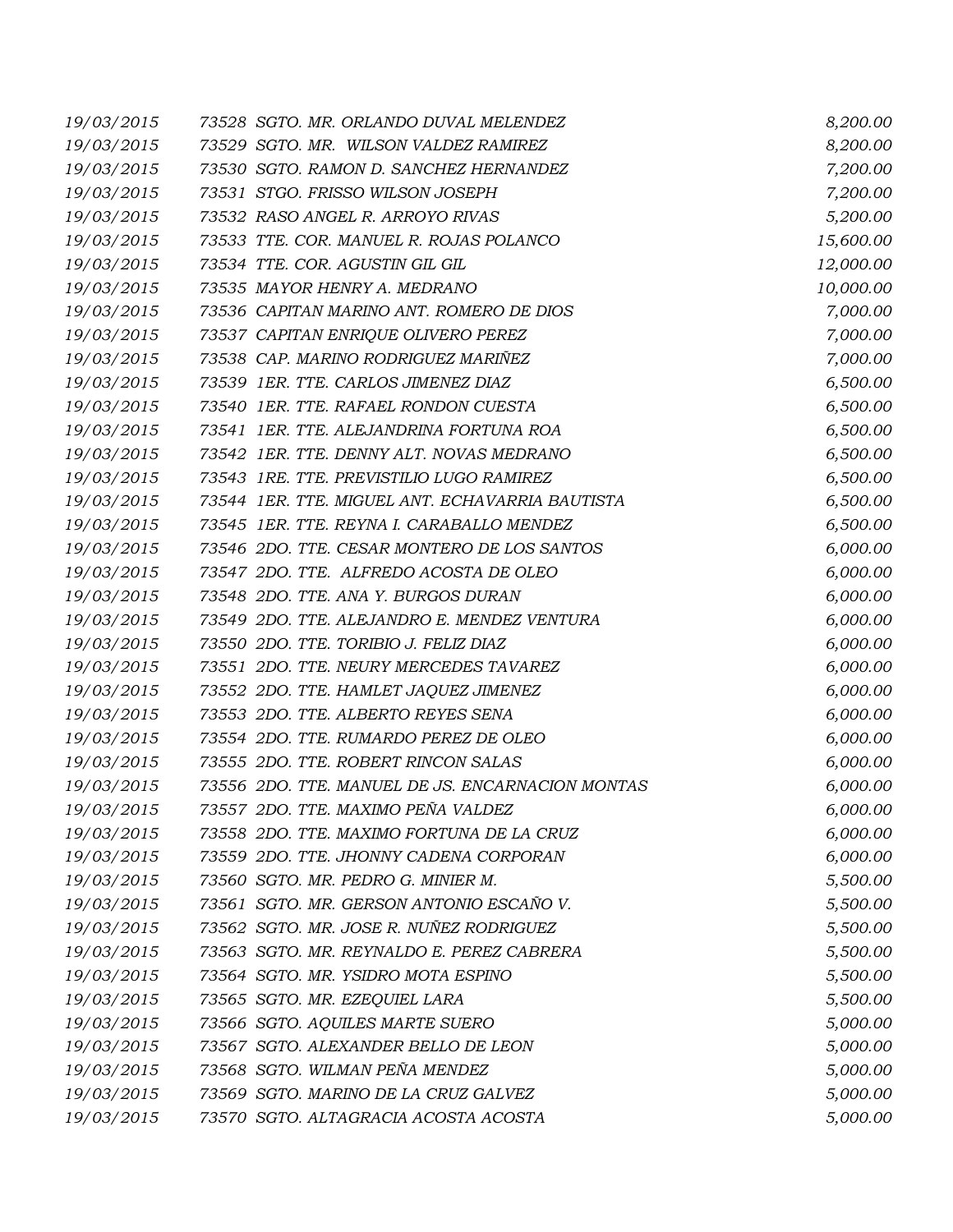| | | |
|---|---|---|
| 19/03/2015 | 73528 SGTO. MR. ORLANDO DUVAL MELENDEZ | 8,200.00 |
| 19/03/2015 | 73529 SGTO. MR. WILSON VALDEZ RAMIREZ | 8,200.00 |
| 19/03/2015 | 73530 SGTO. RAMON D. SANCHEZ HERNANDEZ | 7,200.00 |
| 19/03/2015 | 73531 STGO. FRISSO WILSON JOSEPH | 7,200.00 |
| 19/03/2015 | 73532 RASO ANGEL R. ARROYO RIVAS | 5,200.00 |
| 19/03/2015 | 73533 TTE. COR. MANUEL R. ROJAS POLANCO | 15,600.00 |
| 19/03/2015 | 73534 TTE. COR. AGUSTIN GIL GIL | 12,000.00 |
| 19/03/2015 | 73535 MAYOR HENRY A. MEDRANO | 10,000.00 |
| 19/03/2015 | 73536 CAPITAN MARINO ANT. ROMERO DE DIOS | 7,000.00 |
| 19/03/2015 | 73537 CAPITAN ENRIQUE OLIVERO PEREZ | 7,000.00 |
| 19/03/2015 | 73538 CAP. MARINO RODRIGUEZ MARIÑEZ | 7,000.00 |
| 19/03/2015 | 73539 1ER. TTE. CARLOS JIMENEZ DIAZ | 6,500.00 |
| 19/03/2015 | 73540 1ER. TTE. RAFAEL RONDON CUESTA | 6,500.00 |
| 19/03/2015 | 73541 1ER. TTE. ALEJANDRINA FORTUNA ROA | 6,500.00 |
| 19/03/2015 | 73542 1ER. TTE. DENNY ALT. NOVAS MEDRANO | 6,500.00 |
| 19/03/2015 | 73543 1RE. TTE. PREVISTILIO LUGO RAMIREZ | 6,500.00 |
| 19/03/2015 | 73544 1ER. TTE. MIGUEL ANT. ECHAVARRIA BAUTISTA | 6,500.00 |
| 19/03/2015 | 73545 1ER. TTE. REYNA I. CARABALLO MENDEZ | 6,500.00 |
| 19/03/2015 | 73546 2DO. TTE. CESAR MONTERO DE LOS SANTOS | 6,000.00 |
| 19/03/2015 | 73547 2DO. TTE. ALFREDO ACOSTA DE OLEO | 6,000.00 |
| 19/03/2015 | 73548 2DO. TTE. ANA Y. BURGOS DURAN | 6,000.00 |
| 19/03/2015 | 73549 2DO. TTE. ALEJANDRO E. MENDEZ VENTURA | 6,000.00 |
| 19/03/2015 | 73550 2DO. TTE. TORIBIO J. FELIZ DIAZ | 6,000.00 |
| 19/03/2015 | 73551 2DO. TTE. NEURY MERCEDES TAVAREZ | 6,000.00 |
| 19/03/2015 | 73552 2DO. TTE. HAMLET JAQUEZ JIMENEZ | 6,000.00 |
| 19/03/2015 | 73553 2DO. TTE. ALBERTO REYES SENA | 6,000.00 |
| 19/03/2015 | 73554 2DO. TTE. RUMARDO PEREZ DE OLEO | 6,000.00 |
| 19/03/2015 | 73555 2DO. TTE. ROBERT RINCON SALAS | 6,000.00 |
| 19/03/2015 | 73556 2DO. TTE. MANUEL DE JS. ENCARNACION MONTAS | 6,000.00 |
| 19/03/2015 | 73557 2DO. TTE. MAXIMO PEÑA VALDEZ | 6,000.00 |
| 19/03/2015 | 73558 2DO. TTE. MAXIMO FORTUNA DE LA CRUZ | 6,000.00 |
| 19/03/2015 | 73559 2DO. TTE. JHONNY CADENA CORPORAN | 6,000.00 |
| 19/03/2015 | 73560 SGTO. MR. PEDRO G. MINIER M. | 5,500.00 |
| 19/03/2015 | 73561 SGTO. MR. GERSON ANTONIO ESCAÑO V. | 5,500.00 |
| 19/03/2015 | 73562 SGTO. MR. JOSE R. NUÑEZ RODRIGUEZ | 5,500.00 |
| 19/03/2015 | 73563 SGTO. MR. REYNALDO E. PEREZ CABRERA | 5,500.00 |
| 19/03/2015 | 73564 SGTO. MR. YSIDRO MOTA ESPINO | 5,500.00 |
| 19/03/2015 | 73565 SGTO. MR. EZEQUIEL LARA | 5,500.00 |
| 19/03/2015 | 73566 SGTO. AQUILES MARTE SUERO | 5,000.00 |
| 19/03/2015 | 73567 SGTO. ALEXANDER BELLO DE LEON | 5,000.00 |
| 19/03/2015 | 73568 SGTO. WILMAN PEÑA MENDEZ | 5,000.00 |
| 19/03/2015 | 73569 SGTO. MARINO DE LA CRUZ GALVEZ | 5,000.00 |
| 19/03/2015 | 73570 SGTO. ALTAGRACIA ACOSTA ACOSTA | 5,000.00 |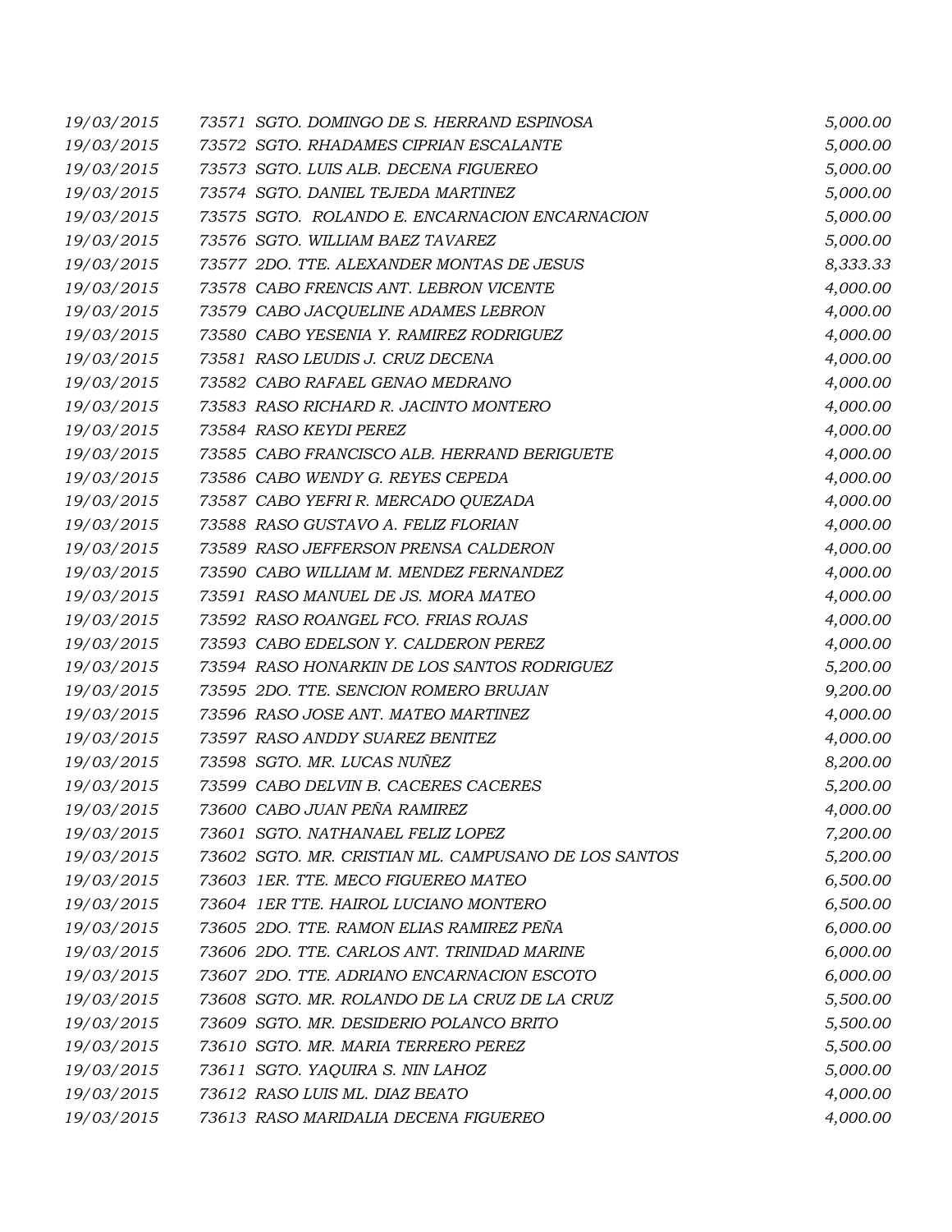| | | | |
|---|---|---|---|
| 19/03/2015 | 73571 | SGTO. DOMINGO DE S. HERRAND ESPINOSA | 5,000.00 |
| 19/03/2015 | 73572 | SGTO. RHADAMES CIPRIAN ESCALANTE | 5,000.00 |
| 19/03/2015 | 73573 | SGTO. LUIS ALB. DECENA FIGUEREO | 5,000.00 |
| 19/03/2015 | 73574 | SGTO. DANIEL TEJEDA MARTINEZ | 5,000.00 |
| 19/03/2015 | 73575 | SGTO. ROLANDO E. ENCARNACION ENCARNACION | 5,000.00 |
| 19/03/2015 | 73576 | SGTO. WILLIAM BAEZ TAVAREZ | 5,000.00 |
| 19/03/2015 | 73577 | 2DO. TTE. ALEXANDER MONTAS DE JESUS | 8,333.33 |
| 19/03/2015 | 73578 | CABO FRENCIS ANT. LEBRON VICENTE | 4,000.00 |
| 19/03/2015 | 73579 | CABO JACQUELINE ADAMES LEBRON | 4,000.00 |
| 19/03/2015 | 73580 | CABO YESENIA Y. RAMIREZ RODRIGUEZ | 4,000.00 |
| 19/03/2015 | 73581 | RASO LEUDIS J. CRUZ DECENA | 4,000.00 |
| 19/03/2015 | 73582 | CABO RAFAEL GENAO MEDRANO | 4,000.00 |
| 19/03/2015 | 73583 | RASO RICHARD R. JACINTO MONTERO | 4,000.00 |
| 19/03/2015 | 73584 | RASO KEYDI PEREZ | 4,000.00 |
| 19/03/2015 | 73585 | CABO FRANCISCO ALB. HERRAND BERIGUETE | 4,000.00 |
| 19/03/2015 | 73586 | CABO WENDY G. REYES CEPEDA | 4,000.00 |
| 19/03/2015 | 73587 | CABO YEFRI R. MERCADO QUEZADA | 4,000.00 |
| 19/03/2015 | 73588 | RASO GUSTAVO A. FELIZ FLORIAN | 4,000.00 |
| 19/03/2015 | 73589 | RASO JEFFERSON PRENSA CALDERON | 4,000.00 |
| 19/03/2015 | 73590 | CABO WILLIAM M. MENDEZ FERNANDEZ | 4,000.00 |
| 19/03/2015 | 73591 | RASO MANUEL DE JS. MORA MATEO | 4,000.00 |
| 19/03/2015 | 73592 | RASO ROANGEL FCO. FRIAS ROJAS | 4,000.00 |
| 19/03/2015 | 73593 | CABO EDELSON Y. CALDERON PEREZ | 4,000.00 |
| 19/03/2015 | 73594 | RASO HONARKIN DE LOS SANTOS RODRIGUEZ | 5,200.00 |
| 19/03/2015 | 73595 | 2DO. TTE. SENCION ROMERO BRUJAN | 9,200.00 |
| 19/03/2015 | 73596 | RASO JOSE ANT. MATEO MARTINEZ | 4,000.00 |
| 19/03/2015 | 73597 | RASO ANDDY SUAREZ BENITEZ | 4,000.00 |
| 19/03/2015 | 73598 | SGTO. MR. LUCAS NUÑEZ | 8,200.00 |
| 19/03/2015 | 73599 | CABO DELVIN B. CACERES CACERES | 5,200.00 |
| 19/03/2015 | 73600 | CABO JUAN PEÑA RAMIREZ | 4,000.00 |
| 19/03/2015 | 73601 | SGTO. NATHANAEL FELIZ LOPEZ | 7,200.00 |
| 19/03/2015 | 73602 | SGTO. MR. CRISTIAN ML. CAMPUSANO DE LOS SANTOS | 5,200.00 |
| 19/03/2015 | 73603 | 1ER. TTE. MECO FIGUEREO MATEO | 6,500.00 |
| 19/03/2015 | 73604 | 1ER TTE. HAIROL LUCIANO MONTERO | 6,500.00 |
| 19/03/2015 | 73605 | 2DO. TTE. RAMON ELIAS RAMIREZ PEÑA | 6,000.00 |
| 19/03/2015 | 73606 | 2DO. TTE. CARLOS ANT. TRINIDAD MARINE | 6,000.00 |
| 19/03/2015 | 73607 | 2DO. TTE. ADRIANO ENCARNACION ESCOTO | 6,000.00 |
| 19/03/2015 | 73608 | SGTO. MR. ROLANDO DE LA CRUZ DE LA CRUZ | 5,500.00 |
| 19/03/2015 | 73609 | SGTO. MR. DESIDERIO POLANCO BRITO | 5,500.00 |
| 19/03/2015 | 73610 | SGTO. MR. MARIA TERRERO PEREZ | 5,500.00 |
| 19/03/2015 | 73611 | SGTO. YAQUIRA S. NIN LAHOZ | 5,000.00 |
| 19/03/2015 | 73612 | RASO LUIS ML. DIAZ BEATO | 4,000.00 |
| 19/03/2015 | 73613 | RASO MARIDALIA DECENA FIGUEREO | 4,000.00 |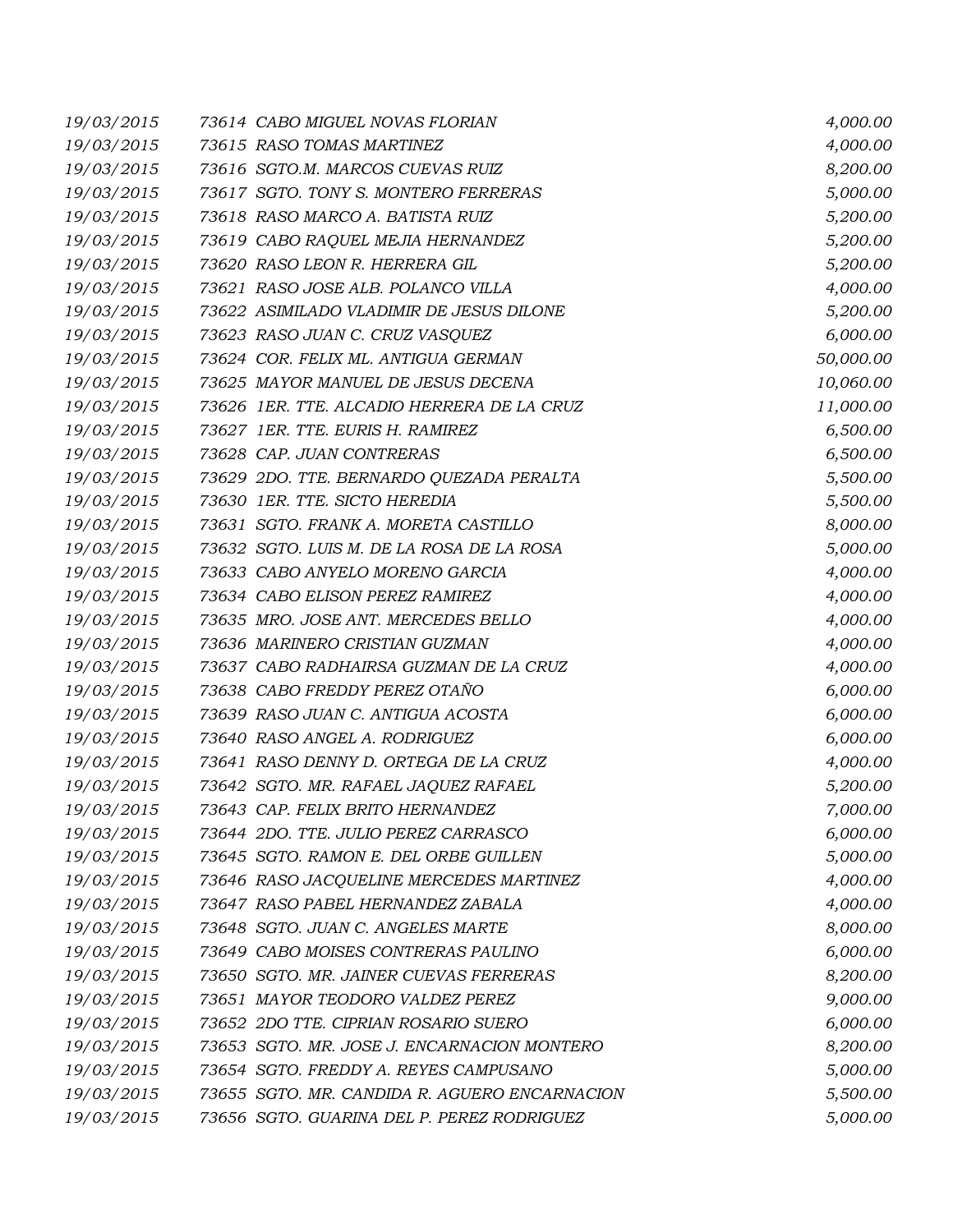| | | |
|---|---|---|
| 19/03/2015 | 73614 CABO MIGUEL NOVAS FLORIAN | 4,000.00 |
| 19/03/2015 | 73615 RASO TOMAS MARTINEZ | 4,000.00 |
| 19/03/2015 | 73616 SGTO.M. MARCOS CUEVAS RUIZ | 8,200.00 |
| 19/03/2015 | 73617 SGTO. TONY S. MONTERO FERRERAS | 5,000.00 |
| 19/03/2015 | 73618 RASO MARCO A. BATISTA RUIZ | 5,200.00 |
| 19/03/2015 | 73619 CABO RAQUEL MEJIA HERNANDEZ | 5,200.00 |
| 19/03/2015 | 73620 RASO LEON R. HERRERA GIL | 5,200.00 |
| 19/03/2015 | 73621 RASO JOSE ALB. POLANCO VILLA | 4,000.00 |
| 19/03/2015 | 73622 ASIMILADO VLADIMIR DE JESUS DILONE | 5,200.00 |
| 19/03/2015 | 73623 RASO JUAN C. CRUZ VASQUEZ | 6,000.00 |
| 19/03/2015 | 73624 COR. FELIX ML. ANTIGUA GERMAN | 50,000.00 |
| 19/03/2015 | 73625 MAYOR MANUEL DE JESUS DECENA | 10,060.00 |
| 19/03/2015 | 73626 1ER. TTE. ALCADIO HERRERA DE LA CRUZ | 11,000.00 |
| 19/03/2015 | 73627 1ER. TTE. EURIS H. RAMIREZ | 6,500.00 |
| 19/03/2015 | 73628 CAP. JUAN CONTRERAS | 6,500.00 |
| 19/03/2015 | 73629 2DO. TTE. BERNARDO QUEZADA PERALTA | 5,500.00 |
| 19/03/2015 | 73630 1ER. TTE. SICTO HEREDIA | 5,500.00 |
| 19/03/2015 | 73631 SGTO. FRANK A. MORETA CASTILLO | 8,000.00 |
| 19/03/2015 | 73632 SGTO. LUIS M. DE LA ROSA DE LA ROSA | 5,000.00 |
| 19/03/2015 | 73633 CABO ANYELO MORENO GARCIA | 4,000.00 |
| 19/03/2015 | 73634 CABO ELISON PEREZ RAMIREZ | 4,000.00 |
| 19/03/2015 | 73635 MRO. JOSE ANT. MERCEDES BELLO | 4,000.00 |
| 19/03/2015 | 73636 MARINERO CRISTIAN GUZMAN | 4,000.00 |
| 19/03/2015 | 73637 CABO RADHAIRSA GUZMAN DE LA CRUZ | 4,000.00 |
| 19/03/2015 | 73638 CABO FREDDY PEREZ OTAÑO | 6,000.00 |
| 19/03/2015 | 73639 RASO JUAN C. ANTIGUA ACOSTA | 6,000.00 |
| 19/03/2015 | 73640 RASO ANGEL A. RODRIGUEZ | 6,000.00 |
| 19/03/2015 | 73641 RASO DENNY D. ORTEGA DE LA CRUZ | 4,000.00 |
| 19/03/2015 | 73642 SGTO. MR. RAFAEL JAQUEZ RAFAEL | 5,200.00 |
| 19/03/2015 | 73643 CAP. FELIX BRITO HERNANDEZ | 7,000.00 |
| 19/03/2015 | 73644 2DO. TTE. JULIO PEREZ CARRASCO | 6,000.00 |
| 19/03/2015 | 73645 SGTO. RAMON E. DEL ORBE GUILLEN | 5,000.00 |
| 19/03/2015 | 73646 RASO JACQUELINE MERCEDES MARTINEZ | 4,000.00 |
| 19/03/2015 | 73647 RASO PABEL HERNANDEZ ZABALA | 4,000.00 |
| 19/03/2015 | 73648 SGTO. JUAN C. ANGELES MARTE | 8,000.00 |
| 19/03/2015 | 73649 CABO MOISES CONTRERAS PAULINO | 6,000.00 |
| 19/03/2015 | 73650 SGTO. MR. JAINER CUEVAS FERRERAS | 8,200.00 |
| 19/03/2015 | 73651 MAYOR TEODORO VALDEZ PEREZ | 9,000.00 |
| 19/03/2015 | 73652 2DO TTE. CIPRIAN ROSARIO SUERO | 6,000.00 |
| 19/03/2015 | 73653 SGTO. MR. JOSE J. ENCARNACION MONTERO | 8,200.00 |
| 19/03/2015 | 73654 SGTO. FREDDY A. REYES CAMPUSANO | 5,000.00 |
| 19/03/2015 | 73655 SGTO. MR. CANDIDA R. AGUERO ENCARNACION | 5,500.00 |
| 19/03/2015 | 73656 SGTO. GUARINA DEL P. PEREZ RODRIGUEZ | 5,000.00 |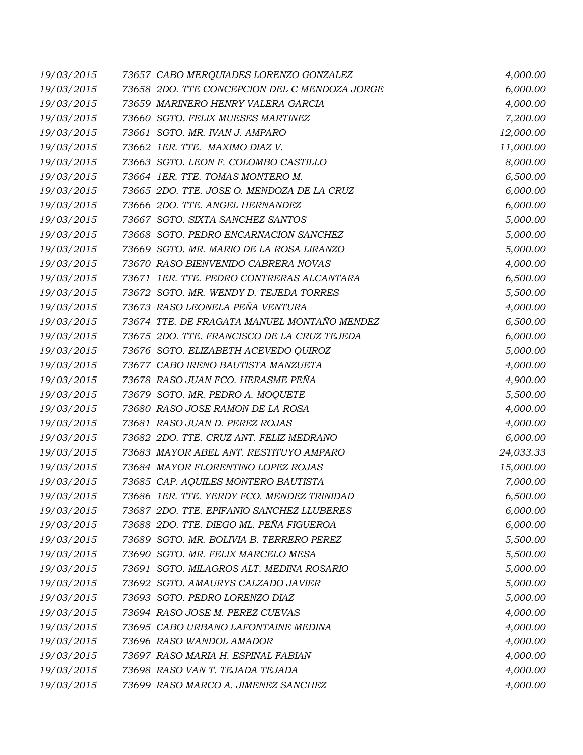| | | |
|---|---|---|
| 19/03/2015 | 73657 CABO MERQUIADES LORENZO GONZALEZ | 4,000.00 |
| 19/03/2015 | 73658 2DO. TTE CONCEPCION DEL C MENDOZA JORGE | 6,000.00 |
| 19/03/2015 | 73659 MARINERO HENRY VALERA GARCIA | 4,000.00 |
| 19/03/2015 | 73660 SGTO. FELIX MUESES MARTINEZ | 7,200.00 |
| 19/03/2015 | 73661 SGTO. MR. IVAN J. AMPARO | 12,000.00 |
| 19/03/2015 | 73662 1ER. TTE. MAXIMO DIAZ V. | 11,000.00 |
| 19/03/2015 | 73663 SGTO. LEON F. COLOMBO CASTILLO | 8,000.00 |
| 19/03/2015 | 73664 1ER. TTE. TOMAS MONTERO M. | 6,500.00 |
| 19/03/2015 | 73665 2DO. TTE. JOSE O. MENDOZA DE LA CRUZ | 6,000.00 |
| 19/03/2015 | 73666 2DO. TTE. ANGEL HERNANDEZ | 6,000.00 |
| 19/03/2015 | 73667 SGTO. SIXTA SANCHEZ SANTOS | 5,000.00 |
| 19/03/2015 | 73668 SGTO. PEDRO ENCARNACION SANCHEZ | 5,000.00 |
| 19/03/2015 | 73669 SGTO. MR. MARIO DE LA ROSA LIRANZO | 5,000.00 |
| 19/03/2015 | 73670 RASO BIENVENIDO CABRERA NOVAS | 4,000.00 |
| 19/03/2015 | 73671 1ER. TTE. PEDRO CONTRERAS ALCANTARA | 6,500.00 |
| 19/03/2015 | 73672 SGTO. MR. WENDY D. TEJEDA TORRES | 5,500.00 |
| 19/03/2015 | 73673 RASO LEONELA PEÑA VENTURA | 4,000.00 |
| 19/03/2015 | 73674 TTE. DE FRAGATA MANUEL MONTAÑO MENDEZ | 6,500.00 |
| 19/03/2015 | 73675 2DO. TTE. FRANCISCO DE LA CRUZ TEJEDA | 6,000.00 |
| 19/03/2015 | 73676 SGTO. ELIZABETH ACEVEDO QUIROZ | 5,000.00 |
| 19/03/2015 | 73677 CABO IRENO BAUTISTA MANZUETA | 4,000.00 |
| 19/03/2015 | 73678 RASO JUAN FCO. HERASME PEÑA | 4,900.00 |
| 19/03/2015 | 73679 SGTO. MR. PEDRO A. MOQUETE | 5,500.00 |
| 19/03/2015 | 73680 RASO JOSE RAMON DE LA ROSA | 4,000.00 |
| 19/03/2015 | 73681 RASO JUAN D. PEREZ ROJAS | 4,000.00 |
| 19/03/2015 | 73682 2DO. TTE. CRUZ ANT. FELIZ MEDRANO | 6,000.00 |
| 19/03/2015 | 73683 MAYOR ABEL ANT. RESTITUYO AMPARO | 24,033.33 |
| 19/03/2015 | 73684 MAYOR FLORENTINO LOPEZ ROJAS | 15,000.00 |
| 19/03/2015 | 73685 CAP. AQUILES MONTERO BAUTISTA | 7,000.00 |
| 19/03/2015 | 73686 1ER. TTE. YERDY FCO. MENDEZ TRINIDAD | 6,500.00 |
| 19/03/2015 | 73687 2DO. TTE. EPIFANIO SANCHEZ LLUBERES | 6,000.00 |
| 19/03/2015 | 73688 2DO. TTE. DIEGO ML. PEÑA FIGUEROA | 6,000.00 |
| 19/03/2015 | 73689 SGTO. MR. BOLIVIA B. TERRERO PEREZ | 5,500.00 |
| 19/03/2015 | 73690 SGTO. MR. FELIX MARCELO MESA | 5,500.00 |
| 19/03/2015 | 73691 SGTO. MILAGROS ALT. MEDINA ROSARIO | 5,000.00 |
| 19/03/2015 | 73692 SGTO. AMAURYS CALZADO JAVIER | 5,000.00 |
| 19/03/2015 | 73693 SGTO. PEDRO LORENZO DIAZ | 5,000.00 |
| 19/03/2015 | 73694 RASO JOSE M. PEREZ CUEVAS | 4,000.00 |
| 19/03/2015 | 73695 CABO URBANO LAFONTAINE MEDINA | 4,000.00 |
| 19/03/2015 | 73696 RASO WANDOL AMADOR | 4,000.00 |
| 19/03/2015 | 73697 RASO MARIA H. ESPINAL FABIAN | 4,000.00 |
| 19/03/2015 | 73698 RASO VAN T. TEJADA TEJADA | 4,000.00 |
| 19/03/2015 | 73699 RASO MARCO A. JIMENEZ SANCHEZ | 4,000.00 |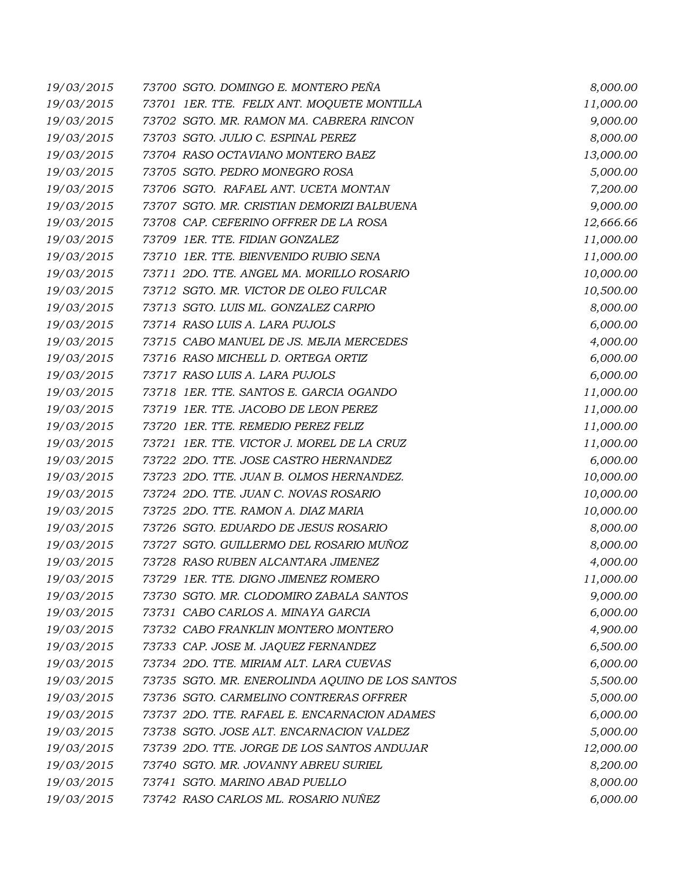| | | |
|---|---|---|
| *19/03/2015* | *73700 SGTO. DOMINGO E. MONTERO PEÑA* | *8,000.00* |
| *19/03/2015* | *73701 1ER. TTE. FELIX ANT. MOQUETE MONTILLA* | *11,000.00* |
| *19/03/2015* | *73702 SGTO. MR. RAMON MA. CABRERA RINCON* | *9,000.00* |
| *19/03/2015* | *73703 SGTO. JULIO C. ESPINAL PEREZ* | *8,000.00* |
| *19/03/2015* | *73704 RASO OCTAVIANO MONTERO BAEZ* | *13,000.00* |
| *19/03/2015* | *73705 SGTO. PEDRO MONEGRO ROSA* | *5,000.00* |
| *19/03/2015* | *73706 SGTO. RAFAEL ANT. UCETA MONTAN* | *7,200.00* |
| *19/03/2015* | *73707 SGTO. MR. CRISTIAN DEMORIZI BALBUENA* | *9,000.00* |
| *19/03/2015* | *73708 CAP. CEFERINO OFFRER DE LA ROSA* | *12,666.66* |
| *19/03/2015* | *73709 1ER. TTE. FIDIAN GONZALEZ* | *11,000.00* |
| *19/03/2015* | *73710 1ER. TTE. BIENVENIDO RUBIO SENA* | *11,000.00* |
| *19/03/2015* | *73711 2DO. TTE. ANGEL MA. MORILLO ROSARIO* | *10,000.00* |
| *19/03/2015* | *73712 SGTO. MR. VICTOR DE OLEO FULCAR* | *10,500.00* |
| *19/03/2015* | *73713 SGTO. LUIS ML. GONZALEZ CARPIO* | *8,000.00* |
| *19/03/2015* | *73714 RASO LUIS A. LARA PUJOLS* | *6,000.00* |
| *19/03/2015* | *73715 CABO MANUEL DE JS. MEJIA MERCEDES* | *4,000.00* |
| *19/03/2015* | *73716 RASO MICHELL D. ORTEGA ORTIZ* | *6,000.00* |
| *19/03/2015* | *73717 RASO LUIS A. LARA PUJOLS* | *6,000.00* |
| *19/03/2015* | *73718 1ER. TTE. SANTOS E. GARCIA OGANDO* | *11,000.00* |
| *19/03/2015* | *73719 1ER. TTE. JACOBO DE LEON PEREZ* | *11,000.00* |
| *19/03/2015* | *73720 1ER. TTE. REMEDIO PEREZ FELIZ* | *11,000.00* |
| *19/03/2015* | *73721 1ER. TTE. VICTOR J. MOREL DE LA CRUZ* | *11,000.00* |
| *19/03/2015* | *73722 2DO. TTE. JOSE CASTRO HERNANDEZ* | *6,000.00* |
| *19/03/2015* | *73723 2DO. TTE. JUAN B. OLMOS HERNANDEZ.* | *10,000.00* |
| *19/03/2015* | *73724 2DO. TTE. JUAN C. NOVAS ROSARIO* | *10,000.00* |
| *19/03/2015* | *73725 2DO. TTE. RAMON A. DIAZ MARIA* | *10,000.00* |
| *19/03/2015* | *73726 SGTO. EDUARDO DE JESUS ROSARIO* | *8,000.00* |
| *19/03/2015* | *73727 SGTO. GUILLERMO DEL ROSARIO MUÑOZ* | *8,000.00* |
| *19/03/2015* | *73728 RASO RUBEN ALCANTARA JIMENEZ* | *4,000.00* |
| *19/03/2015* | *73729 1ER. TTE. DIGNO JIMENEZ ROMERO* | *11,000.00* |
| *19/03/2015* | *73730 SGTO. MR. CLODOMIRO ZABALA SANTOS* | *9,000.00* |
| *19/03/2015* | *73731 CABO CARLOS A. MINAYA GARCIA* | *6,000.00* |
| *19/03/2015* | *73732 CABO FRANKLIN MONTERO MONTERO* | *4,900.00* |
| *19/03/2015* | *73733 CAP. JOSE M. JAQUEZ FERNANDEZ* | *6,500.00* |
| *19/03/2015* | *73734 2DO. TTE. MIRIAM ALT. LARA CUEVAS* | *6,000.00* |
| *19/03/2015* | *73735 SGTO. MR. ENEROLINDA AQUINO DE LOS SANTOS* | *5,500.00* |
| *19/03/2015* | *73736 SGTO. CARMELINO CONTRERAS OFFRER* | *5,000.00* |
| *19/03/2015* | *73737 2DO. TTE. RAFAEL E. ENCARNACION ADAMES* | *6,000.00* |
| *19/03/2015* | *73738 SGTO. JOSE ALT. ENCARNACION VALDEZ* | *5,000.00* |
| *19/03/2015* | *73739 2DO. TTE. JORGE DE LOS SANTOS ANDUJAR* | *12,000.00* |
| *19/03/2015* | *73740 SGTO. MR. JOVANNY ABREU SURIEL* | *8,200.00* |
| *19/03/2015* | *73741 SGTO. MARINO ABAD PUELLO* | *8,000.00* |
| *19/03/2015* | *73742 RASO CARLOS ML. ROSARIO NUÑEZ* | *6,000.00* |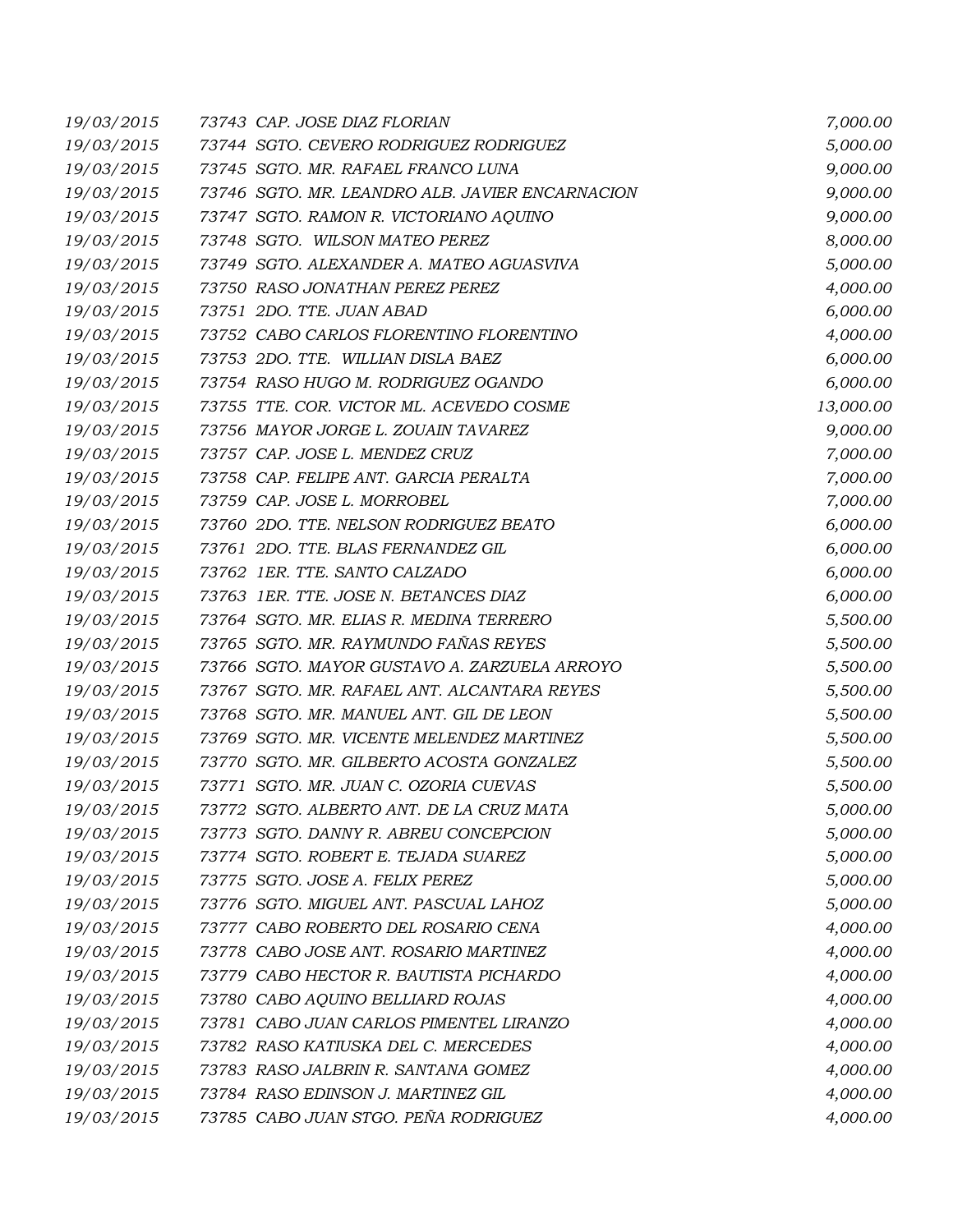| | | |
|---|---|---|
| 19/03/2015 | 73743 CAP. JOSE DIAZ FLORIAN | 7,000.00 |
| 19/03/2015 | 73744 SGTO. CEVERO RODRIGUEZ RODRIGUEZ | 5,000.00 |
| 19/03/2015 | 73745 SGTO. MR. RAFAEL FRANCO LUNA | 9,000.00 |
| 19/03/2015 | 73746 SGTO. MR. LEANDRO ALB. JAVIER ENCARNACION | 9,000.00 |
| 19/03/2015 | 73747 SGTO. RAMON R. VICTORIANO AQUINO | 9,000.00 |
| 19/03/2015 | 73748 SGTO. WILSON MATEO PEREZ | 8,000.00 |
| 19/03/2015 | 73749 SGTO. ALEXANDER A. MATEO AGUASVIVA | 5,000.00 |
| 19/03/2015 | 73750 RASO JONATHAN PEREZ PEREZ | 4,000.00 |
| 19/03/2015 | 73751 2DO. TTE. JUAN ABAD | 6,000.00 |
| 19/03/2015 | 73752 CABO CARLOS FLORENTINO FLORENTINO | 4,000.00 |
| 19/03/2015 | 73753 2DO. TTE. WILLIAN DISLA BAEZ | 6,000.00 |
| 19/03/2015 | 73754 RASO HUGO M. RODRIGUEZ OGANDO | 6,000.00 |
| 19/03/2015 | 73755 TTE. COR. VICTOR ML. ACEVEDO COSME | 13,000.00 |
| 19/03/2015 | 73756 MAYOR JORGE L. ZOUAIN TAVAREZ | 9,000.00 |
| 19/03/2015 | 73757 CAP. JOSE L. MENDEZ CRUZ | 7,000.00 |
| 19/03/2015 | 73758 CAP. FELIPE ANT. GARCIA PERALTA | 7,000.00 |
| 19/03/2015 | 73759 CAP. JOSE L. MORROBEL | 7,000.00 |
| 19/03/2015 | 73760 2DO. TTE. NELSON RODRIGUEZ BEATO | 6,000.00 |
| 19/03/2015 | 73761 2DO. TTE. BLAS FERNANDEZ GIL | 6,000.00 |
| 19/03/2015 | 73762 1ER. TTE. SANTO CALZADO | 6,000.00 |
| 19/03/2015 | 73763 1ER. TTE. JOSE N. BETANCES DIAZ | 6,000.00 |
| 19/03/2015 | 73764 SGTO. MR. ELIAS R. MEDINA TERRERO | 5,500.00 |
| 19/03/2015 | 73765 SGTO. MR. RAYMUNDO FAÑAS REYES | 5,500.00 |
| 19/03/2015 | 73766 SGTO. MAYOR GUSTAVO A. ZARZUELA ARROYO | 5,500.00 |
| 19/03/2015 | 73767 SGTO. MR. RAFAEL ANT. ALCANTARA REYES | 5,500.00 |
| 19/03/2015 | 73768 SGTO. MR. MANUEL ANT. GIL DE LEON | 5,500.00 |
| 19/03/2015 | 73769 SGTO. MR. VICENTE MELENDEZ MARTINEZ | 5,500.00 |
| 19/03/2015 | 73770 SGTO. MR. GILBERTO ACOSTA GONZALEZ | 5,500.00 |
| 19/03/2015 | 73771 SGTO. MR. JUAN C. OZORIA CUEVAS | 5,500.00 |
| 19/03/2015 | 73772 SGTO. ALBERTO ANT. DE LA CRUZ MATA | 5,000.00 |
| 19/03/2015 | 73773 SGTO. DANNY R. ABREU CONCEPCION | 5,000.00 |
| 19/03/2015 | 73774 SGTO. ROBERT E. TEJADA SUAREZ | 5,000.00 |
| 19/03/2015 | 73775 SGTO. JOSE A. FELIX PEREZ | 5,000.00 |
| 19/03/2015 | 73776 SGTO. MIGUEL ANT. PASCUAL LAHOZ | 5,000.00 |
| 19/03/2015 | 73777 CABO ROBERTO DEL ROSARIO CENA | 4,000.00 |
| 19/03/2015 | 73778 CABO JOSE ANT. ROSARIO MARTINEZ | 4,000.00 |
| 19/03/2015 | 73779 CABO HECTOR R. BAUTISTA PICHARDO | 4,000.00 |
| 19/03/2015 | 73780 CABO AQUINO BELLIARD ROJAS | 4,000.00 |
| 19/03/2015 | 73781 CABO JUAN CARLOS PIMENTEL LIRANZO | 4,000.00 |
| 19/03/2015 | 73782 RASO KATIUSKA DEL C. MERCEDES | 4,000.00 |
| 19/03/2015 | 73783 RASO JALBRIN R. SANTANA GOMEZ | 4,000.00 |
| 19/03/2015 | 73784 RASO EDINSON J. MARTINEZ GIL | 4,000.00 |
| 19/03/2015 | 73785 CABO JUAN STGO. PEÑA RODRIGUEZ | 4,000.00 |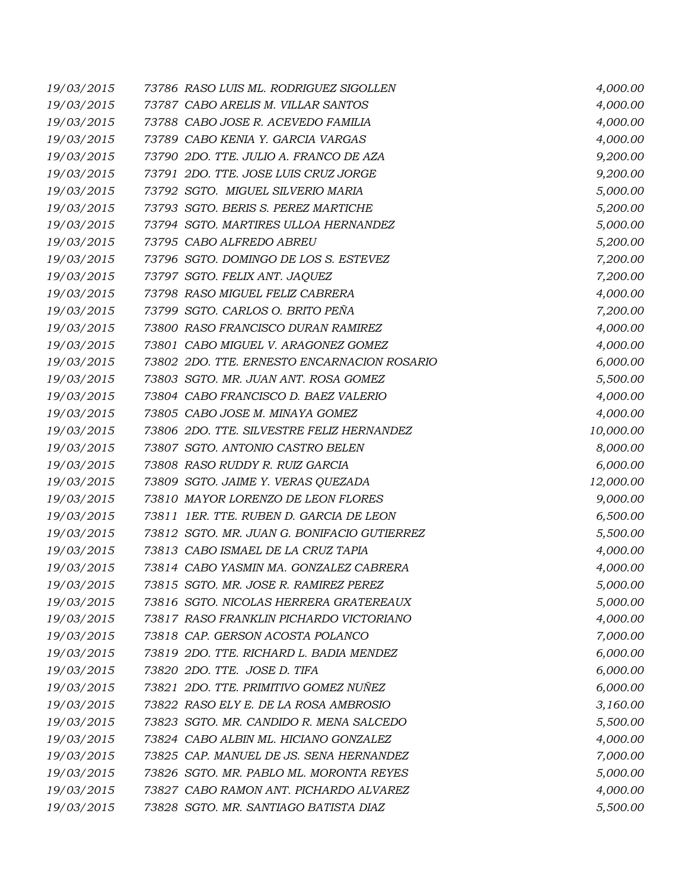| | | |
|---|---|---|
| 19/03/2015 | 73786 RASO LUIS ML. RODRIGUEZ SIGOLLEN | 4,000.00 |
| 19/03/2015 | 73787 CABO ARELIS M. VILLAR SANTOS | 4,000.00 |
| 19/03/2015 | 73788 CABO JOSE R. ACEVEDO FAMILIA | 4,000.00 |
| 19/03/2015 | 73789 CABO KENIA Y. GARCIA VARGAS | 4,000.00 |
| 19/03/2015 | 73790 2DO. TTE. JULIO A. FRANCO DE AZA | 9,200.00 |
| 19/03/2015 | 73791 2DO. TTE. JOSE LUIS CRUZ JORGE | 9,200.00 |
| 19/03/2015 | 73792 SGTO. MIGUEL SILVERIO MARIA | 5,000.00 |
| 19/03/2015 | 73793 SGTO. BERIS S. PEREZ MARTICHE | 5,200.00 |
| 19/03/2015 | 73794 SGTO. MARTIRES ULLOA HERNANDEZ | 5,000.00 |
| 19/03/2015 | 73795 CABO ALFREDO ABREU | 5,200.00 |
| 19/03/2015 | 73796 SGTO. DOMINGO DE LOS S. ESTEVEZ | 7,200.00 |
| 19/03/2015 | 73797 SGTO. FELIX ANT. JAQUEZ | 7,200.00 |
| 19/03/2015 | 73798 RASO MIGUEL FELIZ CABRERA | 4,000.00 |
| 19/03/2015 | 73799 SGTO. CARLOS O. BRITO PEÑA | 7,200.00 |
| 19/03/2015 | 73800 RASO FRANCISCO DURAN RAMIREZ | 4,000.00 |
| 19/03/2015 | 73801 CABO MIGUEL V. ARAGONEZ GOMEZ | 4,000.00 |
| 19/03/2015 | 73802 2DO. TTE. ERNESTO ENCARNACION ROSARIO | 6,000.00 |
| 19/03/2015 | 73803 SGTO. MR. JUAN ANT. ROSA GOMEZ | 5,500.00 |
| 19/03/2015 | 73804 CABO FRANCISCO D. BAEZ VALERIO | 4,000.00 |
| 19/03/2015 | 73805 CABO JOSE M. MINAYA GOMEZ | 4,000.00 |
| 19/03/2015 | 73806 2DO. TTE. SILVESTRE FELIZ HERNANDEZ | 10,000.00 |
| 19/03/2015 | 73807 SGTO. ANTONIO CASTRO BELEN | 8,000.00 |
| 19/03/2015 | 73808 RASO RUDDY R. RUIZ GARCIA | 6,000.00 |
| 19/03/2015 | 73809 SGTO. JAIME Y. VERAS QUEZADA | 12,000.00 |
| 19/03/2015 | 73810 MAYOR LORENZO DE LEON FLORES | 9,000.00 |
| 19/03/2015 | 73811 1ER. TTE. RUBEN D. GARCIA DE LEON | 6,500.00 |
| 19/03/2015 | 73812 SGTO. MR. JUAN G. BONIFACIO GUTIERREZ | 5,500.00 |
| 19/03/2015 | 73813 CABO ISMAEL DE LA CRUZ TAPIA | 4,000.00 |
| 19/03/2015 | 73814 CABO YASMIN MA. GONZALEZ CABRERA | 4,000.00 |
| 19/03/2015 | 73815 SGTO. MR. JOSE R. RAMIREZ PEREZ | 5,000.00 |
| 19/03/2015 | 73816 SGTO. NICOLAS HERRERA GRATEREAUX | 5,000.00 |
| 19/03/2015 | 73817 RASO FRANKLIN PICHARDO VICTORIANO | 4,000.00 |
| 19/03/2015 | 73818 CAP. GERSON ACOSTA POLANCO | 7,000.00 |
| 19/03/2015 | 73819 2DO. TTE. RICHARD L. BADIA MENDEZ | 6,000.00 |
| 19/03/2015 | 73820 2DO. TTE. JOSE D. TIFA | 6,000.00 |
| 19/03/2015 | 73821 2DO. TTE. PRIMITIVO GOMEZ NUÑEZ | 6,000.00 |
| 19/03/2015 | 73822 RASO ELY E. DE LA ROSA AMBROSIO | 3,160.00 |
| 19/03/2015 | 73823 SGTO. MR. CANDIDO R. MENA SALCEDO | 5,500.00 |
| 19/03/2015 | 73824 CABO ALBIN ML. HICIANO GONZALEZ | 4,000.00 |
| 19/03/2015 | 73825 CAP. MANUEL DE JS. SENA HERNANDEZ | 7,000.00 |
| 19/03/2015 | 73826 SGTO. MR. PABLO ML. MORONTA REYES | 5,000.00 |
| 19/03/2015 | 73827 CABO RAMON ANT. PICHARDO ALVAREZ | 4,000.00 |
| 19/03/2015 | 73828 SGTO. MR. SANTIAGO BATISTA DIAZ | 5,500.00 |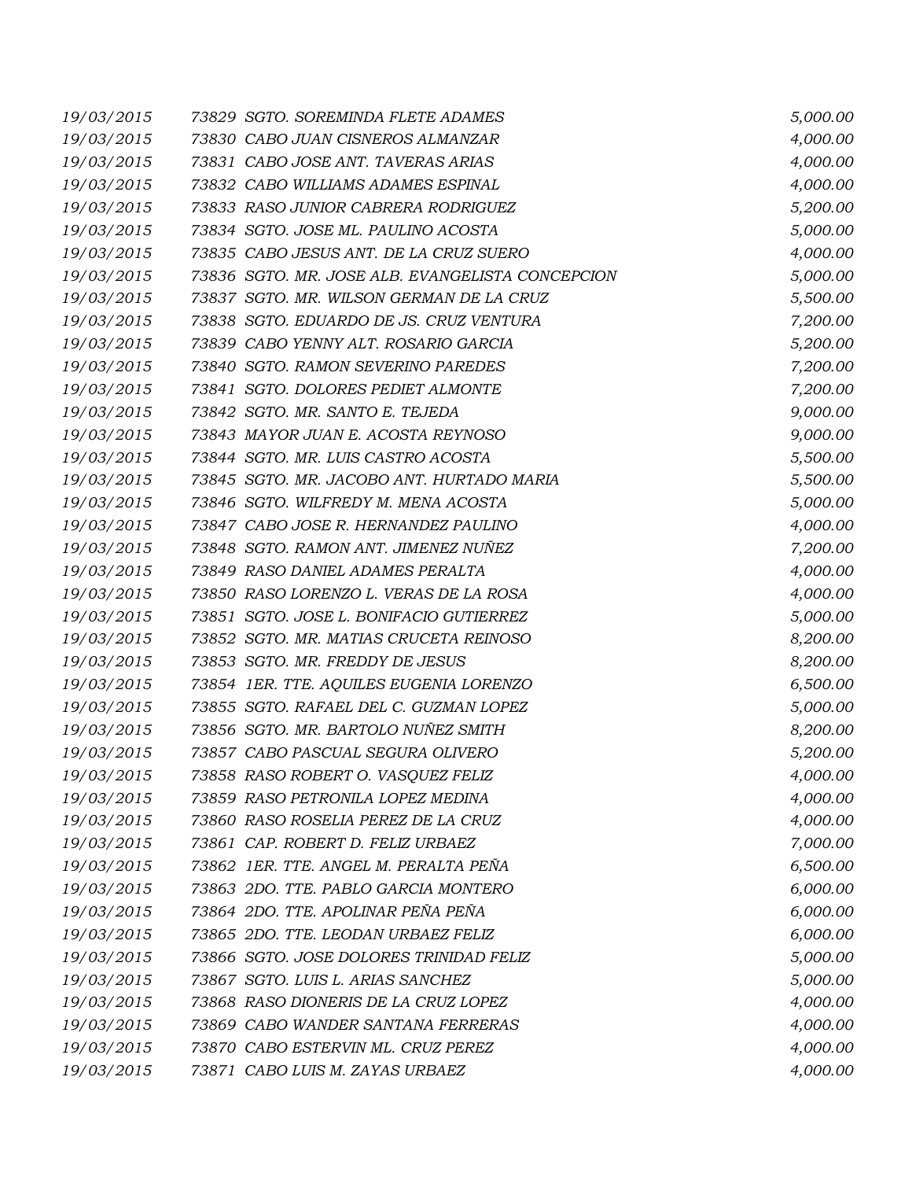| | | |
|---|---|---|
| *19/03/2015* | *73829 SGTO. SOREMINDA FLETE ADAMES* | *5,000.00* |
| *19/03/2015* | *73830 CABO JUAN CISNEROS ALMANZAR* | *4,000.00* |
| *19/03/2015* | *73831 CABO JOSE ANT. TAVERAS ARIAS* | *4,000.00* |
| *19/03/2015* | *73832 CABO WILLIAMS ADAMES ESPINAL* | *4,000.00* |
| *19/03/2015* | *73833 RASO JUNIOR CABRERA RODRIGUEZ* | *5,200.00* |
| *19/03/2015* | *73834 SGTO. JOSE ML. PAULINO ACOSTA* | *5,000.00* |
| *19/03/2015* | *73835 CABO JESUS ANT. DE LA CRUZ SUERO* | *4,000.00* |
| *19/03/2015* | *73836 SGTO. MR. JOSE ALB. EVANGELISTA CONCEPCION* | *5,000.00* |
| *19/03/2015* | *73837 SGTO. MR. WILSON GERMAN DE LA CRUZ* | *5,500.00* |
| *19/03/2015* | *73838 SGTO. EDUARDO DE JS. CRUZ VENTURA* | *7,200.00* |
| *19/03/2015* | *73839 CABO YENNY ALT. ROSARIO GARCIA* | *5,200.00* |
| *19/03/2015* | *73840 SGTO. RAMON SEVERINO PAREDES* | *7,200.00* |
| *19/03/2015* | *73841 SGTO. DOLORES PEDIET ALMONTE* | *7,200.00* |
| *19/03/2015* | *73842 SGTO. MR. SANTO E. TEJEDA* | *9,000.00* |
| *19/03/2015* | *73843 MAYOR JUAN E. ACOSTA REYNOSO* | *9,000.00* |
| *19/03/2015* | *73844 SGTO. MR. LUIS CASTRO ACOSTA* | *5,500.00* |
| *19/03/2015* | *73845 SGTO. MR. JACOBO ANT. HURTADO MARIA* | *5,500.00* |
| *19/03/2015* | *73846 SGTO. WILFREDY M. MENA ACOSTA* | *5,000.00* |
| *19/03/2015* | *73847 CABO JOSE R. HERNANDEZ PAULINO* | *4,000.00* |
| *19/03/2015* | *73848 SGTO. RAMON ANT. JIMENEZ NUÑEZ* | *7,200.00* |
| *19/03/2015* | *73849 RASO DANIEL ADAMES PERALTA* | *4,000.00* |
| *19/03/2015* | *73850 RASO LORENZO L. VERAS DE LA ROSA* | *4,000.00* |
| *19/03/2015* | *73851 SGTO. JOSE L. BONIFACIO GUTIERREZ* | *5,000.00* |
| *19/03/2015* | *73852 SGTO. MR. MATIAS CRUCETA REINOSO* | *8,200.00* |
| *19/03/2015* | *73853 SGTO. MR. FREDDY DE JESUS* | *8,200.00* |
| *19/03/2015* | *73854 1ER. TTE. AQUILES EUGENIA LORENZO* | *6,500.00* |
| *19/03/2015* | *73855 SGTO. RAFAEL DEL C. GUZMAN LOPEZ* | *5,000.00* |
| *19/03/2015* | *73856 SGTO. MR. BARTOLO NUÑEZ SMITH* | *8,200.00* |
| *19/03/2015* | *73857 CABO PASCUAL SEGURA OLIVERO* | *5,200.00* |
| *19/03/2015* | *73858 RASO ROBERT O. VASQUEZ FELIZ* | *4,000.00* |
| *19/03/2015* | *73859 RASO PETRONILA LOPEZ MEDINA* | *4,000.00* |
| *19/03/2015* | *73860 RASO ROSELIA PEREZ DE LA CRUZ* | *4,000.00* |
| *19/03/2015* | *73861 CAP. ROBERT D. FELIZ URBAEZ* | *7,000.00* |
| *19/03/2015* | *73862 1ER. TTE. ANGEL M. PERALTA PEÑA* | *6,500.00* |
| *19/03/2015* | *73863 2DO. TTE. PABLO GARCIA MONTERO* | *6,000.00* |
| *19/03/2015* | *73864 2DO. TTE. APOLINAR PEÑA PEÑA* | *6,000.00* |
| *19/03/2015* | *73865 2DO. TTE. LEODAN URBAEZ FELIZ* | *6,000.00* |
| *19/03/2015* | *73866 SGTO. JOSE DOLORES TRINIDAD FELIZ* | *5,000.00* |
| *19/03/2015* | *73867 SGTO. LUIS L. ARIAS SANCHEZ* | *5,000.00* |
| *19/03/2015* | *73868 RASO DIONERIS DE LA CRUZ LOPEZ* | *4,000.00* |
| *19/03/2015* | *73869 CABO WANDER SANTANA FERRERAS* | *4,000.00* |
| *19/03/2015* | *73870 CABO ESTERVIN ML. CRUZ PEREZ* | *4,000.00* |
| *19/03/2015* | *73871 CABO LUIS M. ZAYAS URBAEZ* | *4,000.00* |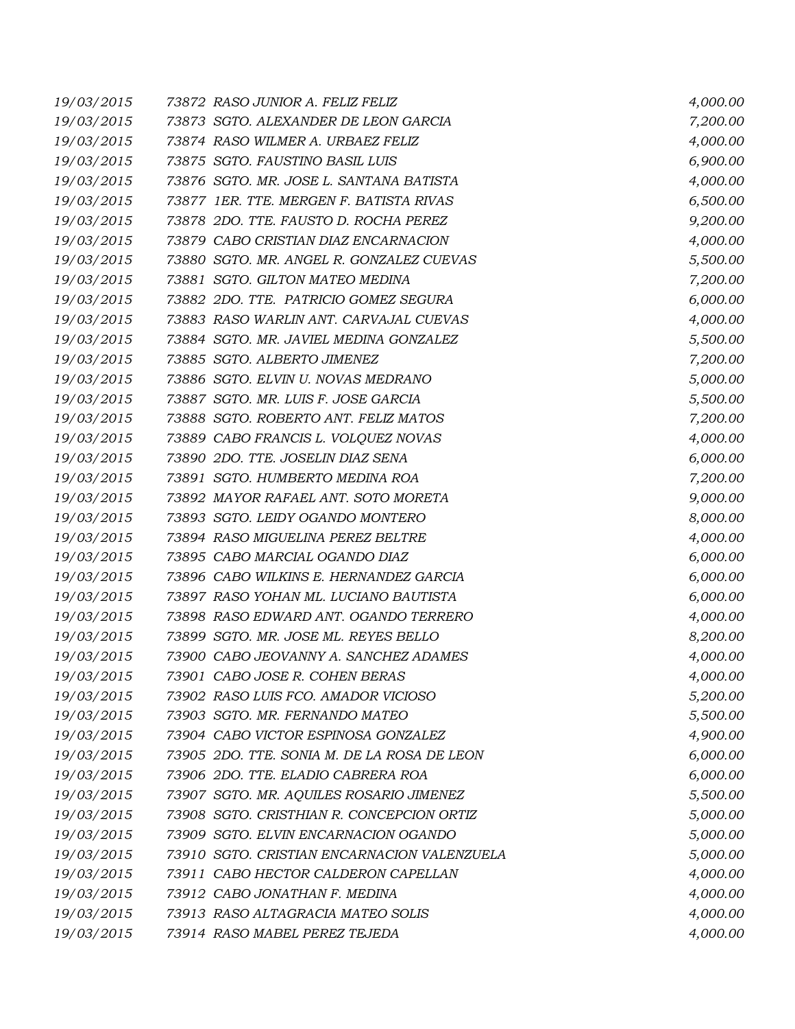| | | |
|---|---|---|
| 19/03/2015 | 73872 RASO JUNIOR A. FELIZ FELIZ | 4,000.00 |
| 19/03/2015 | 73873 SGTO. ALEXANDER DE LEON GARCIA | 7,200.00 |
| 19/03/2015 | 73874 RASO WILMER A. URBAEZ FELIZ | 4,000.00 |
| 19/03/2015 | 73875 SGTO. FAUSTINO BASIL LUIS | 6,900.00 |
| 19/03/2015 | 73876 SGTO. MR. JOSE L. SANTANA BATISTA | 4,000.00 |
| 19/03/2015 | 73877 1ER. TTE. MERGEN F. BATISTA RIVAS | 6,500.00 |
| 19/03/2015 | 73878 2DO. TTE. FAUSTO D. ROCHA PEREZ | 9,200.00 |
| 19/03/2015 | 73879 CABO CRISTIAN DIAZ ENCARNACION | 4,000.00 |
| 19/03/2015 | 73880 SGTO. MR. ANGEL R. GONZALEZ CUEVAS | 5,500.00 |
| 19/03/2015 | 73881 SGTO. GILTON MATEO MEDINA | 7,200.00 |
| 19/03/2015 | 73882 2DO. TTE. PATRICIO GOMEZ SEGURA | 6,000.00 |
| 19/03/2015 | 73883 RASO WARLIN ANT. CARVAJAL CUEVAS | 4,000.00 |
| 19/03/2015 | 73884 SGTO. MR. JAVIEL MEDINA GONZALEZ | 5,500.00 |
| 19/03/2015 | 73885 SGTO. ALBERTO JIMENEZ | 7,200.00 |
| 19/03/2015 | 73886 SGTO. ELVIN U. NOVAS MEDRANO | 5,000.00 |
| 19/03/2015 | 73887 SGTO. MR. LUIS F. JOSE GARCIA | 5,500.00 |
| 19/03/2015 | 73888 SGTO. ROBERTO ANT. FELIZ MATOS | 7,200.00 |
| 19/03/2015 | 73889 CABO FRANCIS L. VOLQUEZ NOVAS | 4,000.00 |
| 19/03/2015 | 73890 2DO. TTE. JOSELIN DIAZ SENA | 6,000.00 |
| 19/03/2015 | 73891 SGTO. HUMBERTO MEDINA ROA | 7,200.00 |
| 19/03/2015 | 73892 MAYOR RAFAEL ANT. SOTO MORETA | 9,000.00 |
| 19/03/2015 | 73893 SGTO. LEIDY OGANDO MONTERO | 8,000.00 |
| 19/03/2015 | 73894 RASO MIGUELINA PEREZ BELTRE | 4,000.00 |
| 19/03/2015 | 73895 CABO MARCIAL OGANDO DIAZ | 6,000.00 |
| 19/03/2015 | 73896 CABO WILKINS E. HERNANDEZ GARCIA | 6,000.00 |
| 19/03/2015 | 73897 RASO YOHAN ML. LUCIANO BAUTISTA | 6,000.00 |
| 19/03/2015 | 73898 RASO EDWARD ANT. OGANDO TERRERO | 4,000.00 |
| 19/03/2015 | 73899 SGTO. MR. JOSE ML. REYES BELLO | 8,200.00 |
| 19/03/2015 | 73900 CABO JEOVANNY A. SANCHEZ ADAMES | 4,000.00 |
| 19/03/2015 | 73901 CABO JOSE R. COHEN BERAS | 4,000.00 |
| 19/03/2015 | 73902 RASO LUIS FCO. AMADOR VICIOSO | 5,200.00 |
| 19/03/2015 | 73903 SGTO. MR. FERNANDO MATEO | 5,500.00 |
| 19/03/2015 | 73904 CABO VICTOR ESPINOSA GONZALEZ | 4,900.00 |
| 19/03/2015 | 73905 2DO. TTE. SONIA M. DE LA ROSA DE LEON | 6,000.00 |
| 19/03/2015 | 73906 2DO. TTE. ELADIO CABRERA ROA | 6,000.00 |
| 19/03/2015 | 73907 SGTO. MR. AQUILES ROSARIO JIMENEZ | 5,500.00 |
| 19/03/2015 | 73908 SGTO. CRISTHIAN R. CONCEPCION ORTIZ | 5,000.00 |
| 19/03/2015 | 73909 SGTO. ELVIN ENCARNACION OGANDO | 5,000.00 |
| 19/03/2015 | 73910 SGTO. CRISTIAN ENCARNACION VALENZUELA | 5,000.00 |
| 19/03/2015 | 73911 CABO HECTOR CALDERON CAPELLAN | 4,000.00 |
| 19/03/2015 | 73912 CABO JONATHAN F. MEDINA | 4,000.00 |
| 19/03/2015 | 73913 RASO ALTAGRACIA MATEO SOLIS | 4,000.00 |
| 19/03/2015 | 73914 RASO MABEL PEREZ TEJEDA | 4,000.00 |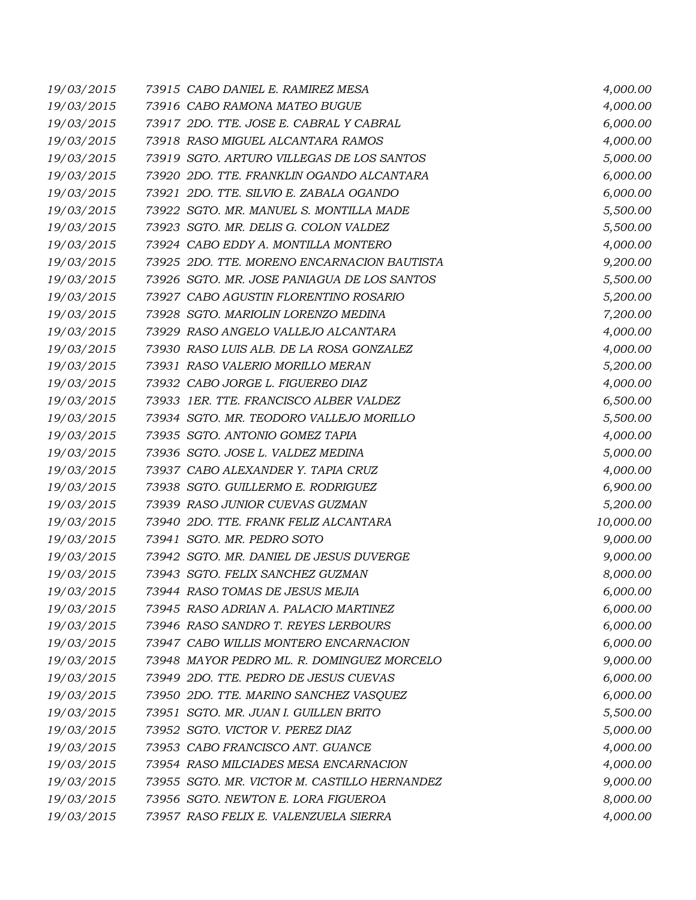| | | |
|---|---|---|
| 19/03/2015 | 73915 CABO DANIEL E. RAMIREZ MESA | 4,000.00 |
| 19/03/2015 | 73916 CABO RAMONA MATEO BUGUE | 4,000.00 |
| 19/03/2015 | 73917 2DO. TTE. JOSE E. CABRAL Y CABRAL | 6,000.00 |
| 19/03/2015 | 73918 RASO MIGUEL ALCANTARA RAMOS | 4,000.00 |
| 19/03/2015 | 73919 SGTO. ARTURO VILLEGAS DE LOS SANTOS | 5,000.00 |
| 19/03/2015 | 73920 2DO. TTE. FRANKLIN OGANDO ALCANTARA | 6,000.00 |
| 19/03/2015 | 73921 2DO. TTE. SILVIO E. ZABALA OGANDO | 6,000.00 |
| 19/03/2015 | 73922 SGTO. MR. MANUEL S. MONTILLA MADE | 5,500.00 |
| 19/03/2015 | 73923 SGTO. MR. DELIS G. COLON VALDEZ | 5,500.00 |
| 19/03/2015 | 73924 CABO EDDY A. MONTILLA MONTERO | 4,000.00 |
| 19/03/2015 | 73925 2DO. TTE. MORENO ENCARNACION BAUTISTA | 9,200.00 |
| 19/03/2015 | 73926 SGTO. MR. JOSE PANIAGUA DE LOS SANTOS | 5,500.00 |
| 19/03/2015 | 73927 CABO AGUSTIN FLORENTINO ROSARIO | 5,200.00 |
| 19/03/2015 | 73928 SGTO. MARIOLIN LORENZO MEDINA | 7,200.00 |
| 19/03/2015 | 73929 RASO ANGELO VALLEJO ALCANTARA | 4,000.00 |
| 19/03/2015 | 73930 RASO LUIS ALB. DE LA ROSA GONZALEZ | 4,000.00 |
| 19/03/2015 | 73931 RASO VALERIO MORILLO MERAN | 5,200.00 |
| 19/03/2015 | 73932 CABO JORGE L. FIGUEREO DIAZ | 4,000.00 |
| 19/03/2015 | 73933 1ER. TTE. FRANCISCO ALBER VALDEZ | 6,500.00 |
| 19/03/2015 | 73934 SGTO. MR. TEODORO VALLEJO MORILLO | 5,500.00 |
| 19/03/2015 | 73935 SGTO. ANTONIO GOMEZ TAPIA | 4,000.00 |
| 19/03/2015 | 73936 SGTO. JOSE L. VALDEZ MEDINA | 5,000.00 |
| 19/03/2015 | 73937 CABO ALEXANDER Y. TAPIA CRUZ | 4,000.00 |
| 19/03/2015 | 73938 SGTO. GUILLERMO E. RODRIGUEZ | 6,900.00 |
| 19/03/2015 | 73939 RASO JUNIOR CUEVAS GUZMAN | 5,200.00 |
| 19/03/2015 | 73940 2DO. TTE. FRANK FELIZ ALCANTARA | 10,000.00 |
| 19/03/2015 | 73941 SGTO. MR. PEDRO SOTO | 9,000.00 |
| 19/03/2015 | 73942 SGTO. MR. DANIEL DE JESUS DUVERGE | 9,000.00 |
| 19/03/2015 | 73943 SGTO. FELIX SANCHEZ GUZMAN | 8,000.00 |
| 19/03/2015 | 73944 RASO TOMAS DE JESUS MEJIA | 6,000.00 |
| 19/03/2015 | 73945 RASO ADRIAN A. PALACIO MARTINEZ | 6,000.00 |
| 19/03/2015 | 73946 RASO SANDRO T. REYES LERBOURS | 6,000.00 |
| 19/03/2015 | 73947 CABO WILLIS MONTERO ENCARNACION | 6,000.00 |
| 19/03/2015 | 73948 MAYOR PEDRO ML. R. DOMINGUEZ MORCELO | 9,000.00 |
| 19/03/2015 | 73949 2DO. TTE. PEDRO DE JESUS CUEVAS | 6,000.00 |
| 19/03/2015 | 73950 2DO. TTE. MARINO SANCHEZ VASQUEZ | 6,000.00 |
| 19/03/2015 | 73951 SGTO. MR. JUAN I. GUILLEN BRITO | 5,500.00 |
| 19/03/2015 | 73952 SGTO. VICTOR V. PEREZ DIAZ | 5,000.00 |
| 19/03/2015 | 73953 CABO FRANCISCO ANT. GUANCE | 4,000.00 |
| 19/03/2015 | 73954 RASO MILCIADES MESA ENCARNACION | 4,000.00 |
| 19/03/2015 | 73955 SGTO. MR. VICTOR M. CASTILLO HERNANDEZ | 9,000.00 |
| 19/03/2015 | 73956 SGTO. NEWTON E. LORA FIGUEROA | 8,000.00 |
| 19/03/2015 | 73957 RASO FELIX E. VALENZUELA SIERRA | 4,000.00 |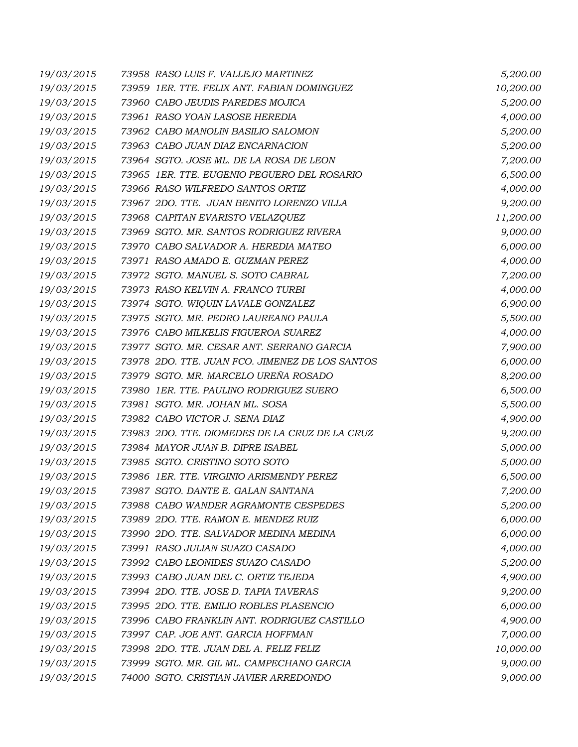| | | |
|---|---|---|
| 19/03/2015 | 73958 RASO LUIS F. VALLEJO MARTINEZ | 5,200.00 |
| 19/03/2015 | 73959 1ER. TTE. FELIX ANT. FABIAN DOMINGUEZ | 10,200.00 |
| 19/03/2015 | 73960 CABO JEUDIS PAREDES MOJICA | 5,200.00 |
| 19/03/2015 | 73961 RASO YOAN LASOSE HEREDIA | 4,000.00 |
| 19/03/2015 | 73962 CABO MANOLIN BASILIO SALOMON | 5,200.00 |
| 19/03/2015 | 73963 CABO JUAN DIAZ ENCARNACION | 5,200.00 |
| 19/03/2015 | 73964 SGTO. JOSE ML. DE LA ROSA DE LEON | 7,200.00 |
| 19/03/2015 | 73965 1ER. TTE. EUGENIO PEGUERO DEL ROSARIO | 6,500.00 |
| 19/03/2015 | 73966 RASO WILFREDO SANTOS ORTIZ | 4,000.00 |
| 19/03/2015 | 73967 2DO. TTE. JUAN BENITO LORENZO VILLA | 9,200.00 |
| 19/03/2015 | 73968 CAPITAN EVARISTO VELAZQUEZ | 11,200.00 |
| 19/03/2015 | 73969 SGTO. MR. SANTOS RODRIGUEZ RIVERA | 9,000.00 |
| 19/03/2015 | 73970 CABO SALVADOR A. HEREDIA MATEO | 6,000.00 |
| 19/03/2015 | 73971 RASO AMADO E. GUZMAN PEREZ | 4,000.00 |
| 19/03/2015 | 73972 SGTO. MANUEL S. SOTO CABRAL | 7,200.00 |
| 19/03/2015 | 73973 RASO KELVIN A. FRANCO TURBI | 4,000.00 |
| 19/03/2015 | 73974 SGTO. WIQUIN LAVALE GONZALEZ | 6,900.00 |
| 19/03/2015 | 73975 SGTO. MR. PEDRO LAUREANO PAULA | 5,500.00 |
| 19/03/2015 | 73976 CABO MILKELIS FIGUEROA SUAREZ | 4,000.00 |
| 19/03/2015 | 73977 SGTO. MR. CESAR ANT. SERRANO GARCIA | 7,900.00 |
| 19/03/2015 | 73978 2DO. TTE. JUAN FCO. JIMENEZ DE LOS SANTOS | 6,000.00 |
| 19/03/2015 | 73979 SGTO. MR. MARCELO UREÑA ROSADO | 8,200.00 |
| 19/03/2015 | 73980 1ER. TTE. PAULINO RODRIGUEZ SUERO | 6,500.00 |
| 19/03/2015 | 73981 SGTO. MR. JOHAN ML. SOSA | 5,500.00 |
| 19/03/2015 | 73982 CABO VICTOR J. SENA DIAZ | 4,900.00 |
| 19/03/2015 | 73983 2DO. TTE. DIOMEDES DE LA CRUZ DE LA CRUZ | 9,200.00 |
| 19/03/2015 | 73984 MAYOR JUAN B. DIPRE ISABEL | 5,000.00 |
| 19/03/2015 | 73985 SGTO. CRISTINO SOTO SOTO | 5,000.00 |
| 19/03/2015 | 73986 1ER. TTE. VIRGINIO ARISMENDY PEREZ | 6,500.00 |
| 19/03/2015 | 73987 SGTO. DANTE E. GALAN SANTANA | 7,200.00 |
| 19/03/2015 | 73988 CABO WANDER AGRAMONTE CESPEDES | 5,200.00 |
| 19/03/2015 | 73989 2DO. TTE. RAMON E. MENDEZ RUIZ | 6,000.00 |
| 19/03/2015 | 73990 2DO. TTE. SALVADOR MEDINA MEDINA | 6,000.00 |
| 19/03/2015 | 73991 RASO JULIAN SUAZO CASADO | 4,000.00 |
| 19/03/2015 | 73992 CABO LEONIDES SUAZO CASADO | 5,200.00 |
| 19/03/2015 | 73993 CABO JUAN DEL C. ORTIZ TEJEDA | 4,900.00 |
| 19/03/2015 | 73994 2DO. TTE. JOSE D. TAPIA TAVERAS | 9,200.00 |
| 19/03/2015 | 73995 2DO. TTE. EMILIO ROBLES PLASENCIO | 6,000.00 |
| 19/03/2015 | 73996 CABO FRANKLIN ANT. RODRIGUEZ CASTILLO | 4,900.00 |
| 19/03/2015 | 73997 CAP. JOE ANT. GARCIA HOFFMAN | 7,000.00 |
| 19/03/2015 | 73998 2DO. TTE. JUAN DEL A. FELIZ FELIZ | 10,000.00 |
| 19/03/2015 | 73999 SGTO. MR. GIL ML. CAMPECHANO GARCIA | 9,000.00 |
| 19/03/2015 | 74000 SGTO. CRISTIAN JAVIER ARREDONDO | 9,000.00 |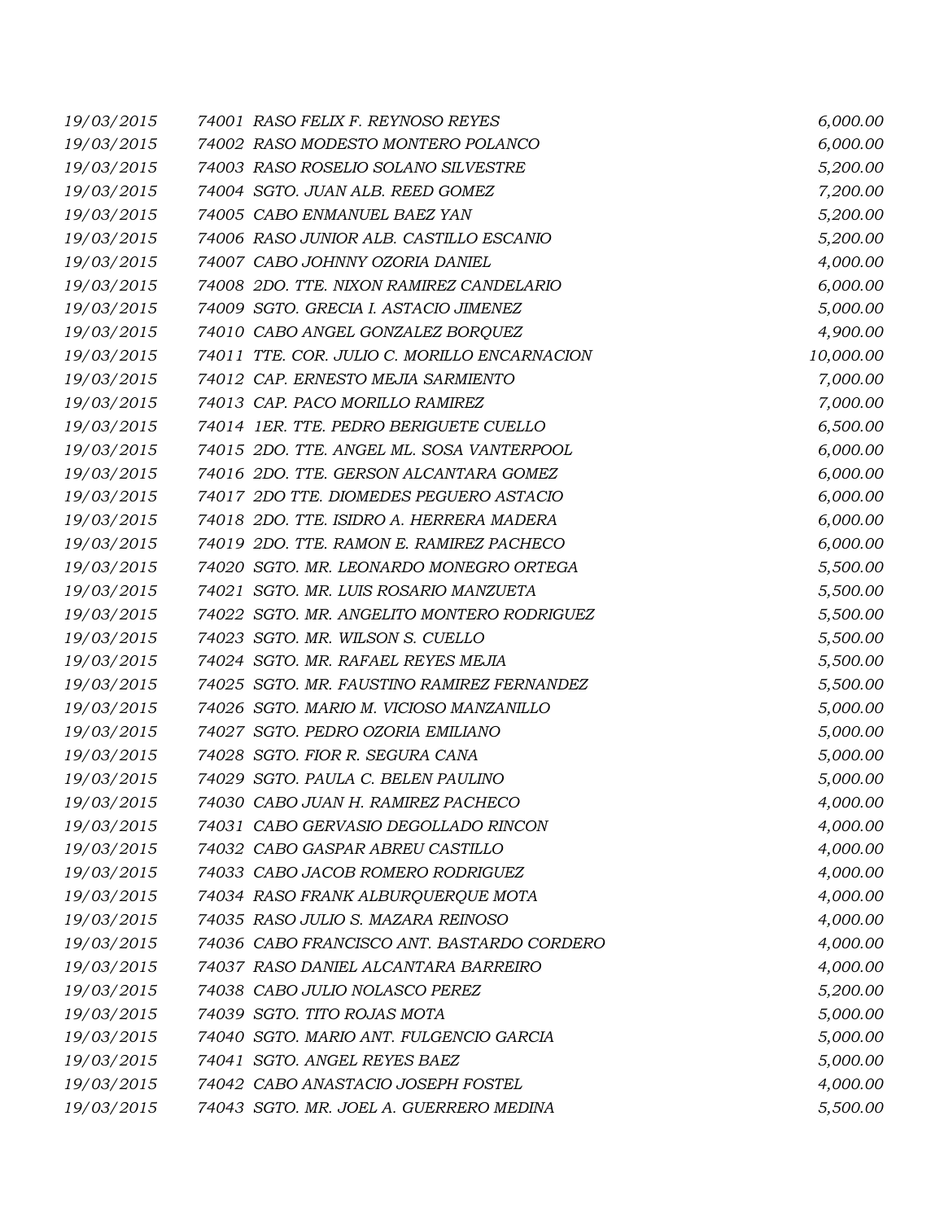| | | |
|---|---|---|
| 19/03/2015 | 74001 RASO FELIX F. REYNOSO REYES | 6,000.00 |
| 19/03/2015 | 74002 RASO MODESTO MONTERO POLANCO | 6,000.00 |
| 19/03/2015 | 74003 RASO ROSELIO SOLANO SILVESTRE | 5,200.00 |
| 19/03/2015 | 74004 SGTO. JUAN ALB. REED GOMEZ | 7,200.00 |
| 19/03/2015 | 74005 CABO ENMANUEL BAEZ YAN | 5,200.00 |
| 19/03/2015 | 74006 RASO JUNIOR ALB. CASTILLO ESCANIO | 5,200.00 |
| 19/03/2015 | 74007 CABO JOHNNY OZORIA DANIEL | 4,000.00 |
| 19/03/2015 | 74008 2DO. TTE. NIXON RAMIREZ CANDELARIO | 6,000.00 |
| 19/03/2015 | 74009 SGTO. GRECIA I. ASTACIO JIMENEZ | 5,000.00 |
| 19/03/2015 | 74010 CABO ANGEL GONZALEZ BORQUEZ | 4,900.00 |
| 19/03/2015 | 74011 TTE. COR. JULIO C. MORILLO ENCARNACION | 10,000.00 |
| 19/03/2015 | 74012 CAP. ERNESTO MEJIA SARMIENTO | 7,000.00 |
| 19/03/2015 | 74013 CAP. PACO MORILLO RAMIREZ | 7,000.00 |
| 19/03/2015 | 74014 1ER. TTE. PEDRO BERIGUETE CUELLO | 6,500.00 |
| 19/03/2015 | 74015 2DO. TTE. ANGEL ML. SOSA VANTERPOOL | 6,000.00 |
| 19/03/2015 | 74016 2DO. TTE. GERSON ALCANTARA GOMEZ | 6,000.00 |
| 19/03/2015 | 74017 2DO TTE. DIOMEDES PEGUERO ASTACIO | 6,000.00 |
| 19/03/2015 | 74018 2DO. TTE. ISIDRO A. HERRERA MADERA | 6,000.00 |
| 19/03/2015 | 74019 2DO. TTE. RAMON E. RAMIREZ PACHECO | 6,000.00 |
| 19/03/2015 | 74020 SGTO. MR. LEONARDO MONEGRO ORTEGA | 5,500.00 |
| 19/03/2015 | 74021 SGTO. MR. LUIS ROSARIO MANZUETA | 5,500.00 |
| 19/03/2015 | 74022 SGTO. MR. ANGELITO MONTERO RODRIGUEZ | 5,500.00 |
| 19/03/2015 | 74023 SGTO. MR. WILSON S. CUELLO | 5,500.00 |
| 19/03/2015 | 74024 SGTO. MR. RAFAEL REYES MEJIA | 5,500.00 |
| 19/03/2015 | 74025 SGTO. MR. FAUSTINO RAMIREZ FERNANDEZ | 5,500.00 |
| 19/03/2015 | 74026 SGTO. MARIO M. VICIOSO MANZANILLO | 5,000.00 |
| 19/03/2015 | 74027 SGTO. PEDRO OZORIA EMILIANO | 5,000.00 |
| 19/03/2015 | 74028 SGTO. FIOR R. SEGURA CANA | 5,000.00 |
| 19/03/2015 | 74029 SGTO. PAULA C. BELEN PAULINO | 5,000.00 |
| 19/03/2015 | 74030 CABO JUAN H. RAMIREZ PACHECO | 4,000.00 |
| 19/03/2015 | 74031 CABO GERVASIO DEGOLLADO RINCON | 4,000.00 |
| 19/03/2015 | 74032 CABO GASPAR ABREU CASTILLO | 4,000.00 |
| 19/03/2015 | 74033 CABO JACOB ROMERO RODRIGUEZ | 4,000.00 |
| 19/03/2015 | 74034 RASO FRANK ALBURQUERQUE MOTA | 4,000.00 |
| 19/03/2015 | 74035 RASO JULIO S. MAZARA REINOSO | 4,000.00 |
| 19/03/2015 | 74036 CABO FRANCISCO ANT. BASTARDO CORDERO | 4,000.00 |
| 19/03/2015 | 74037 RASO DANIEL ALCANTARA BARREIRO | 4,000.00 |
| 19/03/2015 | 74038 CABO JULIO NOLASCO PEREZ | 5,200.00 |
| 19/03/2015 | 74039 SGTO. TITO ROJAS MOTA | 5,000.00 |
| 19/03/2015 | 74040 SGTO. MARIO ANT. FULGENCIO GARCIA | 5,000.00 |
| 19/03/2015 | 74041 SGTO. ANGEL REYES BAEZ | 5,000.00 |
| 19/03/2015 | 74042 CABO ANASTACIO JOSEPH FOSTEL | 4,000.00 |
| 19/03/2015 | 74043 SGTO. MR. JOEL A. GUERRERO MEDINA | 5,500.00 |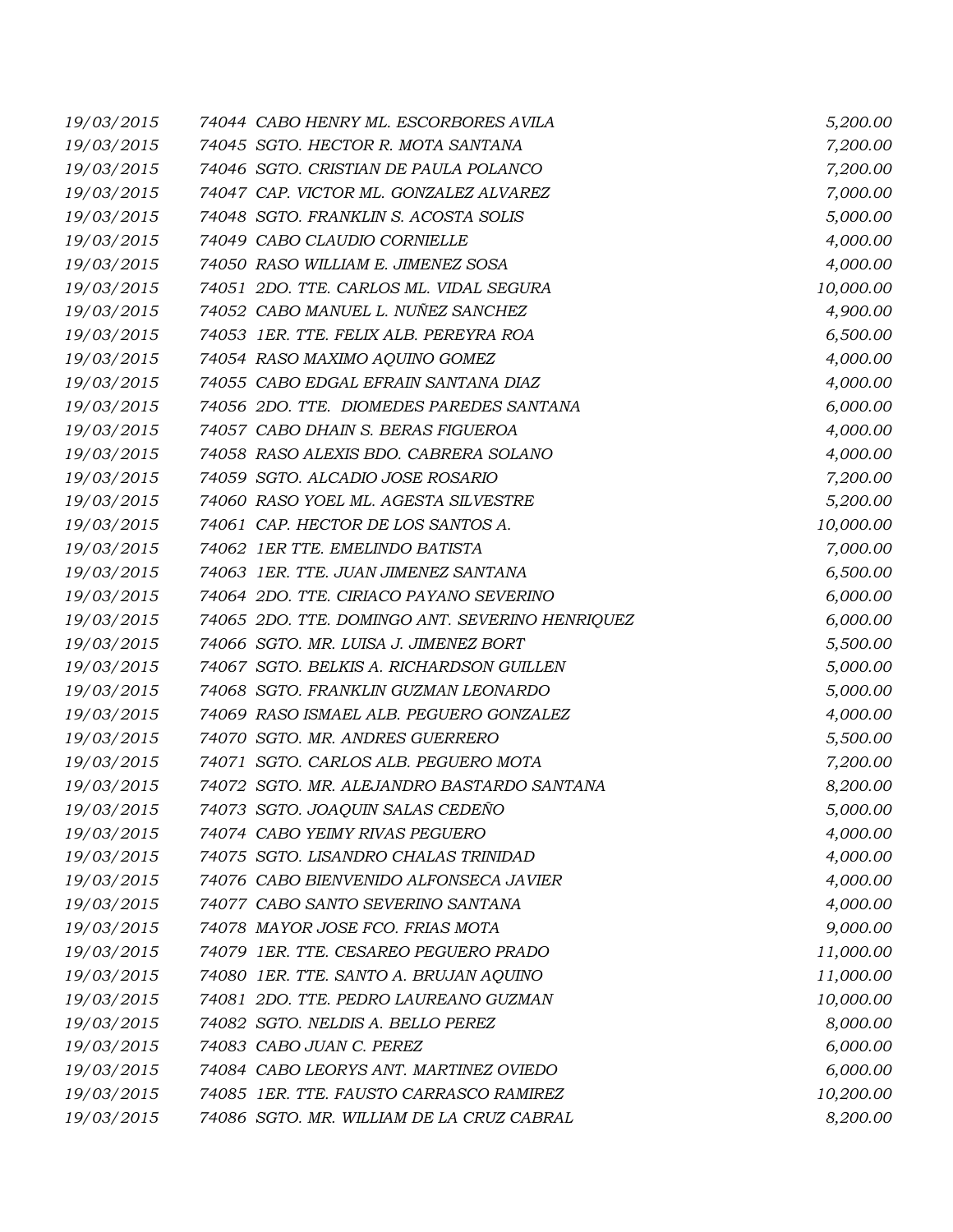| | | |
|---|---|---|
| 19/03/2015 | 74044 CABO HENRY ML. ESCORBORES AVILA | 5,200.00 |
| 19/03/2015 | 74045 SGTO. HECTOR R. MOTA SANTANA | 7,200.00 |
| 19/03/2015 | 74046 SGTO. CRISTIAN DE PAULA POLANCO | 7,200.00 |
| 19/03/2015 | 74047 CAP. VICTOR ML. GONZALEZ ALVAREZ | 7,000.00 |
| 19/03/2015 | 74048 SGTO. FRANKLIN S. ACOSTA SOLIS | 5,000.00 |
| 19/03/2015 | 74049 CABO CLAUDIO CORNIELLE | 4,000.00 |
| 19/03/2015 | 74050 RASO WILLIAM E. JIMENEZ SOSA | 4,000.00 |
| 19/03/2015 | 74051 2DO. TTE. CARLOS ML. VIDAL SEGURA | 10,000.00 |
| 19/03/2015 | 74052 CABO MANUEL L. NUÑEZ SANCHEZ | 4,900.00 |
| 19/03/2015 | 74053 1ER. TTE. FELIX ALB. PEREYRA ROA | 6,500.00 |
| 19/03/2015 | 74054 RASO MAXIMO AQUINO GOMEZ | 4,000.00 |
| 19/03/2015 | 74055 CABO EDGAL EFRAIN SANTANA DIAZ | 4,000.00 |
| 19/03/2015 | 74056 2DO. TTE. DIOMEDES PAREDES SANTANA | 6,000.00 |
| 19/03/2015 | 74057 CABO DHAIN S. BERAS FIGUEROA | 4,000.00 |
| 19/03/2015 | 74058 RASO ALEXIS BDO. CABRERA SOLANO | 4,000.00 |
| 19/03/2015 | 74059 SGTO. ALCADIO JOSE ROSARIO | 7,200.00 |
| 19/03/2015 | 74060 RASO YOEL ML. AGESTA SILVESTRE | 5,200.00 |
| 19/03/2015 | 74061 CAP. HECTOR DE LOS SANTOS A. | 10,000.00 |
| 19/03/2015 | 74062 1ER TTE. EMELINDO BATISTA | 7,000.00 |
| 19/03/2015 | 74063 1ER. TTE. JUAN JIMENEZ SANTANA | 6,500.00 |
| 19/03/2015 | 74064 2DO. TTE. CIRIACO PAYANO SEVERINO | 6,000.00 |
| 19/03/2015 | 74065 2DO. TTE. DOMINGO ANT. SEVERINO HENRIQUEZ | 6,000.00 |
| 19/03/2015 | 74066 SGTO. MR. LUISA J. JIMENEZ BORT | 5,500.00 |
| 19/03/2015 | 74067 SGTO. BELKIS A. RICHARDSON GUILLEN | 5,000.00 |
| 19/03/2015 | 74068 SGTO. FRANKLIN GUZMAN LEONARDO | 5,000.00 |
| 19/03/2015 | 74069 RASO ISMAEL ALB. PEGUERO GONZALEZ | 4,000.00 |
| 19/03/2015 | 74070 SGTO. MR. ANDRES GUERRERO | 5,500.00 |
| 19/03/2015 | 74071 SGTO. CARLOS ALB. PEGUERO MOTA | 7,200.00 |
| 19/03/2015 | 74072 SGTO. MR. ALEJANDRO BASTARDO SANTANA | 8,200.00 |
| 19/03/2015 | 74073 SGTO. JOAQUIN SALAS CEDEÑO | 5,000.00 |
| 19/03/2015 | 74074 CABO YEIMY RIVAS PEGUERO | 4,000.00 |
| 19/03/2015 | 74075 SGTO. LISANDRO CHALAS TRINIDAD | 4,000.00 |
| 19/03/2015 | 74076 CABO BIENVENIDO ALFONSECA JAVIER | 4,000.00 |
| 19/03/2015 | 74077 CABO SANTO SEVERINO SANTANA | 4,000.00 |
| 19/03/2015 | 74078 MAYOR JOSE FCO. FRIAS MOTA | 9,000.00 |
| 19/03/2015 | 74079 1ER. TTE. CESAREO PEGUERO PRADO | 11,000.00 |
| 19/03/2015 | 74080 1ER. TTE. SANTO A. BRUJAN AQUINO | 11,000.00 |
| 19/03/2015 | 74081 2DO. TTE. PEDRO LAUREANO GUZMAN | 10,000.00 |
| 19/03/2015 | 74082 SGTO. NELDIS A. BELLO PEREZ | 8,000.00 |
| 19/03/2015 | 74083 CABO JUAN C. PEREZ | 6,000.00 |
| 19/03/2015 | 74084 CABO LEORYS ANT. MARTINEZ OVIEDO | 6,000.00 |
| 19/03/2015 | 74085 1ER. TTE. FAUSTO CARRASCO RAMIREZ | 10,200.00 |
| 19/03/2015 | 74086 SGTO. MR. WILLIAM DE LA CRUZ CABRAL | 8,200.00 |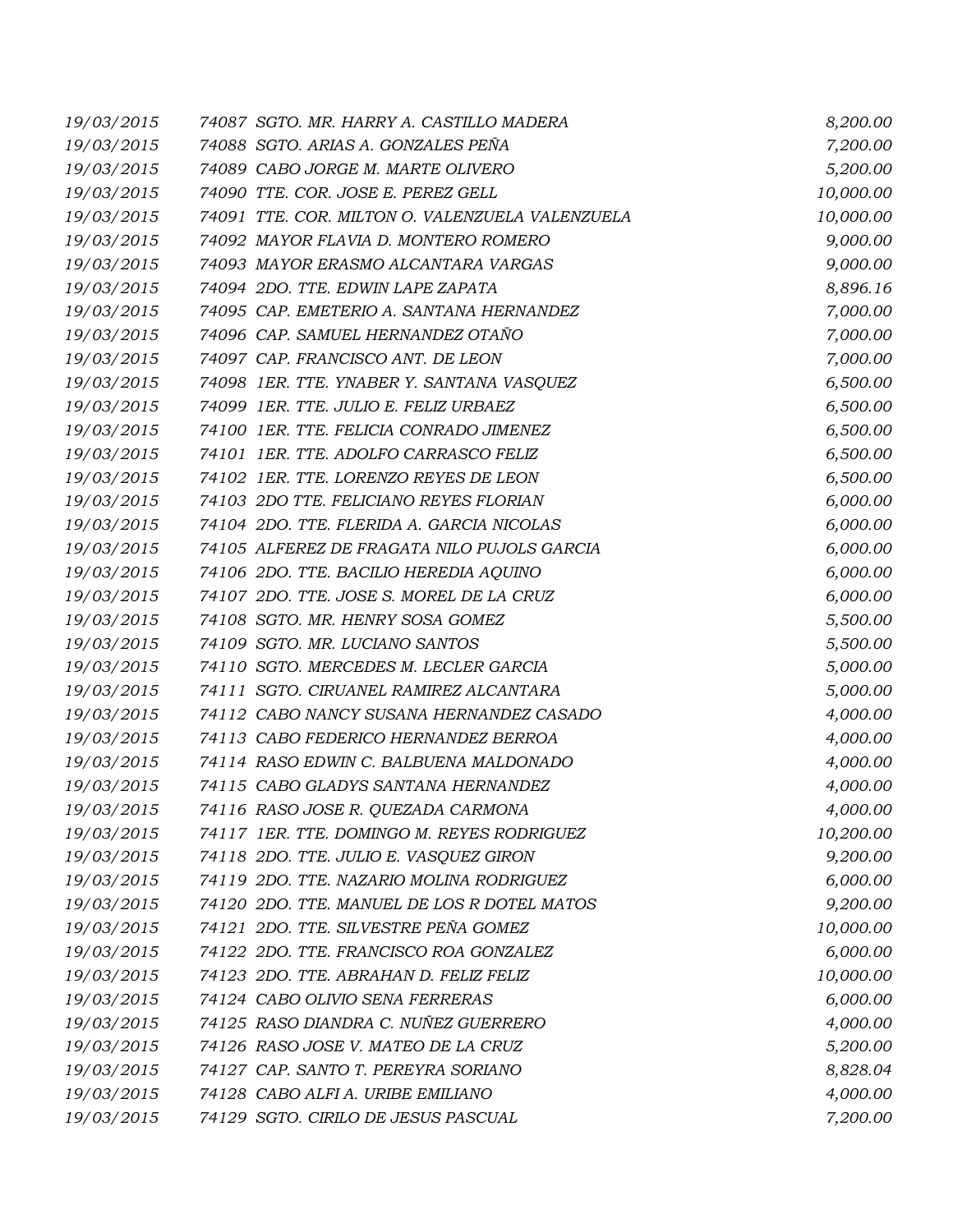| | | |
|---|---|---|
| 19/03/2015 | 74087 SGTO. MR. HARRY A. CASTILLO MADERA | 8,200.00 |
| 19/03/2015 | 74088 SGTO. ARIAS A. GONZALES PEÑA | 7,200.00 |
| 19/03/2015 | 74089 CABO JORGE M. MARTE OLIVERO | 5,200.00 |
| 19/03/2015 | 74090 TTE. COR. JOSE E. PEREZ GELL | 10,000.00 |
| 19/03/2015 | 74091 TTE. COR. MILTON O. VALENZUELA VALENZUELA | 10,000.00 |
| 19/03/2015 | 74092 MAYOR FLAVIA D. MONTERO ROMERO | 9,000.00 |
| 19/03/2015 | 74093 MAYOR ERASMO ALCANTARA VARGAS | 9,000.00 |
| 19/03/2015 | 74094 2DO. TTE. EDWIN LAPE ZAPATA | 8,896.16 |
| 19/03/2015 | 74095 CAP. EMETERIO A. SANTANA HERNANDEZ | 7,000.00 |
| 19/03/2015 | 74096 CAP. SAMUEL HERNANDEZ OTAÑO | 7,000.00 |
| 19/03/2015 | 74097 CAP. FRANCISCO ANT. DE LEON | 7,000.00 |
| 19/03/2015 | 74098 1ER. TTE. YNABER Y. SANTANA VASQUEZ | 6,500.00 |
| 19/03/2015 | 74099 1ER. TTE. JULIO E. FELIZ URBAEZ | 6,500.00 |
| 19/03/2015 | 74100 1ER. TTE. FELICIA CONRADO JIMENEZ | 6,500.00 |
| 19/03/2015 | 74101 1ER. TTE. ADOLFO CARRASCO FELIZ | 6,500.00 |
| 19/03/2015 | 74102 1ER. TTE. LORENZO REYES DE LEON | 6,500.00 |
| 19/03/2015 | 74103 2DO TTE. FELICIANO REYES FLORIAN | 6,000.00 |
| 19/03/2015 | 74104 2DO. TTE. FLERIDA A. GARCIA NICOLAS | 6,000.00 |
| 19/03/2015 | 74105 ALFEREZ DE FRAGATA NILO PUJOLS GARCIA | 6,000.00 |
| 19/03/2015 | 74106 2DO. TTE. BACILIO HEREDIA AQUINO | 6,000.00 |
| 19/03/2015 | 74107 2DO. TTE. JOSE S. MOREL DE LA CRUZ | 6,000.00 |
| 19/03/2015 | 74108 SGTO. MR. HENRY SOSA GOMEZ | 5,500.00 |
| 19/03/2015 | 74109 SGTO. MR. LUCIANO SANTOS | 5,500.00 |
| 19/03/2015 | 74110 SGTO. MERCEDES M. LECLER GARCIA | 5,000.00 |
| 19/03/2015 | 74111 SGTO. CIRUANEL RAMIREZ ALCANTARA | 5,000.00 |
| 19/03/2015 | 74112 CABO NANCY SUSANA HERNANDEZ CASADO | 4,000.00 |
| 19/03/2015 | 74113 CABO FEDERICO HERNANDEZ BERROA | 4,000.00 |
| 19/03/2015 | 74114 RASO EDWIN C. BALBUENA MALDONADO | 4,000.00 |
| 19/03/2015 | 74115 CABO GLADYS SANTANA HERNANDEZ | 4,000.00 |
| 19/03/2015 | 74116 RASO JOSE R. QUEZADA CARMONA | 4,000.00 |
| 19/03/2015 | 74117 1ER. TTE. DOMINGO M. REYES RODRIGUEZ | 10,200.00 |
| 19/03/2015 | 74118 2DO. TTE. JULIO E. VASQUEZ GIRON | 9,200.00 |
| 19/03/2015 | 74119 2DO. TTE. NAZARIO MOLINA RODRIGUEZ | 6,000.00 |
| 19/03/2015 | 74120 2DO. TTE. MANUEL DE LOS R DOTEL MATOS | 9,200.00 |
| 19/03/2015 | 74121 2DO. TTE. SILVESTRE PEÑA GOMEZ | 10,000.00 |
| 19/03/2015 | 74122 2DO. TTE. FRANCISCO ROA GONZALEZ | 6,000.00 |
| 19/03/2015 | 74123 2DO. TTE. ABRAHAN D. FELIZ FELIZ | 10,000.00 |
| 19/03/2015 | 74124 CABO OLIVIO SENA FERRERAS | 6,000.00 |
| 19/03/2015 | 74125 RASO DIANDRA C. NUÑEZ GUERRERO | 4,000.00 |
| 19/03/2015 | 74126 RASO JOSE V. MATEO DE LA CRUZ | 5,200.00 |
| 19/03/2015 | 74127 CAP. SANTO T. PEREYRA SORIANO | 8,828.04 |
| 19/03/2015 | 74128 CABO ALFI A. URIBE EMILIANO | 4,000.00 |
| 19/03/2015 | 74129 SGTO. CIRILO DE JESUS PASCUAL | 7,200.00 |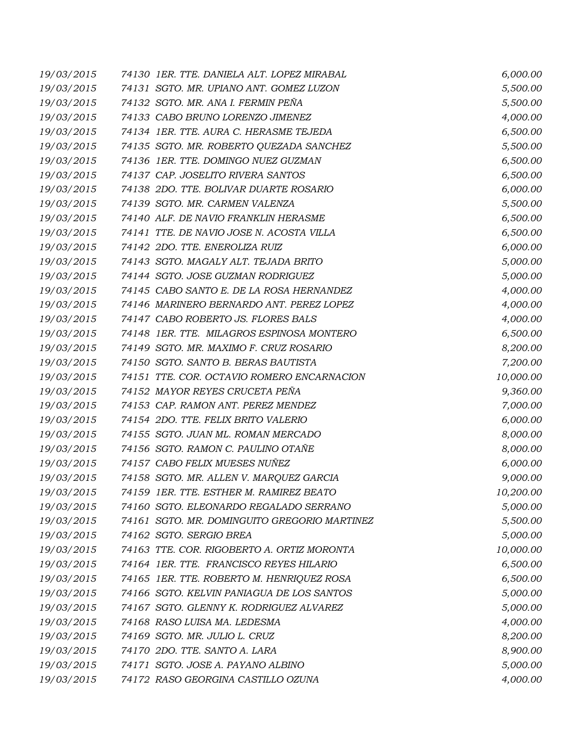| | | | |
|---|---|---|---|
| *19/03/2015* | *74130* | *1ER. TTE. DANIELA ALT. LOPEZ MIRABAL* | *6,000.00* |
| *19/03/2015* | *74131* | *SGTO. MR. UPIANO ANT. GOMEZ LUZON* | *5,500.00* |
| *19/03/2015* | *74132* | *SGTO. MR. ANA I. FERMIN PEÑA* | *5,500.00* |
| *19/03/2015* | *74133* | *CABO BRUNO LORENZO JIMENEZ* | *4,000.00* |
| *19/03/2015* | *74134* | *1ER. TTE. AURA C. HERASME TEJEDA* | *6,500.00* |
| *19/03/2015* | *74135* | *SGTO. MR. ROBERTO QUEZADA SANCHEZ* | *5,500.00* |
| *19/03/2015* | *74136* | *1ER. TTE. DOMINGO NUEZ GUZMAN* | *6,500.00* |
| *19/03/2015* | *74137* | *CAP. JOSELITO RIVERA SANTOS* | *6,500.00* |
| *19/03/2015* | *74138* | *2DO. TTE. BOLIVAR DUARTE ROSARIO* | *6,000.00* |
| *19/03/2015* | *74139* | *SGTO. MR. CARMEN VALENZA* | *5,500.00* |
| *19/03/2015* | *74140* | *ALF. DE NAVIO FRANKLIN HERASME* | *6,500.00* |
| *19/03/2015* | *74141* | *TTE. DE NAVIO JOSE N. ACOSTA VILLA* | *6,500.00* |
| *19/03/2015* | *74142* | *2DO. TTE. ENEROLIZA RUIZ* | *6,000.00* |
| *19/03/2015* | *74143* | *SGTO. MAGALY ALT. TEJADA BRITO* | *5,000.00* |
| *19/03/2015* | *74144* | *SGTO. JOSE GUZMAN RODRIGUEZ* | *5,000.00* |
| *19/03/2015* | *74145* | *CABO SANTO E. DE LA ROSA HERNANDEZ* | *4,000.00* |
| *19/03/2015* | *74146* | *MARINERO BERNARDO ANT. PEREZ LOPEZ* | *4,000.00* |
| *19/03/2015* | *74147* | *CABO ROBERTO JS. FLORES BALS* | *4,000.00* |
| *19/03/2015* | *74148* | *1ER. TTE. MILAGROS ESPINOSA MONTERO* | *6,500.00* |
| *19/03/2015* | *74149* | *SGTO. MR. MAXIMO F. CRUZ ROSARIO* | *8,200.00* |
| *19/03/2015* | *74150* | *SGTO. SANTO B. BERAS BAUTISTA* | *7,200.00* |
| *19/03/2015* | *74151* | *TTE. COR. OCTAVIO ROMERO ENCARNACION* | *10,000.00* |
| *19/03/2015* | *74152* | *MAYOR REYES CRUCETA PEÑA* | *9,360.00* |
| *19/03/2015* | *74153* | *CAP. RAMON ANT. PEREZ MENDEZ* | *7,000.00* |
| *19/03/2015* | *74154* | *2DO. TTE. FELIX BRITO VALERIO* | *6,000.00* |
| *19/03/2015* | *74155* | *SGTO. JUAN ML. ROMAN MERCADO* | *8,000.00* |
| *19/03/2015* | *74156* | *SGTO. RAMON C. PAULINO OTAÑE* | *8,000.00* |
| *19/03/2015* | *74157* | *CABO FELIX MUESES NUÑEZ* | *6,000.00* |
| *19/03/2015* | *74158* | *SGTO. MR. ALLEN V. MARQUEZ GARCIA* | *9,000.00* |
| *19/03/2015* | *74159* | *1ER. TTE. ESTHER M. RAMIREZ BEATO* | *10,200.00* |
| *19/03/2015* | *74160* | *SGTO. ELEONARDO REGALADO SERRANO* | *5,000.00* |
| *19/03/2015* | *74161* | *SGTO. MR. DOMINGUITO GREGORIO MARTINEZ* | *5,500.00* |
| *19/03/2015* | *74162* | *SGTO. SERGIO BREA* | *5,000.00* |
| *19/03/2015* | *74163* | *TTE. COR. RIGOBERTO A. ORTIZ MORONTA* | *10,000.00* |
| *19/03/2015* | *74164* | *1ER. TTE. FRANCISCO REYES HILARIO* | *6,500.00* |
| *19/03/2015* | *74165* | *1ER. TTE. ROBERTO M. HENRIQUEZ ROSA* | *6,500.00* |
| *19/03/2015* | *74166* | *SGTO. KELVIN PANIAGUA DE LOS SANTOS* | *5,000.00* |
| *19/03/2015* | *74167* | *SGTO. GLENNY K. RODRIGUEZ ALVAREZ* | *5,000.00* |
| *19/03/2015* | *74168* | *RASO LUISA MA. LEDESMA* | *4,000.00* |
| *19/03/2015* | *74169* | *SGTO. MR. JULIO L. CRUZ* | *8,200.00* |
| *19/03/2015* | *74170* | *2DO. TTE. SANTO A. LARA* | *8,900.00* |
| *19/03/2015* | *74171* | *SGTO. JOSE A. PAYANO ALBINO* | *5,000.00* |
| *19/03/2015* | *74172* | *RASO GEORGINA CASTILLO OZUNA* | *4,000.00* |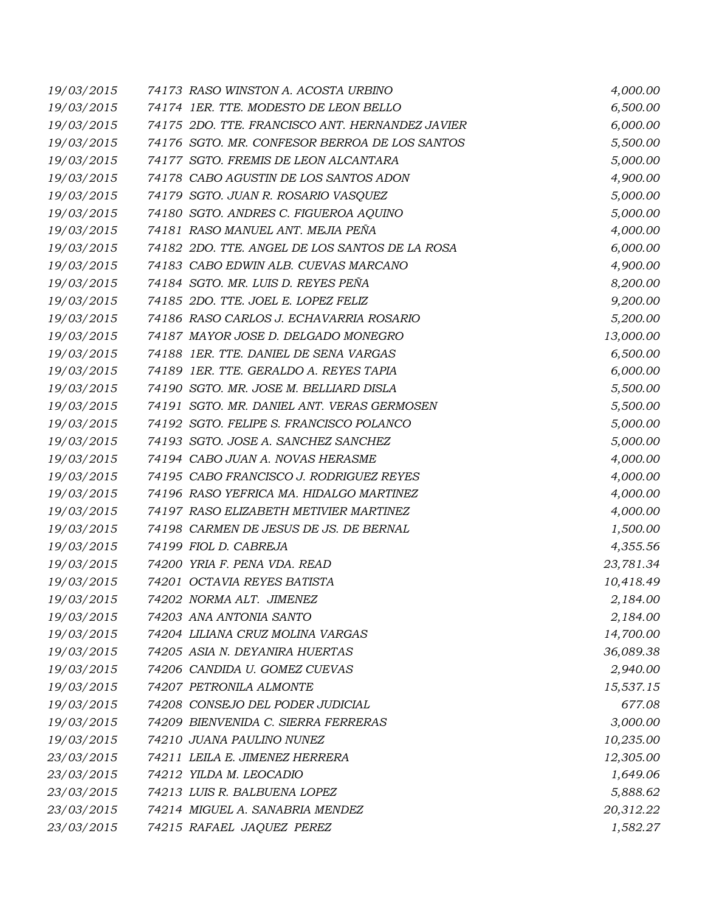| | | |
|---|---|---|
| *19/03/2015* | *74173 RASO WINSTON A. ACOSTA URBINO* | *4,000.00* |
| *19/03/2015* | *74174 1ER. TTE. MODESTO DE LEON BELLO* | *6,500.00* |
| *19/03/2015* | *74175 2DO. TTE. FRANCISCO ANT. HERNANDEZ JAVIER* | *6,000.00* |
| *19/03/2015* | *74176 SGTO. MR. CONFESOR BERROA DE LOS SANTOS* | *5,500.00* |
| *19/03/2015* | *74177 SGTO. FREMIS DE LEON ALCANTARA* | *5,000.00* |
| *19/03/2015* | *74178 CABO AGUSTIN DE LOS SANTOS ADON* | *4,900.00* |
| *19/03/2015* | *74179 SGTO. JUAN R. ROSARIO VASQUEZ* | *5,000.00* |
| *19/03/2015* | *74180 SGTO. ANDRES C. FIGUEROA AQUINO* | *5,000.00* |
| *19/03/2015* | *74181 RASO MANUEL ANT. MEJIA PEÑA* | *4,000.00* |
| *19/03/2015* | *74182 2DO. TTE. ANGEL DE LOS SANTOS DE LA ROSA* | *6,000.00* |
| *19/03/2015* | *74183 CABO EDWIN ALB. CUEVAS MARCANO* | *4,900.00* |
| *19/03/2015* | *74184 SGTO. MR. LUIS D. REYES PEÑA* | *8,200.00* |
| *19/03/2015* | *74185 2DO. TTE. JOEL E. LOPEZ FELIZ* | *9,200.00* |
| *19/03/2015* | *74186 RASO CARLOS J. ECHAVARRIA ROSARIO* | *5,200.00* |
| *19/03/2015* | *74187 MAYOR JOSE D. DELGADO MONEGRO* | *13,000.00* |
| *19/03/2015* | *74188 1ER. TTE. DANIEL DE SENA VARGAS* | *6,500.00* |
| *19/03/2015* | *74189 1ER. TTE. GERALDO A. REYES TAPIA* | *6,000.00* |
| *19/03/2015* | *74190 SGTO. MR. JOSE M. BELLIARD DISLA* | *5,500.00* |
| *19/03/2015* | *74191 SGTO. MR. DANIEL ANT. VERAS GERMOSEN* | *5,500.00* |
| *19/03/2015* | *74192 SGTO. FELIPE S. FRANCISCO POLANCO* | *5,000.00* |
| *19/03/2015* | *74193 SGTO. JOSE A. SANCHEZ SANCHEZ* | *5,000.00* |
| *19/03/2015* | *74194 CABO JUAN A. NOVAS HERASME* | *4,000.00* |
| *19/03/2015* | *74195 CABO FRANCISCO J. RODRIGUEZ REYES* | *4,000.00* |
| *19/03/2015* | *74196 RASO YEFRICA MA. HIDALGO MARTINEZ* | *4,000.00* |
| *19/03/2015* | *74197 RASO ELIZABETH METIVIER MARTINEZ* | *4,000.00* |
| *19/03/2015* | *74198 CARMEN DE JESUS DE JS. DE BERNAL* | *1,500.00* |
| *19/03/2015* | *74199 FIOL D. CABREJA* | *4,355.56* |
| *19/03/2015* | *74200 YRIA F. PENA VDA. READ* | *23,781.34* |
| *19/03/2015* | *74201 OCTAVIA REYES BATISTA* | *10,418.49* |
| *19/03/2015* | *74202 NORMA ALT. JIMENEZ* | *2,184.00* |
| *19/03/2015* | *74203 ANA ANTONIA SANTO* | *2,184.00* |
| *19/03/2015* | *74204 LILIANA CRUZ MOLINA VARGAS* | *14,700.00* |
| *19/03/2015* | *74205 ASIA N. DEYANIRA HUERTAS* | *36,089.38* |
| *19/03/2015* | *74206 CANDIDA U. GOMEZ CUEVAS* | *2,940.00* |
| *19/03/2015* | *74207 PETRONILA ALMONTE* | *15,537.15* |
| *19/03/2015* | *74208 CONSEJO DEL PODER JUDICIAL* | *677.08* |
| *19/03/2015* | *74209 BIENVENIDA C. SIERRA FERRERAS* | *3,000.00* |
| *19/03/2015* | *74210 JUANA PAULINO NUNEZ* | *10,235.00* |
| *23/03/2015* | *74211 LEILA E. JIMENEZ HERRERA* | *12,305.00* |
| *23/03/2015* | *74212 YILDA M. LEOCADIO* | *1,649.06* |
| *23/03/2015* | *74213 LUIS R. BALBUENA LOPEZ* | *5,888.62* |
| *23/03/2015* | *74214 MIGUEL A. SANABRIA MENDEZ* | *20,312.22* |
| *23/03/2015* | *74215 RAFAEL JAQUEZ PEREZ* | *1,582.27* |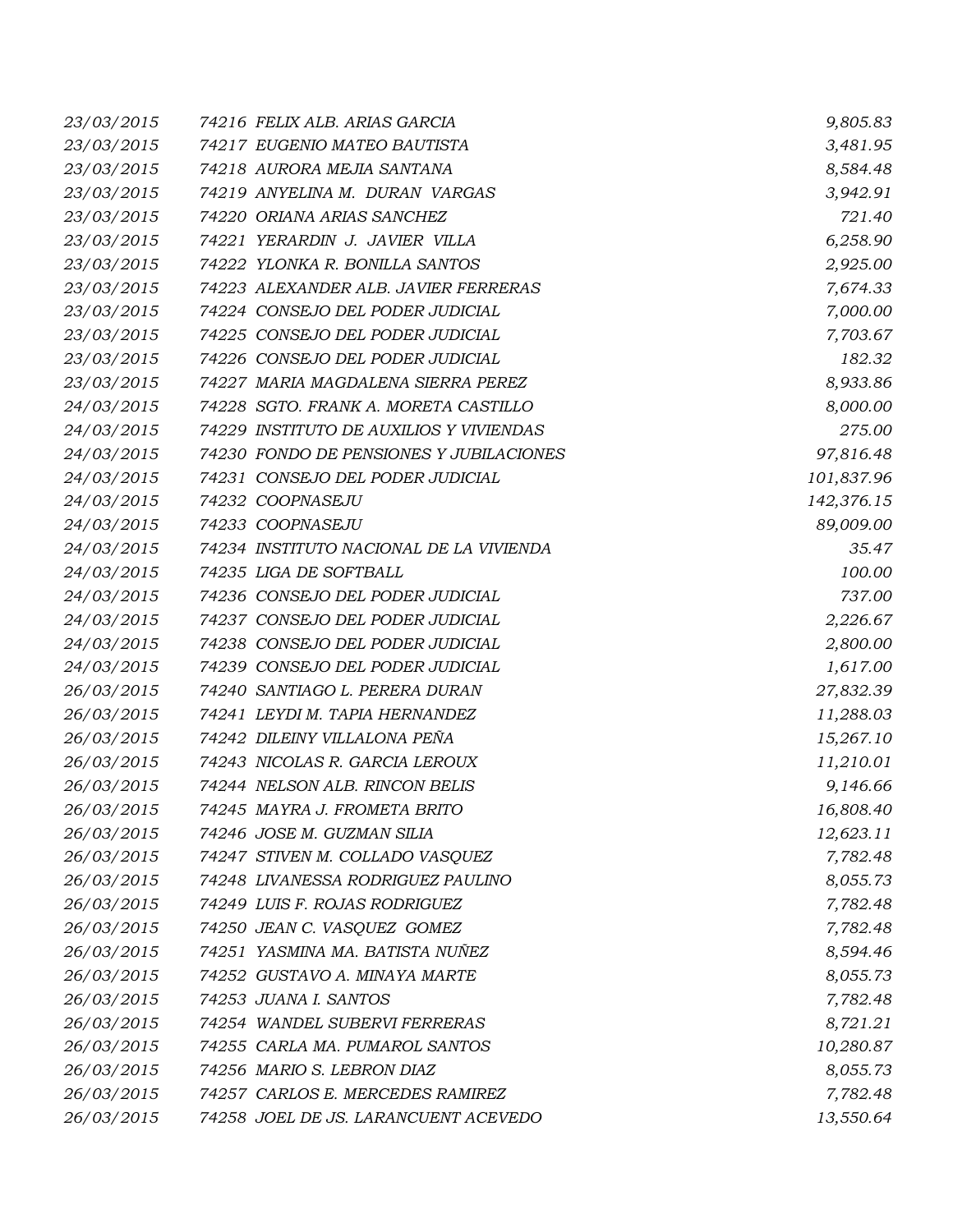| | | | |
|---|---|---|---|
| 23/03/2015 | 74216 | FELIX ALB. ARIAS GARCIA | 9,805.83 |
| 23/03/2015 | 74217 | EUGENIO MATEO BAUTISTA | 3,481.95 |
| 23/03/2015 | 74218 | AURORA MEJIA SANTANA | 8,584.48 |
| 23/03/2015 | 74219 | ANYELINA M. DURAN VARGAS | 3,942.91 |
| 23/03/2015 | 74220 | ORIANA ARIAS SANCHEZ | 721.40 |
| 23/03/2015 | 74221 | YERARDIN J. JAVIER VILLA | 6,258.90 |
| 23/03/2015 | 74222 | YLONKA R. BONILLA SANTOS | 2,925.00 |
| 23/03/2015 | 74223 | ALEXANDER ALB. JAVIER FERRERAS | 7,674.33 |
| 23/03/2015 | 74224 | CONSEJO DEL PODER JUDICIAL | 7,000.00 |
| 23/03/2015 | 74225 | CONSEJO DEL PODER JUDICIAL | 7,703.67 |
| 23/03/2015 | 74226 | CONSEJO DEL PODER JUDICIAL | 182.32 |
| 23/03/2015 | 74227 | MARIA MAGDALENA SIERRA PEREZ | 8,933.86 |
| 24/03/2015 | 74228 | SGTO. FRANK A. MORETA CASTILLO | 8,000.00 |
| 24/03/2015 | 74229 | INSTITUTO DE AUXILIOS Y VIVIENDAS | 275.00 |
| 24/03/2015 | 74230 | FONDO DE PENSIONES Y JUBILACIONES | 97,816.48 |
| 24/03/2015 | 74231 | CONSEJO DEL PODER JUDICIAL | 101,837.96 |
| 24/03/2015 | 74232 | COOPNASEJU | 142,376.15 |
| 24/03/2015 | 74233 | COOPNASEJU | 89,009.00 |
| 24/03/2015 | 74234 | INSTITUTO NACIONAL DE LA VIVIENDA | 35.47 |
| 24/03/2015 | 74235 | LIGA DE SOFTBALL | 100.00 |
| 24/03/2015 | 74236 | CONSEJO DEL PODER JUDICIAL | 737.00 |
| 24/03/2015 | 74237 | CONSEJO DEL PODER JUDICIAL | 2,226.67 |
| 24/03/2015 | 74238 | CONSEJO DEL PODER JUDICIAL | 2,800.00 |
| 24/03/2015 | 74239 | CONSEJO DEL PODER JUDICIAL | 1,617.00 |
| 26/03/2015 | 74240 | SANTIAGO L. PERERA DURAN | 27,832.39 |
| 26/03/2015 | 74241 | LEYDI M. TAPIA HERNANDEZ | 11,288.03 |
| 26/03/2015 | 74242 | DILEINY VILLALONA PEÑA | 15,267.10 |
| 26/03/2015 | 74243 | NICOLAS R. GARCIA LEROUX | 11,210.01 |
| 26/03/2015 | 74244 | NELSON ALB. RINCON BELIS | 9,146.66 |
| 26/03/2015 | 74245 | MAYRA J. FROMETA BRITO | 16,808.40 |
| 26/03/2015 | 74246 | JOSE M. GUZMAN SILIA | 12,623.11 |
| 26/03/2015 | 74247 | STIVEN M. COLLADO VASQUEZ | 7,782.48 |
| 26/03/2015 | 74248 | LIVANESSA RODRIGUEZ PAULINO | 8,055.73 |
| 26/03/2015 | 74249 | LUIS F. ROJAS RODRIGUEZ | 7,782.48 |
| 26/03/2015 | 74250 | JEAN C. VASQUEZ GOMEZ | 7,782.48 |
| 26/03/2015 | 74251 | YASMINA MA. BATISTA NUÑEZ | 8,594.46 |
| 26/03/2015 | 74252 | GUSTAVO A. MINAYA MARTE | 8,055.73 |
| 26/03/2015 | 74253 | JUANA I. SANTOS | 7,782.48 |
| 26/03/2015 | 74254 | WANDEL SUBERVI FERRERAS | 8,721.21 |
| 26/03/2015 | 74255 | CARLA MA. PUMAROL SANTOS | 10,280.87 |
| 26/03/2015 | 74256 | MARIO S. LEBRON DIAZ | 8,055.73 |
| 26/03/2015 | 74257 | CARLOS E. MERCEDES RAMIREZ | 7,782.48 |
| 26/03/2015 | 74258 | JOEL DE JS. LARANCUENT ACEVEDO | 13,550.64 |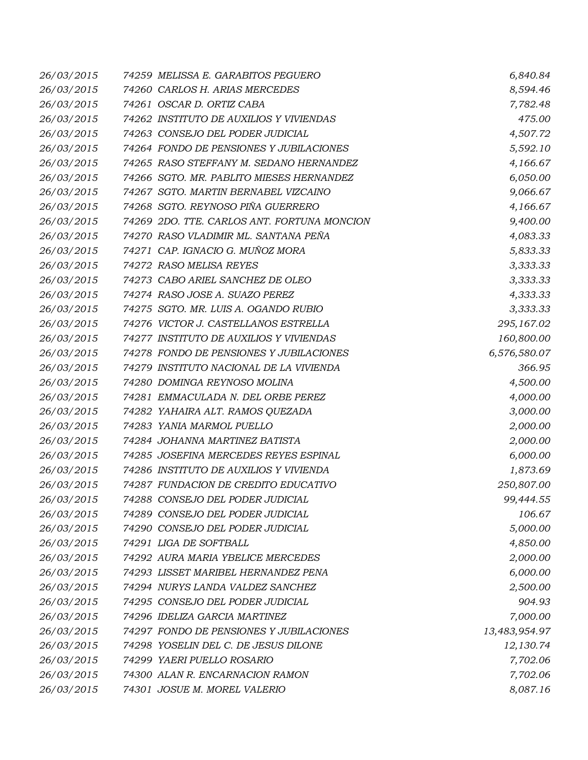| | | | |
|---|---|---|---|
| 26/03/2015 | 74259 | MELISSA E. GARABITOS PEGUERO | 6,840.84 |
| 26/03/2015 | 74260 | CARLOS H. ARIAS MERCEDES | 8,594.46 |
| 26/03/2015 | 74261 | OSCAR D. ORTIZ CABA | 7,782.48 |
| 26/03/2015 | 74262 | INSTITUTO DE AUXILIOS Y VIVIENDAS | 475.00 |
| 26/03/2015 | 74263 | CONSEJO DEL PODER JUDICIAL | 4,507.72 |
| 26/03/2015 | 74264 | FONDO DE PENSIONES Y JUBILACIONES | 5,592.10 |
| 26/03/2015 | 74265 | RASO STEFFANY M. SEDANO HERNANDEZ | 4,166.67 |
| 26/03/2015 | 74266 | SGTO. MR. PABLITO MIESES HERNANDEZ | 6,050.00 |
| 26/03/2015 | 74267 | SGTO. MARTIN BERNABEL VIZCAINO | 9,066.67 |
| 26/03/2015 | 74268 | SGTO. REYNOSO PIÑA GUERRERO | 4,166.67 |
| 26/03/2015 | 74269 | 2DO. TTE. CARLOS ANT. FORTUNA MONCION | 9,400.00 |
| 26/03/2015 | 74270 | RASO VLADIMIR ML. SANTANA PEÑA | 4,083.33 |
| 26/03/2015 | 74271 | CAP. IGNACIO G. MUÑOZ MORA | 5,833.33 |
| 26/03/2015 | 74272 | RASO MELISA REYES | 3,333.33 |
| 26/03/2015 | 74273 | CABO ARIEL SANCHEZ DE OLEO | 3,333.33 |
| 26/03/2015 | 74274 | RASO JOSE A. SUAZO PEREZ | 4,333.33 |
| 26/03/2015 | 74275 | SGTO. MR. LUIS A. OGANDO RUBIO | 3,333.33 |
| 26/03/2015 | 74276 | VICTOR J. CASTELLANOS ESTRELLA | 295,167.02 |
| 26/03/2015 | 74277 | INSTITUTO DE AUXILIOS Y VIVIENDAS | 160,800.00 |
| 26/03/2015 | 74278 | FONDO DE PENSIONES Y JUBILACIONES | 6,576,580.07 |
| 26/03/2015 | 74279 | INSTITUTO NACIONAL DE LA VIVIENDA | 366.95 |
| 26/03/2015 | 74280 | DOMINGA REYNOSO MOLINA | 4,500.00 |
| 26/03/2015 | 74281 | EMMACULADA N. DEL ORBE PEREZ | 4,000.00 |
| 26/03/2015 | 74282 | YAHAIRA ALT. RAMOS QUEZADA | 3,000.00 |
| 26/03/2015 | 74283 | YANIA MARMOL PUELLO | 2,000.00 |
| 26/03/2015 | 74284 | JOHANNA MARTINEZ BATISTA | 2,000.00 |
| 26/03/2015 | 74285 | JOSEFINA MERCEDES REYES ESPINAL | 6,000.00 |
| 26/03/2015 | 74286 | INSTITUTO DE AUXILIOS Y VIVIENDA | 1,873.69 |
| 26/03/2015 | 74287 | FUNDACION DE CREDITO EDUCATIVO | 250,807.00 |
| 26/03/2015 | 74288 | CONSEJO DEL PODER JUDICIAL | 99,444.55 |
| 26/03/2015 | 74289 | CONSEJO DEL PODER JUDICIAL | 106.67 |
| 26/03/2015 | 74290 | CONSEJO DEL PODER JUDICIAL | 5,000.00 |
| 26/03/2015 | 74291 | LIGA DE SOFTBALL | 4,850.00 |
| 26/03/2015 | 74292 | AURA MARIA YBELICE MERCEDES | 2,000.00 |
| 26/03/2015 | 74293 | LISSET MARIBEL HERNANDEZ PENA | 6,000.00 |
| 26/03/2015 | 74294 | NURYS LANDA VALDEZ SANCHEZ | 2,500.00 |
| 26/03/2015 | 74295 | CONSEJO DEL PODER JUDICIAL | 904.93 |
| 26/03/2015 | 74296 | IDELIZA GARCIA MARTINEZ | 7,000.00 |
| 26/03/2015 | 74297 | FONDO DE PENSIONES Y JUBILACIONES | 13,483,954.97 |
| 26/03/2015 | 74298 | YOSELIN DEL C. DE JESUS DILONE | 12,130.74 |
| 26/03/2015 | 74299 | YAERI PUELLO ROSARIO | 7,702.06 |
| 26/03/2015 | 74300 | ALAN R. ENCARNACION RAMON | 7,702.06 |
| 26/03/2015 | 74301 | JOSUE M. MOREL VALERIO | 8,087.16 |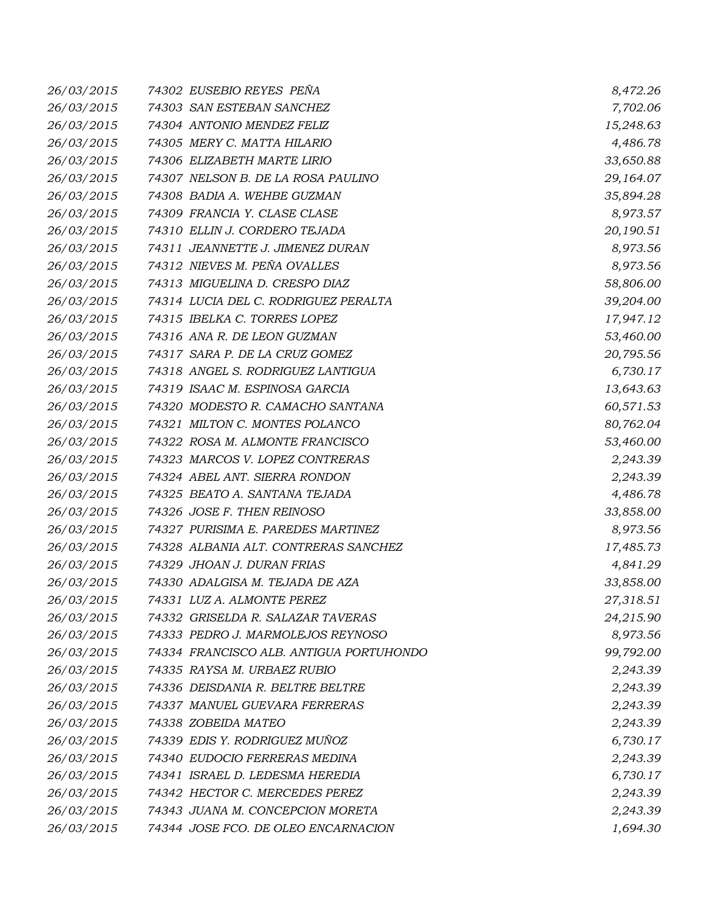| | | |
|---|---|---|
| 26/03/2015 | 74302 EUSEBIO REYES PEÑA | 8,472.26 |
| 26/03/2015 | 74303 SAN ESTEBAN SANCHEZ | 7,702.06 |
| 26/03/2015 | 74304 ANTONIO MENDEZ FELIZ | 15,248.63 |
| 26/03/2015 | 74305 MERY C. MATTA HILARIO | 4,486.78 |
| 26/03/2015 | 74306 ELIZABETH MARTE LIRIO | 33,650.88 |
| 26/03/2015 | 74307 NELSON B. DE LA ROSA PAULINO | 29,164.07 |
| 26/03/2015 | 74308 BADIA A. WEHBE GUZMAN | 35,894.28 |
| 26/03/2015 | 74309 FRANCIA Y. CLASE CLASE | 8,973.57 |
| 26/03/2015 | 74310 ELLIN J. CORDERO TEJADA | 20,190.51 |
| 26/03/2015 | 74311 JEANNETTE J. JIMENEZ DURAN | 8,973.56 |
| 26/03/2015 | 74312 NIEVES M. PEÑA OVALLES | 8,973.56 |
| 26/03/2015 | 74313 MIGUELINA D. CRESPO DIAZ | 58,806.00 |
| 26/03/2015 | 74314 LUCIA DEL C. RODRIGUEZ PERALTA | 39,204.00 |
| 26/03/2015 | 74315 IBELKA C. TORRES LOPEZ | 17,947.12 |
| 26/03/2015 | 74316 ANA R. DE LEON GUZMAN | 53,460.00 |
| 26/03/2015 | 74317 SARA P. DE LA CRUZ GOMEZ | 20,795.56 |
| 26/03/2015 | 74318 ANGEL S. RODRIGUEZ LANTIGUA | 6,730.17 |
| 26/03/2015 | 74319 ISAAC M. ESPINOSA GARCIA | 13,643.63 |
| 26/03/2015 | 74320 MODESTO R. CAMACHO SANTANA | 60,571.53 |
| 26/03/2015 | 74321 MILTON C. MONTES POLANCO | 80,762.04 |
| 26/03/2015 | 74322 ROSA M. ALMONTE FRANCISCO | 53,460.00 |
| 26/03/2015 | 74323 MARCOS V. LOPEZ CONTRERAS | 2,243.39 |
| 26/03/2015 | 74324 ABEL ANT. SIERRA RONDON | 2,243.39 |
| 26/03/2015 | 74325 BEATO A. SANTANA TEJADA | 4,486.78 |
| 26/03/2015 | 74326 JOSE F. THEN REINOSO | 33,858.00 |
| 26/03/2015 | 74327 PURISIMA E. PAREDES MARTINEZ | 8,973.56 |
| 26/03/2015 | 74328 ALBANIA ALT. CONTRERAS SANCHEZ | 17,485.73 |
| 26/03/2015 | 74329 JHOAN J. DURAN FRIAS | 4,841.29 |
| 26/03/2015 | 74330 ADALGISA M. TEJADA DE AZA | 33,858.00 |
| 26/03/2015 | 74331 LUZ A. ALMONTE PEREZ | 27,318.51 |
| 26/03/2015 | 74332 GRISELDA R. SALAZAR TAVERAS | 24,215.90 |
| 26/03/2015 | 74333 PEDRO J. MARMOLEJOS REYNOSO | 8,973.56 |
| 26/03/2015 | 74334 FRANCISCO ALB. ANTIGUA PORTUHONDO | 99,792.00 |
| 26/03/2015 | 74335 RAYSA M. URBAEZ RUBIO | 2,243.39 |
| 26/03/2015 | 74336 DEISDANIA R. BELTRE BELTRE | 2,243.39 |
| 26/03/2015 | 74337 MANUEL GUEVARA FERRERAS | 2,243.39 |
| 26/03/2015 | 74338 ZOBEIDA MATEO | 2,243.39 |
| 26/03/2015 | 74339 EDIS Y. RODRIGUEZ MUÑOZ | 6,730.17 |
| 26/03/2015 | 74340 EUDOCIO FERRERAS MEDINA | 2,243.39 |
| 26/03/2015 | 74341 ISRAEL D. LEDESMA HEREDIA | 6,730.17 |
| 26/03/2015 | 74342 HECTOR C. MERCEDES PEREZ | 2,243.39 |
| 26/03/2015 | 74343 JUANA M. CONCEPCION MORETA | 2,243.39 |
| 26/03/2015 | 74344 JOSE FCO. DE OLEO ENCARNACION | 1,694.30 |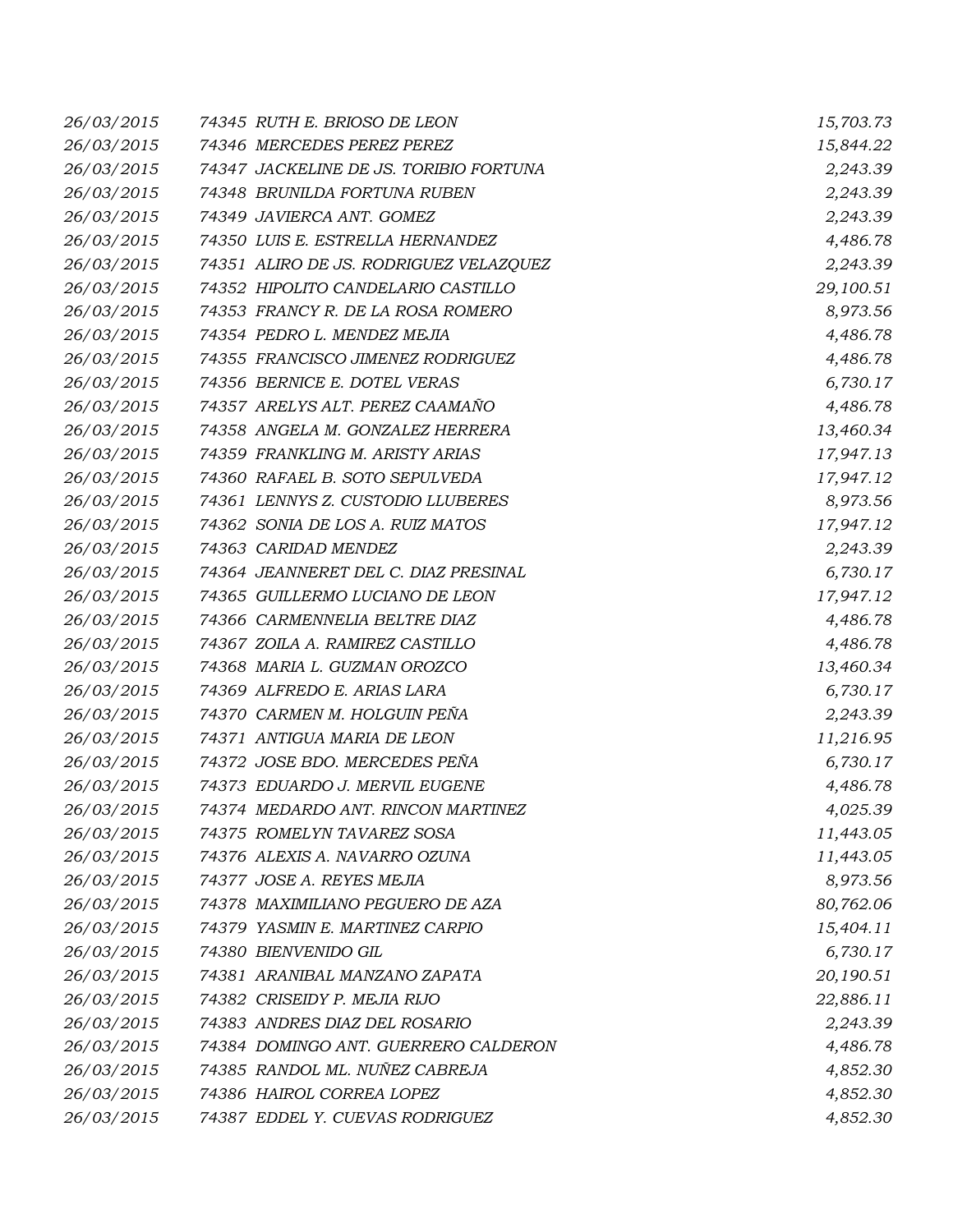| | | | |
|---|---|---|---|
| 26/03/2015 | 74345 | RUTH E. BRIOSO DE LEON | 15,703.73 |
| 26/03/2015 | 74346 | MERCEDES PEREZ PEREZ | 15,844.22 |
| 26/03/2015 | 74347 | JACKELINE DE JS. TORIBIO FORTUNA | 2,243.39 |
| 26/03/2015 | 74348 | BRUNILDA FORTUNA RUBEN | 2,243.39 |
| 26/03/2015 | 74349 | JAVIERCA ANT. GOMEZ | 2,243.39 |
| 26/03/2015 | 74350 | LUIS E. ESTRELLA HERNANDEZ | 4,486.78 |
| 26/03/2015 | 74351 | ALIRO DE JS. RODRIGUEZ VELAZQUEZ | 2,243.39 |
| 26/03/2015 | 74352 | HIPOLITO CANDELARIO CASTILLO | 29,100.51 |
| 26/03/2015 | 74353 | FRANCY R. DE LA ROSA ROMERO | 8,973.56 |
| 26/03/2015 | 74354 | PEDRO L. MENDEZ MEJIA | 4,486.78 |
| 26/03/2015 | 74355 | FRANCISCO JIMENEZ RODRIGUEZ | 4,486.78 |
| 26/03/2015 | 74356 | BERNICE E. DOTEL VERAS | 6,730.17 |
| 26/03/2015 | 74357 | ARELYS ALT. PEREZ CAAMAÑO | 4,486.78 |
| 26/03/2015 | 74358 | ANGELA M. GONZALEZ HERRERA | 13,460.34 |
| 26/03/2015 | 74359 | FRANKLING M. ARISTY ARIAS | 17,947.13 |
| 26/03/2015 | 74360 | RAFAEL B. SOTO SEPULVEDA | 17,947.12 |
| 26/03/2015 | 74361 | LENNYS Z. CUSTODIO LLUBERES | 8,973.56 |
| 26/03/2015 | 74362 | SONIA DE LOS A. RUIZ MATOS | 17,947.12 |
| 26/03/2015 | 74363 | CARIDAD MENDEZ | 2,243.39 |
| 26/03/2015 | 74364 | JEANNERET DEL C. DIAZ PRESINAL | 6,730.17 |
| 26/03/2015 | 74365 | GUILLERMO LUCIANO DE LEON | 17,947.12 |
| 26/03/2015 | 74366 | CARMENNELIA BELTRE DIAZ | 4,486.78 |
| 26/03/2015 | 74367 | ZOILA A. RAMIREZ CASTILLO | 4,486.78 |
| 26/03/2015 | 74368 | MARIA L. GUZMAN OROZCO | 13,460.34 |
| 26/03/2015 | 74369 | ALFREDO E. ARIAS LARA | 6,730.17 |
| 26/03/2015 | 74370 | CARMEN M. HOLGUIN PEÑA | 2,243.39 |
| 26/03/2015 | 74371 | ANTIGUA MARIA DE LEON | 11,216.95 |
| 26/03/2015 | 74372 | JOSE BDO. MERCEDES PEÑA | 6,730.17 |
| 26/03/2015 | 74373 | EDUARDO J. MERVIL EUGENE | 4,486.78 |
| 26/03/2015 | 74374 | MEDARDO ANT. RINCON MARTINEZ | 4,025.39 |
| 26/03/2015 | 74375 | ROMELYN TAVAREZ SOSA | 11,443.05 |
| 26/03/2015 | 74376 | ALEXIS A. NAVARRO OZUNA | 11,443.05 |
| 26/03/2015 | 74377 | JOSE A. REYES MEJIA | 8,973.56 |
| 26/03/2015 | 74378 | MAXIMILIANO PEGUERO DE AZA | 80,762.06 |
| 26/03/2015 | 74379 | YASMIN E. MARTINEZ CARPIO | 15,404.11 |
| 26/03/2015 | 74380 | BIENVENIDO GIL | 6,730.17 |
| 26/03/2015 | 74381 | ARANIBAL MANZANO ZAPATA | 20,190.51 |
| 26/03/2015 | 74382 | CRISEIDY P. MEJIA RIJO | 22,886.11 |
| 26/03/2015 | 74383 | ANDRES DIAZ DEL ROSARIO | 2,243.39 |
| 26/03/2015 | 74384 | DOMINGO ANT. GUERRERO CALDERON | 4,486.78 |
| 26/03/2015 | 74385 | RANDOL ML. NUÑEZ CABREJA | 4,852.30 |
| 26/03/2015 | 74386 | HAIROL CORREA LOPEZ | 4,852.30 |
| 26/03/2015 | 74387 | EDDEL Y. CUEVAS RODRIGUEZ | 4,852.30 |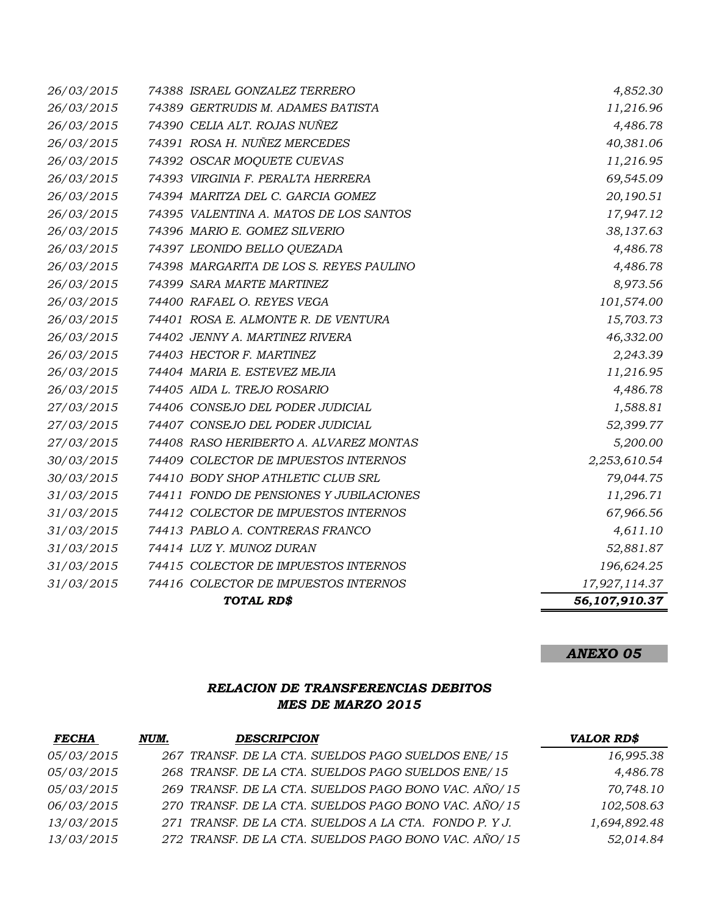| | | |
|---|---|---|
| 26/03/2015 | 74388 ISRAEL GONZALEZ TERRERO | 4,852.30 |
| 26/03/2015 | 74389 GERTRUDIS M. ADAMES BATISTA | 11,216.96 |
| 26/03/2015 | 74390 CELIA ALT. ROJAS NUÑEZ | 4,486.78 |
| 26/03/2015 | 74391 ROSA H. NUÑEZ MERCEDES | 40,381.06 |
| 26/03/2015 | 74392 OSCAR MOQUETE CUEVAS | 11,216.95 |
| 26/03/2015 | 74393 VIRGINIA F. PERALTA HERRERA | 69,545.09 |
| 26/03/2015 | 74394 MARITZA DEL C. GARCIA GOMEZ | 20,190.51 |
| 26/03/2015 | 74395 VALENTINA A. MATOS DE LOS SANTOS | 17,947.12 |
| 26/03/2015 | 74396 MARIO E. GOMEZ SILVERIO | 38,137.63 |
| 26/03/2015 | 74397 LEONIDO BELLO QUEZADA | 4,486.78 |
| 26/03/2015 | 74398 MARGARITA DE LOS S. REYES PAULINO | 4,486.78 |
| 26/03/2015 | 74399 SARA MARTE MARTINEZ | 8,973.56 |
| 26/03/2015 | 74400 RAFAEL O. REYES VEGA | 101,574.00 |
| 26/03/2015 | 74401 ROSA E. ALMONTE R. DE VENTURA | 15,703.73 |
| 26/03/2015 | 74402 JENNY A. MARTINEZ RIVERA | 46,332.00 |
| 26/03/2015 | 74403 HECTOR F. MARTINEZ | 2,243.39 |
| 26/03/2015 | 74404 MARIA E. ESTEVEZ MEJIA | 11,216.95 |
| 26/03/2015 | 74405 AIDA L. TREJO ROSARIO | 4,486.78 |
| 27/03/2015 | 74406 CONSEJO DEL PODER JUDICIAL | 1,588.81 |
| 27/03/2015 | 74407 CONSEJO DEL PODER JUDICIAL | 52,399.77 |
| 27/03/2015 | 74408 RASO HERIBERTO A. ALVAREZ MONTAS | 5,200.00 |
| 30/03/2015 | 74409 COLECTOR DE IMPUESTOS INTERNOS | 2,253,610.54 |
| 30/03/2015 | 74410 BODY SHOP ATHLETIC CLUB SRL | 79,044.75 |
| 31/03/2015 | 74411 FONDO DE PENSIONES Y JUBILACIONES | 11,296.71 |
| 31/03/2015 | 74412 COLECTOR DE IMPUESTOS INTERNOS | 67,966.56 |
| 31/03/2015 | 74413 PABLO A. CONTRERAS FRANCO | 4,611.10 |
| 31/03/2015 | 74414 LUZ Y. MUNOZ DURAN | 52,881.87 |
| 31/03/2015 | 74415 COLECTOR DE IMPUESTOS INTERNOS | 196,624.25 |
| 31/03/2015 | 74416 COLECTOR DE IMPUESTOS INTERNOS | 17,927,114.37 |
| | ***TOTAL RD$*** | ***56,107,910.37*** |

***ANEXO 05***

## *RELACION DE TRANSFERENCIAS DEBITOS*
## *MES DE MARZO 2015*

| *FECHA* | *NUM.* | *DESCRIPCION* | *VALOR RD$* |
|---|---|---|---|
| 05/03/2015 | 267 | TRANSF. DE LA CTA. SUELDOS PAGO SUELDOS ENE/15 | 16,995.38 |
| 05/03/2015 | 268 | TRANSF. DE LA CTA. SUELDOS PAGO SUELDOS ENE/15 | 4,486.78 |
| 05/03/2015 | 269 | TRANSF. DE LA CTA. SUELDOS PAGO BONO VAC. AÑO/15 | 70,748.10 |
| 06/03/2015 | 270 | TRANSF. DE LA CTA. SUELDOS PAGO BONO VAC. AÑO/15 | 102,508.63 |
| 13/03/2015 | 271 | TRANSF. DE LA CTA. SUELDOS A LA CTA. FONDO P. Y J. | 1,694,892.48 |
| 13/03/2015 | 272 | TRANSF. DE LA CTA. SUELDOS PAGO BONO VAC. AÑO/15 | 52,014.84 |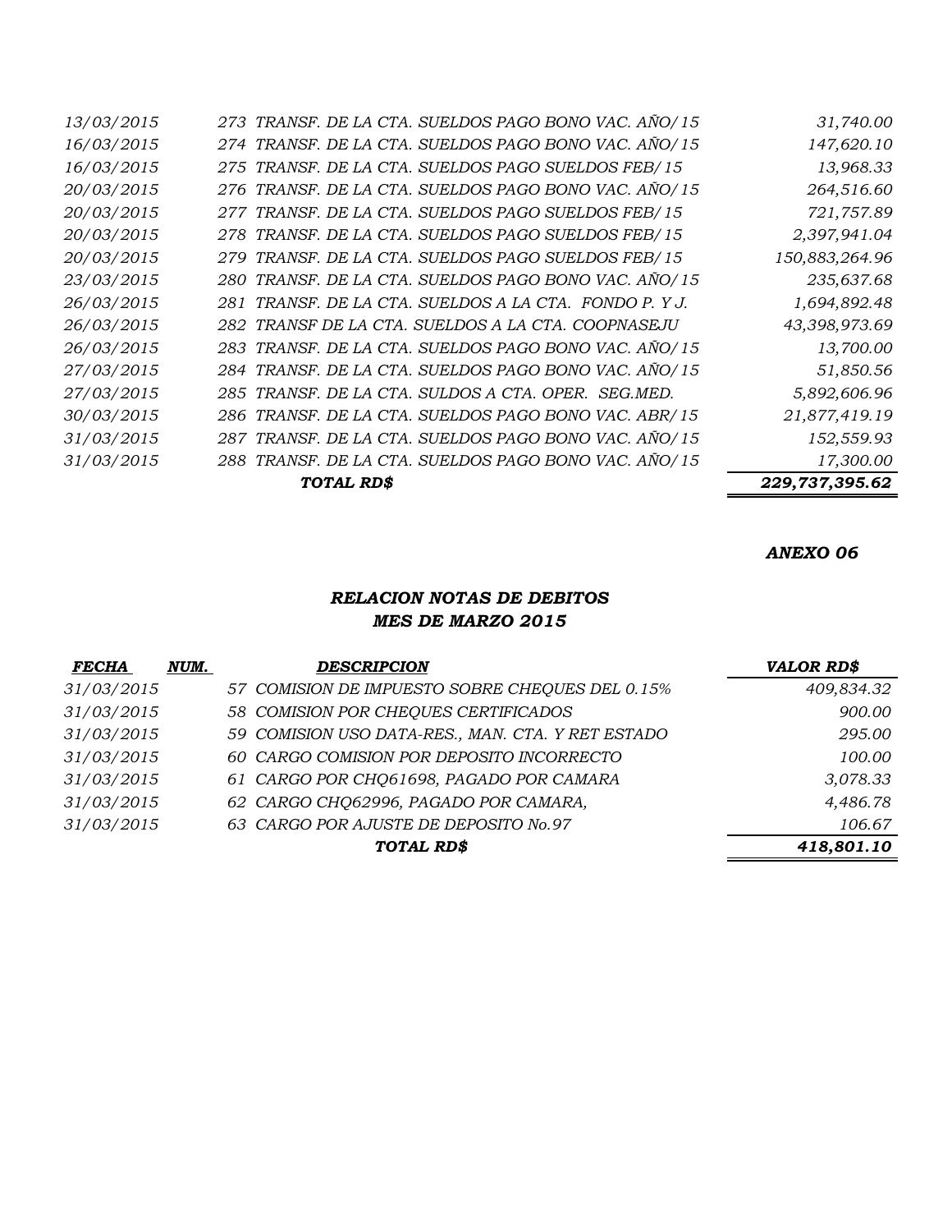| | | |
|---|---|---|
| *13/03/2015* | *273 TRANSF. DE LA CTA. SUELDOS PAGO BONO VAC. AÑO/15* | *31,740.00* |
| *16/03/2015* | *274 TRANSF. DE LA CTA. SUELDOS PAGO BONO VAC. AÑO/15* | *147,620.10* |
| *16/03/2015* | *275 TRANSF. DE LA CTA. SUELDOS PAGO SUELDOS FEB/15* | *13,968.33* |
| *20/03/2015* | *276 TRANSF. DE LA CTA. SUELDOS PAGO BONO VAC. AÑO/15* | *264,516.60* |
| *20/03/2015* | *277 TRANSF. DE LA CTA. SUELDOS PAGO SUELDOS FEB/15* | *721,757.89* |
| *20/03/2015* | *278 TRANSF. DE LA CTA. SUELDOS PAGO SUELDOS FEB/15* | *2,397,941.04* |
| *20/03/2015* | *279 TRANSF. DE LA CTA. SUELDOS PAGO SUELDOS FEB/15* | *150,883,264.96* |
| *23/03/2015* | *280 TRANSF. DE LA CTA. SUELDOS PAGO BONO VAC. AÑO/15* | *235,637.68* |
| *26/03/2015* | *281 TRANSF. DE LA CTA. SUELDOS A LA CTA. FONDO P. Y J.* | *1,694,892.48* |
| *26/03/2015* | *282 TRANSF DE LA CTA. SUELDOS A LA CTA. COOPNASEJU* | *43,398,973.69* |
| *26/03/2015* | *283 TRANSF. DE LA CTA. SUELDOS PAGO BONO VAC. AÑO/15* | *13,700.00* |
| *27/03/2015* | *284 TRANSF. DE LA CTA. SUELDOS PAGO BONO VAC. AÑO/15* | *51,850.56* |
| *27/03/2015* | *285 TRANSF. DE LA CTA. SULDOS A CTA. OPER. SEG.MED.* | *5,892,606.96* |
| *30/03/2015* | *286 TRANSF. DE LA CTA. SUELDOS PAGO BONO VAC. ABR/15* | *21,877,419.19* |
| *31/03/2015* | *287 TRANSF. DE LA CTA. SUELDOS PAGO BONO VAC. AÑO/15* | *152,559.93* |
| *31/03/2015* | *288 TRANSF. DE LA CTA. SUELDOS PAGO BONO VAC. AÑO/15* | *17,300.00* |
| | ***TOTAL RD$*** | ***229,737,395.62*** |

***ANEXO 06***

## *RELACION NOTAS DE DEBITOS*
## *MES DE MARZO 2015*

| *FECHA* | *NUM.* | *DESCRIPCION* | *VALOR RD$* |
|---|---|---|---|
| *31/03/2015* | *57* | *COMISION DE IMPUESTO SOBRE CHEQUES DEL 0.15%* | *409,834.32* |
| *31/03/2015* | *58* | *COMISION POR CHEQUES CERTIFICADOS* | *900.00* |
| *31/03/2015* | *59* | *COMISION USO DATA-RES., MAN. CTA. Y RET ESTADO* | *295.00* |
| *31/03/2015* | *60* | *CARGO COMISION POR DEPOSITO INCORRECTO* | *100.00* |
| *31/03/2015* | *61* | *CARGO POR CHQ61698, PAGADO POR CAMARA* | *3,078.33* |
| *31/03/2015* | *62* | *CARGO CHQ62996, PAGADO POR CAMARA,* | *4,486.78* |
| *31/03/2015* | *63* | *CARGO POR AJUSTE DE DEPOSITO No.97* | *106.67* |
| | | ***TOTAL RD$*** | ***418,801.10*** |